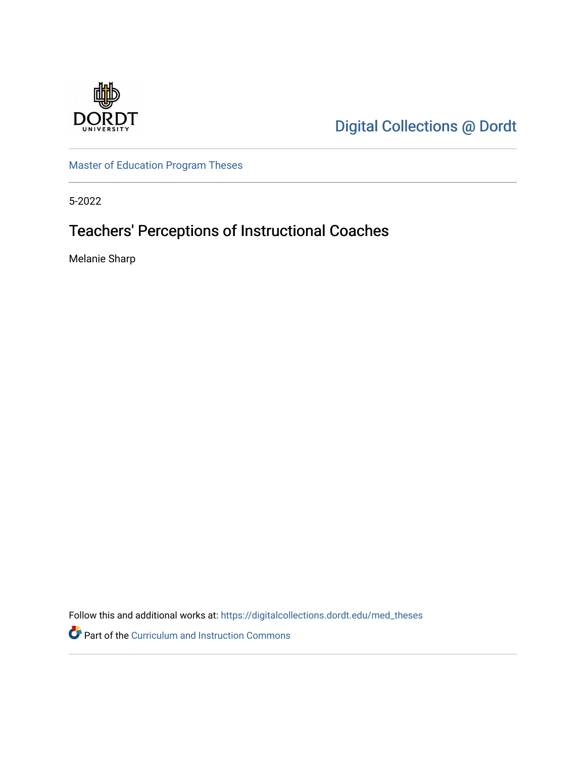Digital Collections @ Dordt

Master of Education Program Theses

5-2022

# Teachers' Perceptions of Instructional Coaches

Melanie Sharp

Follow this and additional works at: https://digitalcollections.dordt.edu/med_theses

Part of the Curriculum and Instruction Commons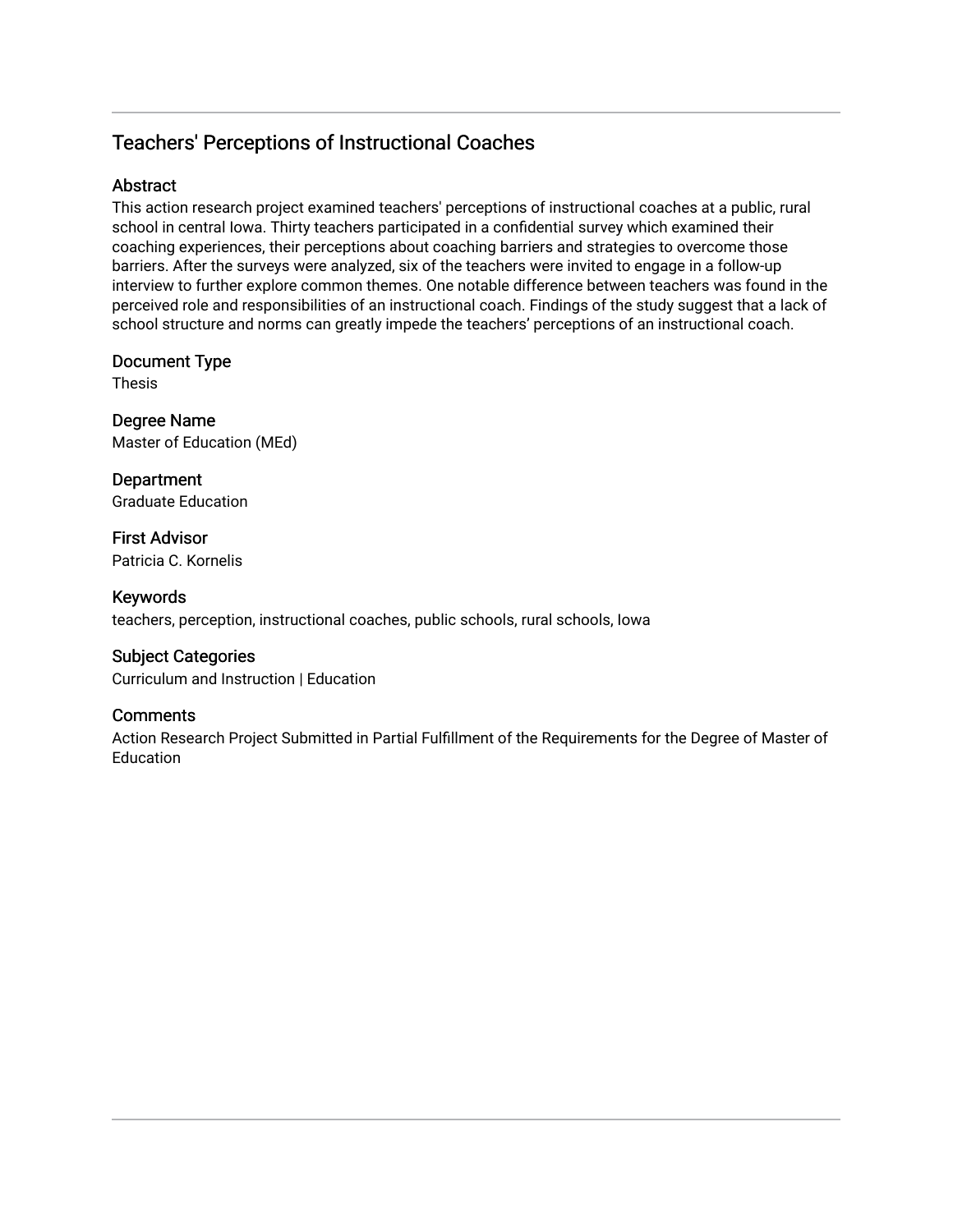# Teachers' Perceptions of Instructional Coaches

## Abstract

This action research project examined teachers' perceptions of instructional coaches at a public, rural school in central Iowa. Thirty teachers participated in a confidential survey which examined their coaching experiences, their perceptions about coaching barriers and strategies to overcome those barriers. After the surveys were analyzed, six of the teachers were invited to engage in a follow-up interview to further explore common themes. One notable difference between teachers was found in the perceived role and responsibilities of an instructional coach. Findings of the study suggest that a lack of school structure and norms can greatly impede the teachers' perceptions of an instructional coach.

## Document Type

Thesis

## Degree Name

Master of Education (MEd)

## Department

Graduate Education

## First Advisor

Patricia C. Kornelis

## Keywords

teachers, perception, instructional coaches, public schools, rural schools, Iowa

## Subject Categories

Curriculum and Instruction | Education

## Comments

Action Research Project Submitted in Partial Fulfillment of the Requirements for the Degree of Master of Education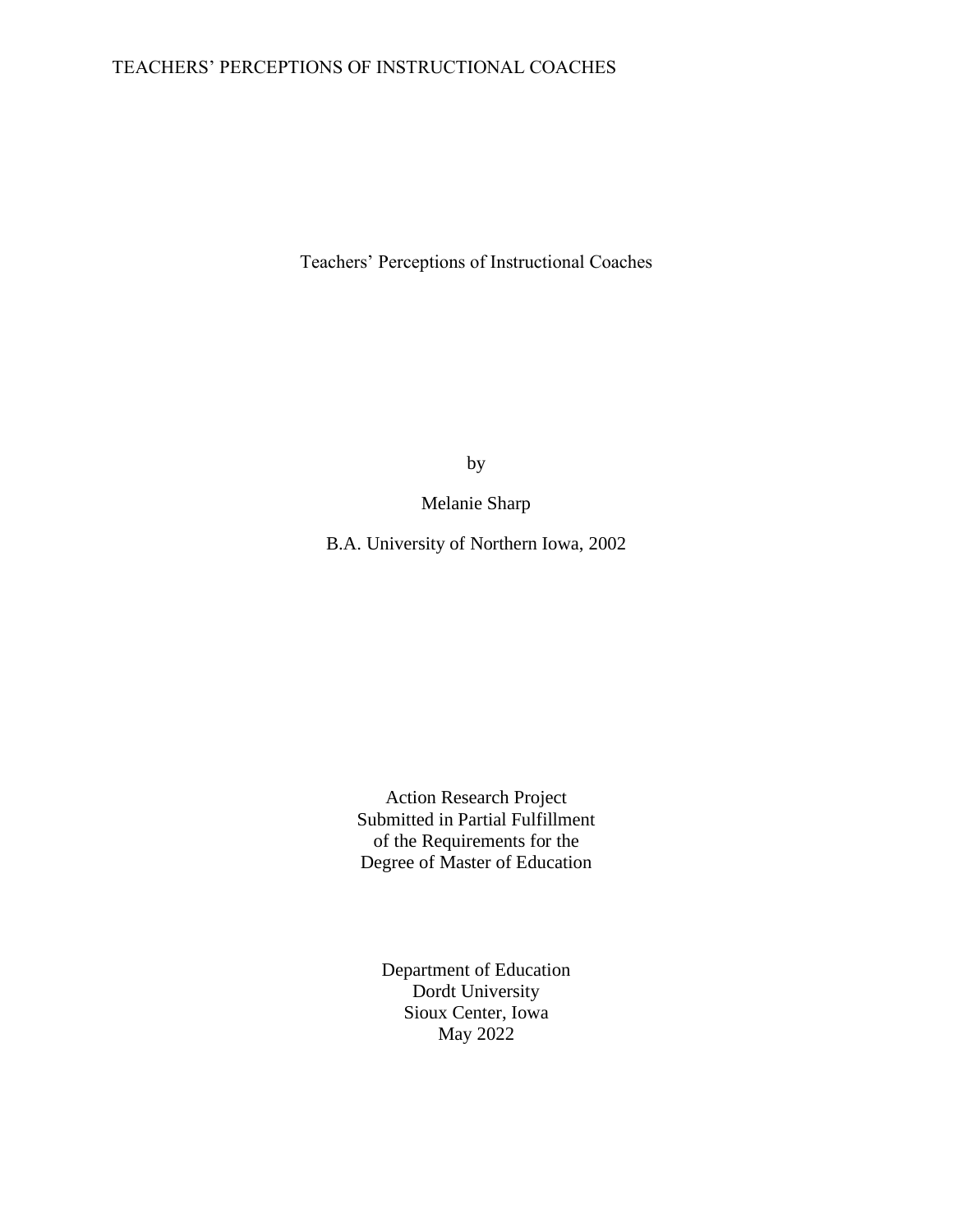Teachers' Perceptions of Instructional Coaches

by

Melanie Sharp

B.A. University of Northern Iowa, 2002

Action Research Project
Submitted in Partial Fulfillment
of the Requirements for the
Degree of Master of Education

Department of Education
Dordt University
Sioux Center, Iowa
May 2022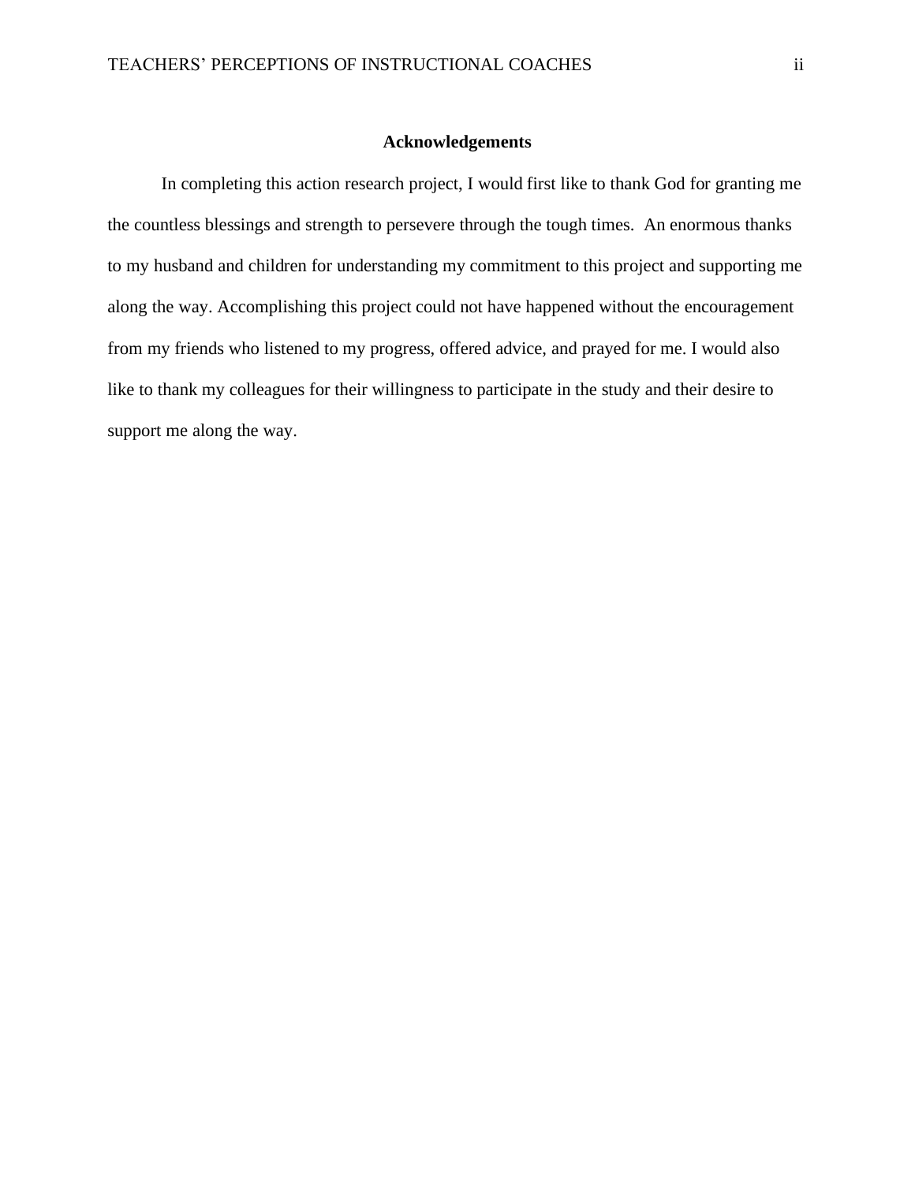## Acknowledgements

In completing this action research project, I would first like to thank God for granting me the countless blessings and strength to persevere through the tough times. An enormous thanks to my husband and children for understanding my commitment to this project and supporting me along the way. Accomplishing this project could not have happened without the encouragement from my friends who listened to my progress, offered advice, and prayed for me. I would also like to thank my colleagues for their willingness to participate in the study and their desire to support me along the way.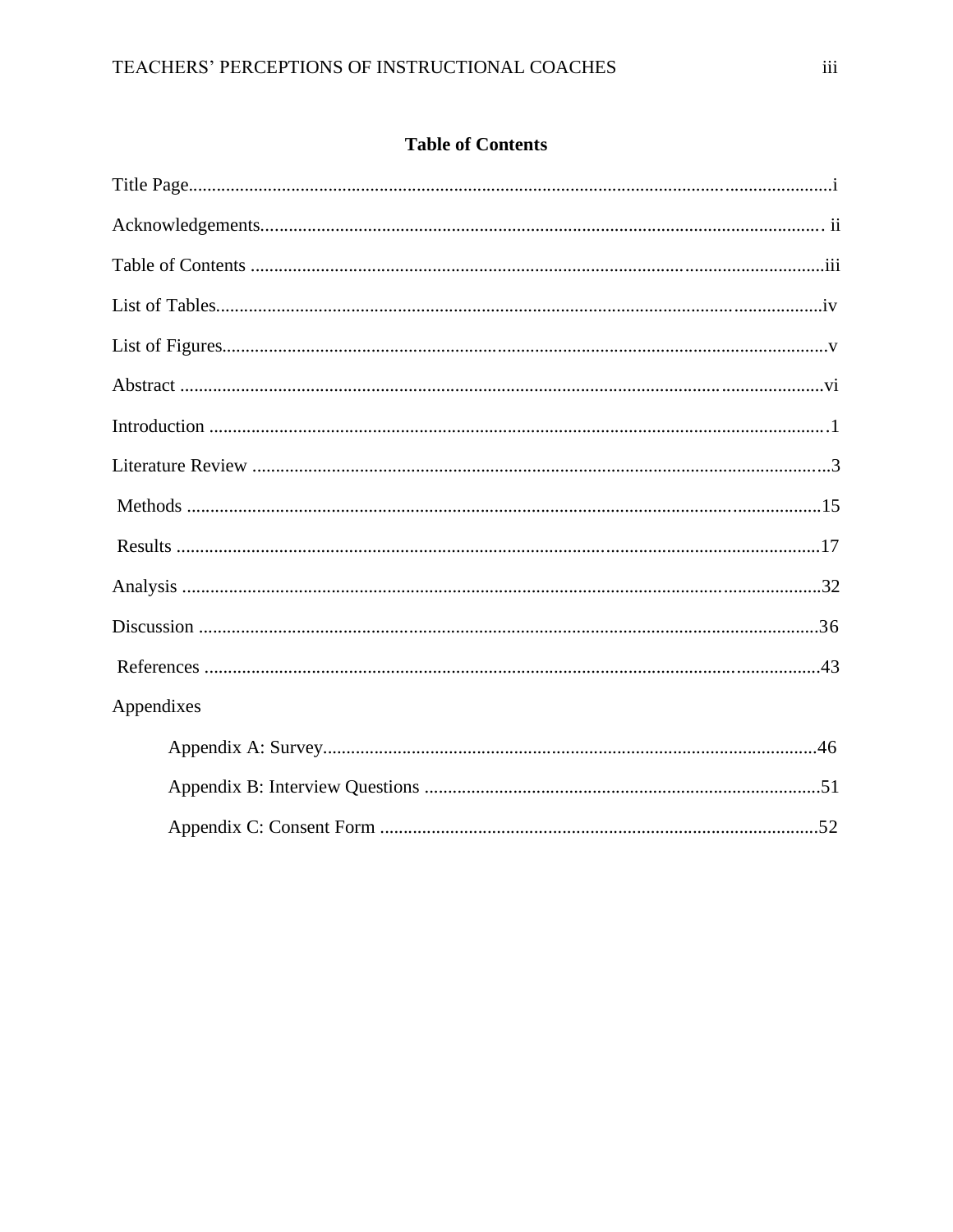**Table of Contents**

Title Page.......................................................................................................................................i

Acknowledgements......................................................................................................................ii

Table of Contents ........................................................................................................................iii

List of Tables...............................................................................................................................iv

List of Figures...............................................................................................................................v

Abstract .......................................................................................................................................vi

Introduction ...................................................................................................................................1

Literature Review ..........................................................................................................................3

Methods .......................................................................................................................................15

Results .........................................................................................................................................17

Analysis .......................................................................................................................................32

Discussion ....................................................................................................................................36

References ...................................................................................................................................43

Appendixes

Appendix A: Survey.........................................................................................................46

Appendix B: Interview Questions ....................................................................................51

Appendix C: Consent Form .............................................................................................52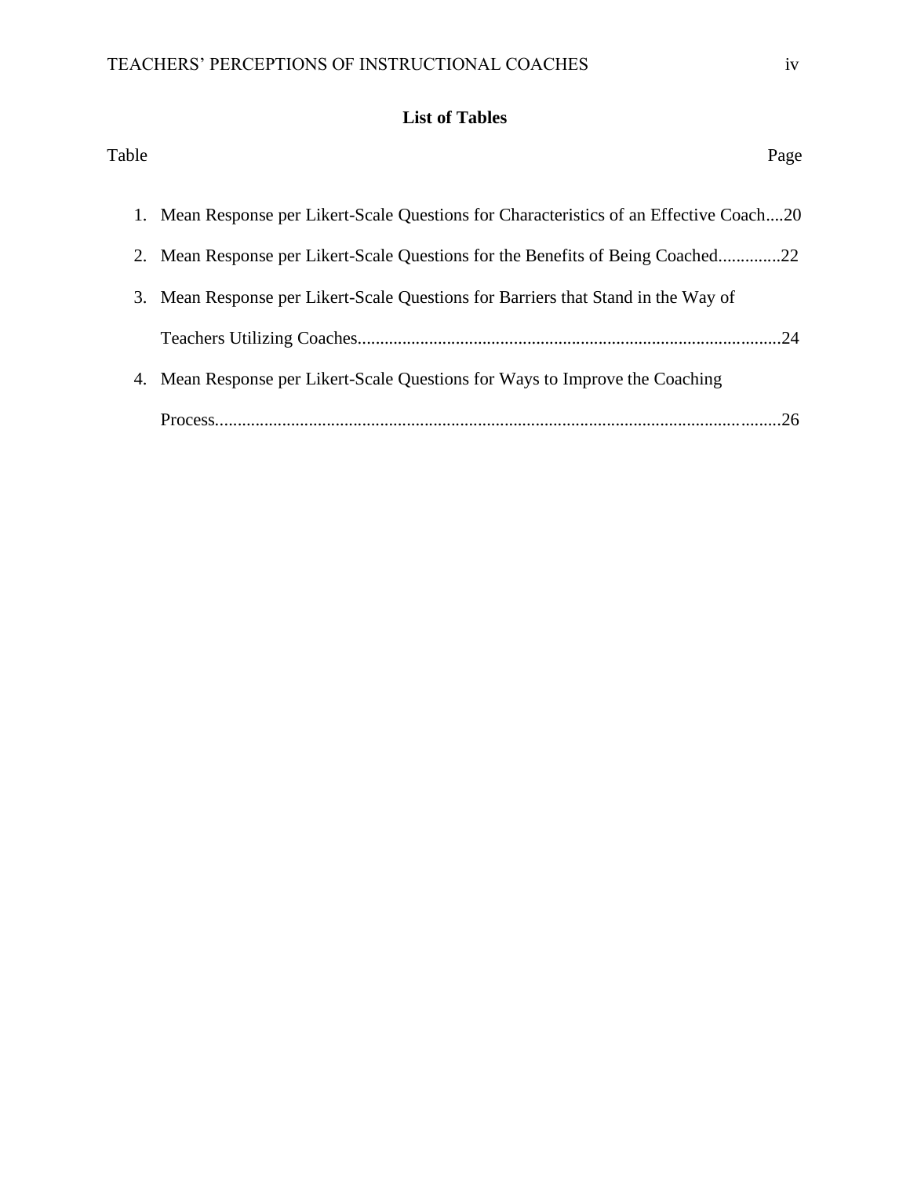## List of Tables

Table Page

1. Mean Response per Likert-Scale Questions for Characteristics of an Effective Coach....20
2. Mean Response per Likert-Scale Questions for the Benefits of Being Coached..............22
3. Mean Response per Likert-Scale Questions for Barriers that Stand in the Way of Teachers Utilizing Coaches...............................................................................................24
4. Mean Response per Likert-Scale Questions for Ways to Improve the Coaching Process.................................................................................................................................26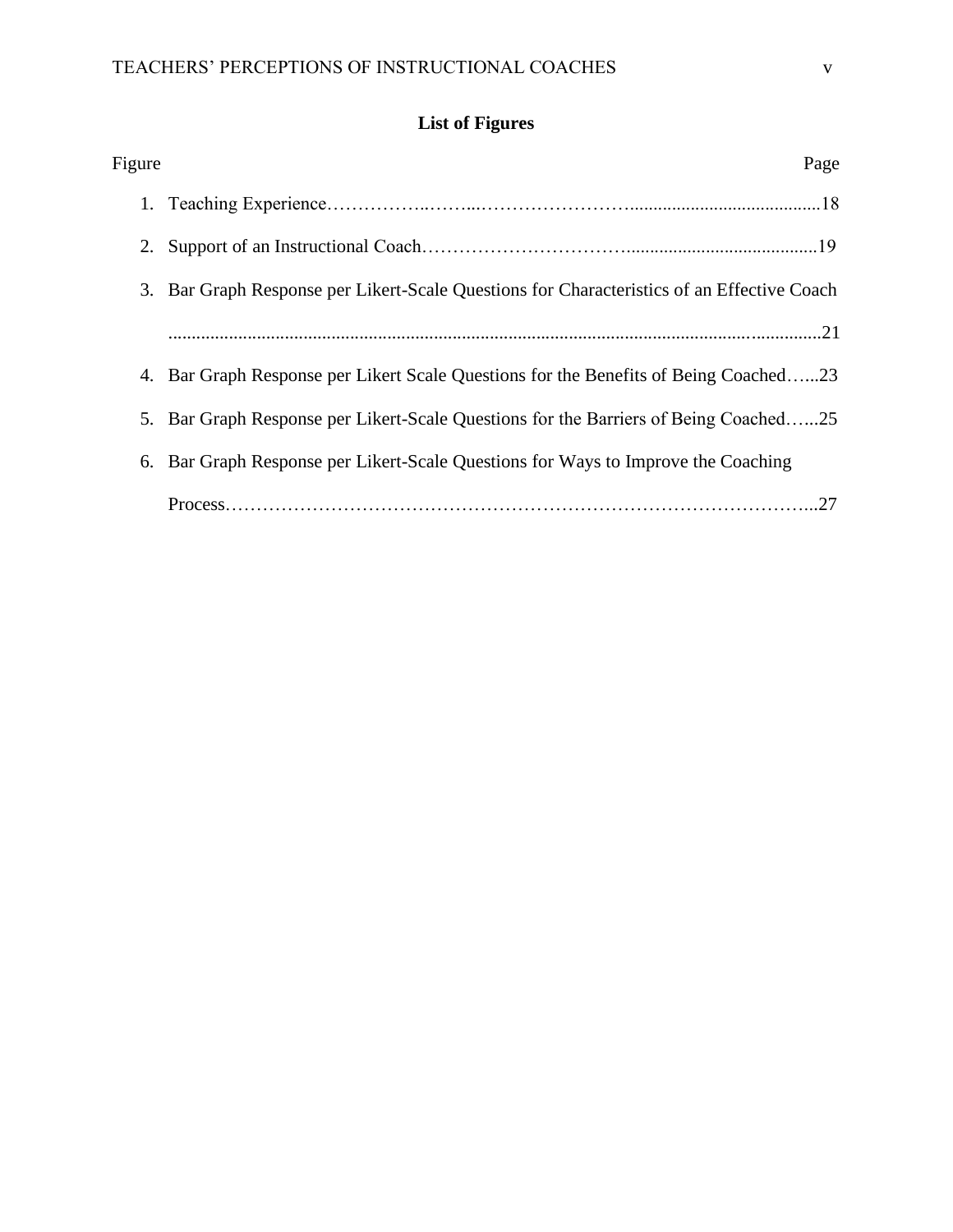## List of Figures

Figure Page

1. Teaching Experience……………..……...……………………........................................18
2. Support of an Instructional Coach……………………………........................................19
3. Bar Graph Response per Likert-Scale Questions for Characteristics of an Effective Coach ..........................................................................................................................21
4. Bar Graph Response per Likert Scale Questions for the Benefits of Being Coached…...23
5. Bar Graph Response per Likert-Scale Questions for the Barriers of Being Coached…...25
6. Bar Graph Response per Likert-Scale Questions for Ways to Improve the Coaching Process…………………………………………………………………………………...27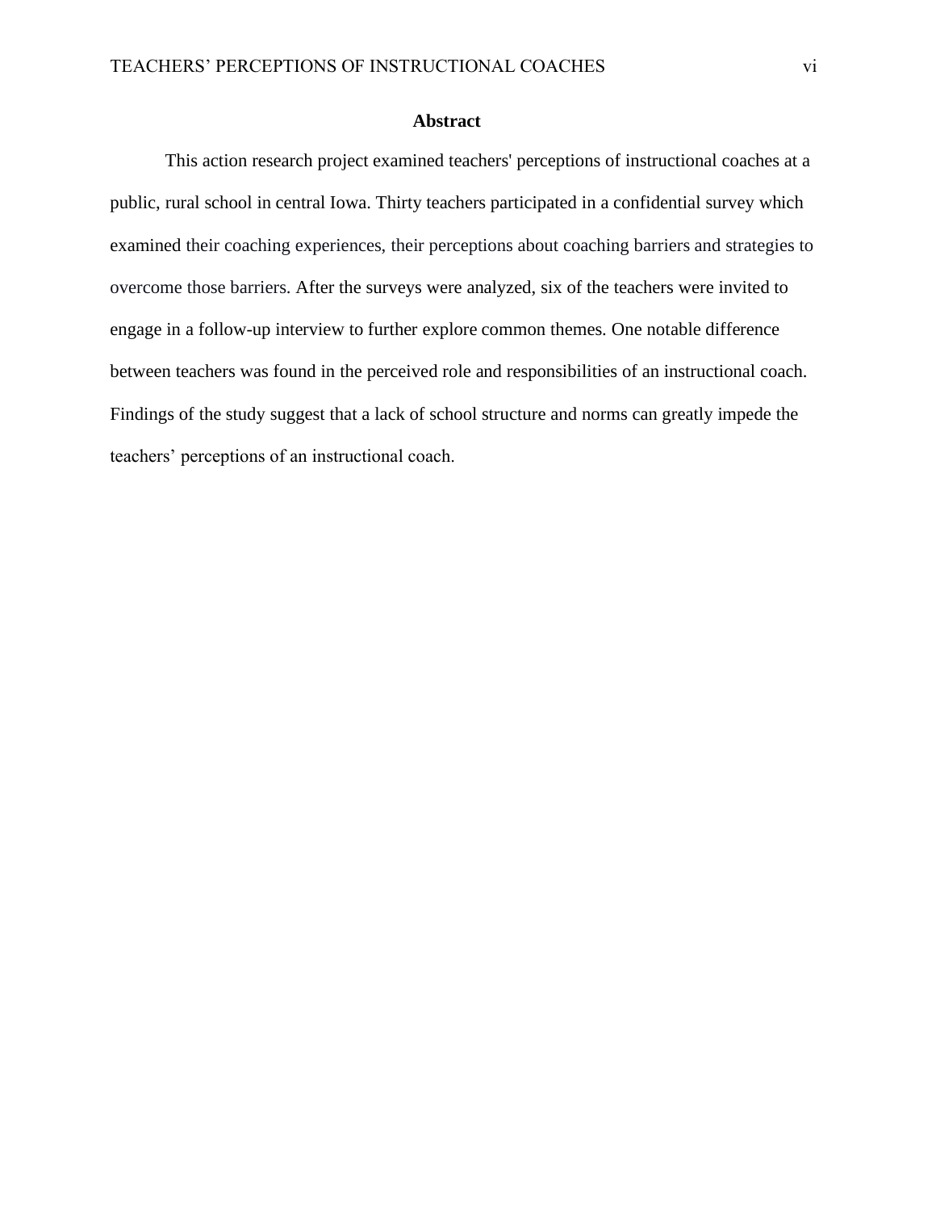## Abstract

This action research project examined teachers' perceptions of instructional coaches at a public, rural school in central Iowa. Thirty teachers participated in a confidential survey which examined their coaching experiences, their perceptions about coaching barriers and strategies to overcome those barriers. After the surveys were analyzed, six of the teachers were invited to engage in a follow-up interview to further explore common themes. One notable difference between teachers was found in the perceived role and responsibilities of an instructional coach. Findings of the study suggest that a lack of school structure and norms can greatly impede the teachers' perceptions of an instructional coach.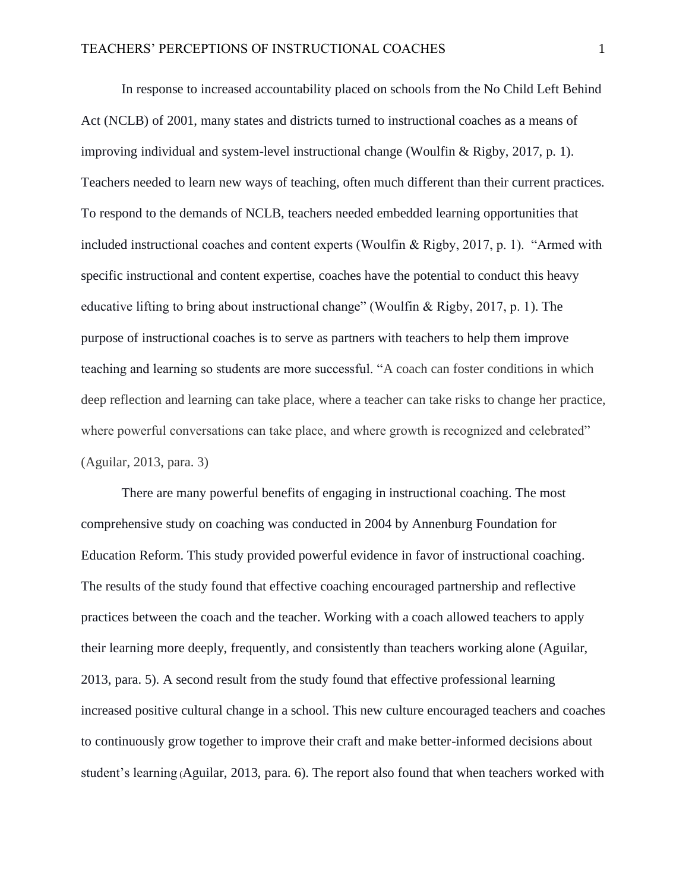In response to increased accountability placed on schools from the No Child Left Behind Act (NCLB) of 2001, many states and districts turned to instructional coaches as a means of improving individual and system-level instructional change (Woulfin & Rigby, 2017, p. 1). Teachers needed to learn new ways of teaching, often much different than their current practices. To respond to the demands of NCLB, teachers needed embedded learning opportunities that included instructional coaches and content experts (Woulfin & Rigby, 2017, p. 1). "Armed with specific instructional and content expertise, coaches have the potential to conduct this heavy educative lifting to bring about instructional change" (Woulfin & Rigby, 2017, p. 1). The purpose of instructional coaches is to serve as partners with teachers to help them improve teaching and learning so students are more successful. "A coach can foster conditions in which deep reflection and learning can take place, where a teacher can take risks to change her practice, where powerful conversations can take place, and where growth is recognized and celebrated" (Aguilar, 2013, para. 3)

There are many powerful benefits of engaging in instructional coaching. The most comprehensive study on coaching was conducted in 2004 by Annenburg Foundation for Education Reform. This study provided powerful evidence in favor of instructional coaching. The results of the study found that effective coaching encouraged partnership and reflective practices between the coach and the teacher. Working with a coach allowed teachers to apply their learning more deeply, frequently, and consistently than teachers working alone (Aguilar, 2013, para. 5). A second result from the study found that effective professional learning increased positive cultural change in a school. This new culture encouraged teachers and coaches to continuously grow together to improve their craft and make better-informed decisions about student's learning (Aguilar, 2013, para. 6). The report also found that when teachers worked with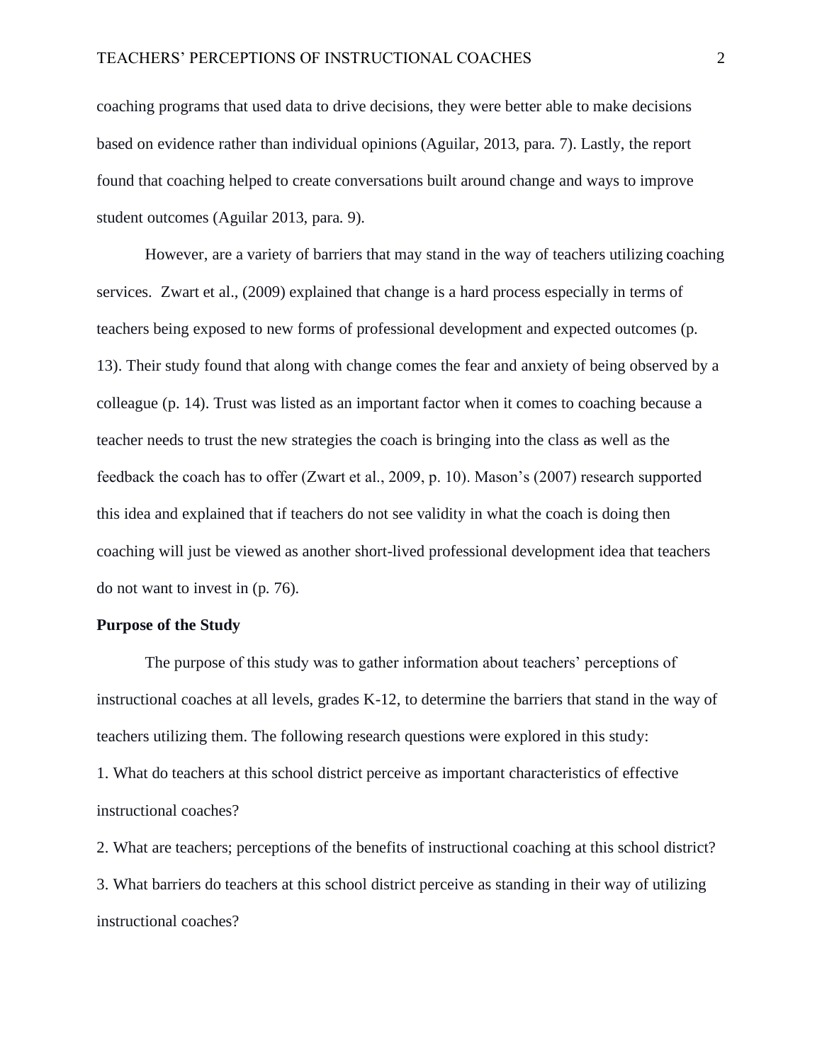coaching programs that used data to drive decisions, they were better able to make decisions based on evidence rather than individual opinions (Aguilar, 2013, para. 7). Lastly, the report found that coaching helped to create conversations built around change and ways to improve student outcomes (Aguilar 2013, para. 9).

However, are a variety of barriers that may stand in the way of teachers utilizing coaching services. Zwart et al., (2009) explained that change is a hard process especially in terms of teachers being exposed to new forms of professional development and expected outcomes (p. 13). Their study found that along with change comes the fear and anxiety of being observed by a colleague (p. 14). Trust was listed as an important factor when it comes to coaching because a teacher needs to trust the new strategies the coach is bringing into the class as well as the feedback the coach has to offer (Zwart et al., 2009, p. 10). Mason's (2007) research supported this idea and explained that if teachers do not see validity in what the coach is doing then coaching will just be viewed as another short-lived professional development idea that teachers do not want to invest in (p. 76).

**Purpose of the Study**

The purpose of this study was to gather information about teachers' perceptions of instructional coaches at all levels, grades K-12, to determine the barriers that stand in the way of teachers utilizing them. The following research questions were explored in this study:

1. What do teachers at this school district perceive as important characteristics of effective instructional coaches?
2. What are teachers; perceptions of the benefits of instructional coaching at this school district?
3. What barriers do teachers at this school district perceive as standing in their way of utilizing instructional coaches?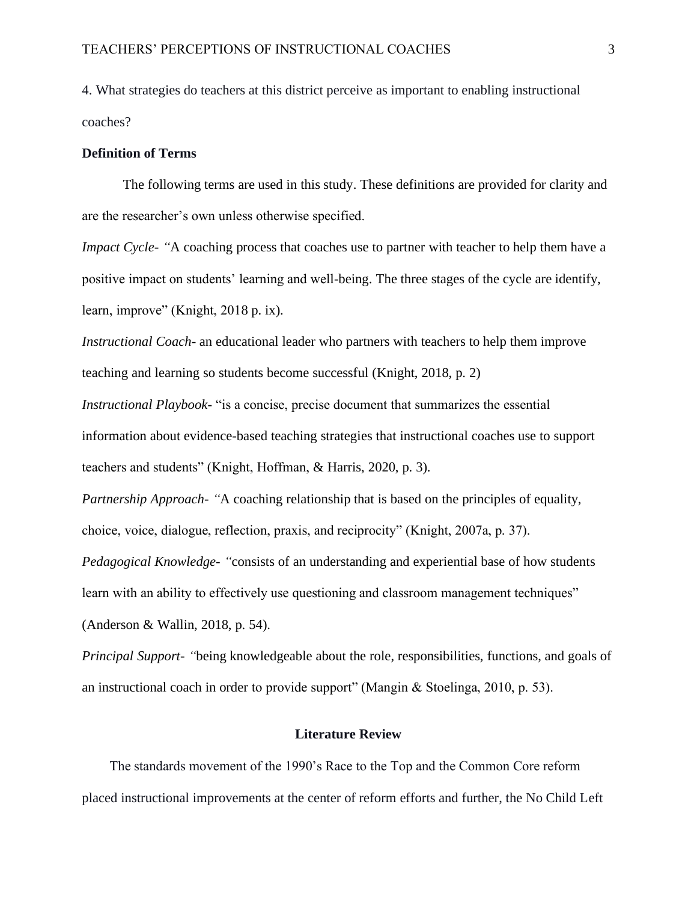4. What strategies do teachers at this district perceive as important to enabling instructional coaches?

**Definition of Terms**

The following terms are used in this study. These definitions are provided for clarity and are the researcher's own unless otherwise specified.

*Impact Cycle- "*A coaching process that coaches use to partner with teacher to help them have a positive impact on students' learning and well-being. The three stages of the cycle are identify, learn, improve" (Knight, 2018 p. ix).

*Instructional Coach*- an educational leader who partners with teachers to help them improve teaching and learning so students become successful (Knight, 2018, p. 2)

*Instructional Playbook*- "is a concise, precise document that summarizes the essential information about evidence-based teaching strategies that instructional coaches use to support teachers and students" (Knight, Hoffman, & Harris, 2020, p. 3).

*Partnership Approach- "*A coaching relationship that is based on the principles of equality, choice, voice, dialogue, reflection, praxis, and reciprocity" (Knight, 2007a, p. 37).

*Pedagogical Knowledge- "*consists of an understanding and experiential base of how students learn with an ability to effectively use questioning and classroom management techniques" (Anderson & Wallin, 2018, p. 54).

*Principal Support- "*being knowledgeable about the role, responsibilities, functions, and goals of an instructional coach in order to provide support" (Mangin & Stoelinga, 2010, p. 53).

## Literature Review

The standards movement of the 1990's Race to the Top and the Common Core reform placed instructional improvements at the center of reform efforts and further, the No Child Left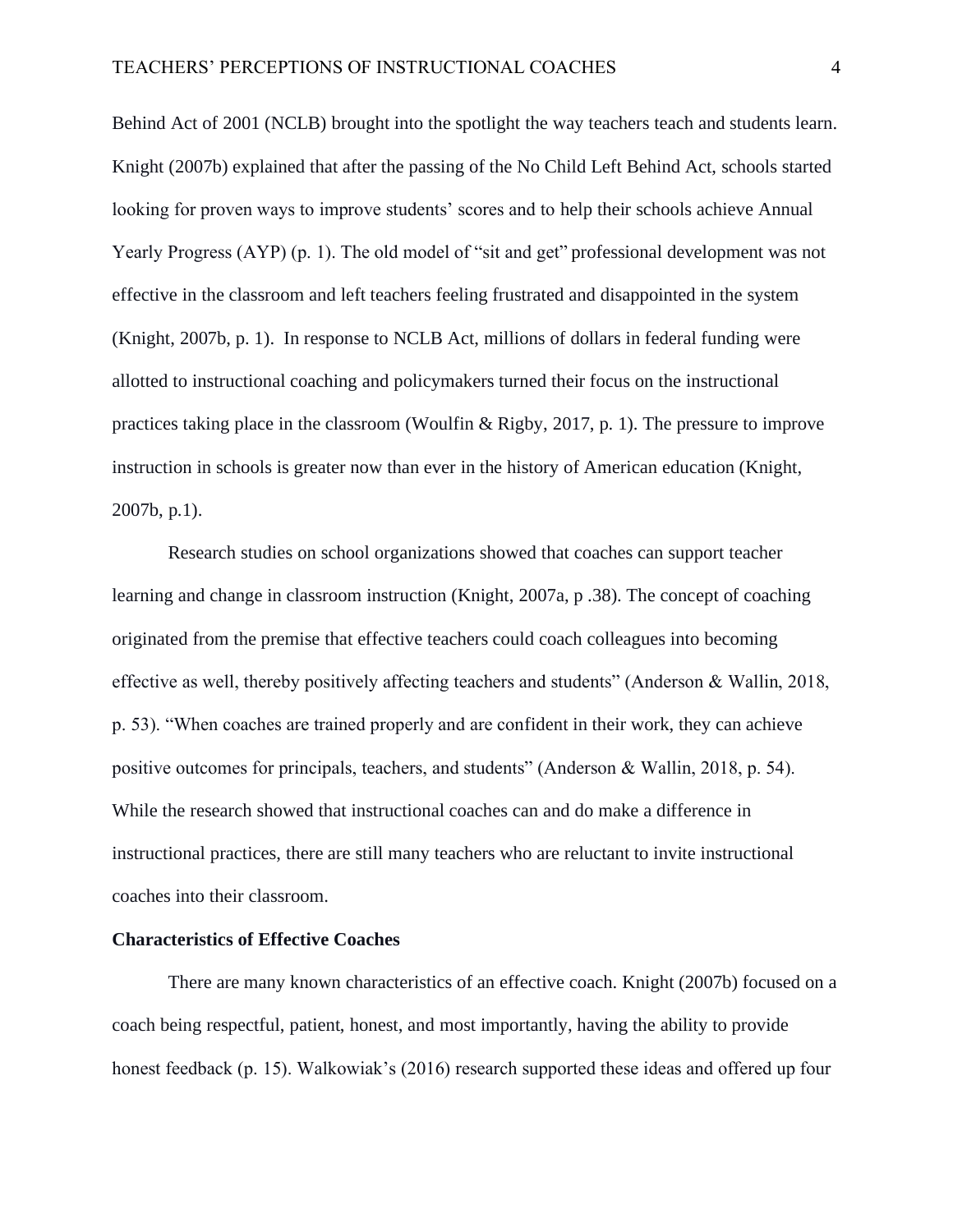Behind Act of 2001 (NCLB) brought into the spotlight the way teachers teach and students learn. Knight (2007b) explained that after the passing of the No Child Left Behind Act, schools started looking for proven ways to improve students' scores and to help their schools achieve Annual Yearly Progress (AYP) (p. 1). The old model of "sit and get" professional development was not effective in the classroom and left teachers feeling frustrated and disappointed in the system (Knight, 2007b, p. 1). In response to NCLB Act, millions of dollars in federal funding were allotted to instructional coaching and policymakers turned their focus on the instructional practices taking place in the classroom (Woulfin & Rigby, 2017, p. 1). The pressure to improve instruction in schools is greater now than ever in the history of American education (Knight, 2007b, p.1).

Research studies on school organizations showed that coaches can support teacher learning and change in classroom instruction (Knight, 2007a, p .38). The concept of coaching originated from the premise that effective teachers could coach colleagues into becoming effective as well, thereby positively affecting teachers and students" (Anderson & Wallin, 2018, p. 53). "When coaches are trained properly and are confident in their work, they can achieve positive outcomes for principals, teachers, and students" (Anderson & Wallin, 2018, p. 54). While the research showed that instructional coaches can and do make a difference in instructional practices, there are still many teachers who are reluctant to invite instructional coaches into their classroom.

**Characteristics of Effective Coaches**

There are many known characteristics of an effective coach. Knight (2007b) focused on a coach being respectful, patient, honest, and most importantly, having the ability to provide honest feedback (p. 15). Walkowiak's (2016) research supported these ideas and offered up four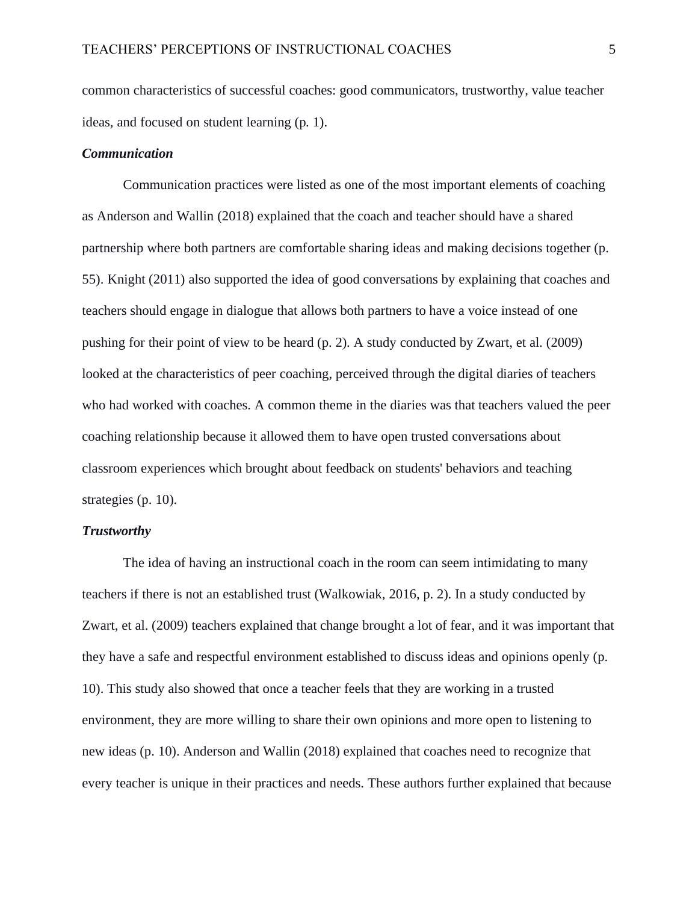common characteristics of successful coaches: good communicators, trustworthy, value teacher ideas, and focused on student learning (p. 1).

### *Communication*

Communication practices were listed as one of the most important elements of coaching as Anderson and Wallin (2018) explained that the coach and teacher should have a shared partnership where both partners are comfortable sharing ideas and making decisions together (p. 55). Knight (2011) also supported the idea of good conversations by explaining that coaches and teachers should engage in dialogue that allows both partners to have a voice instead of one pushing for their point of view to be heard (p. 2). A study conducted by Zwart, et al. (2009) looked at the characteristics of peer coaching, perceived through the digital diaries of teachers who had worked with coaches. A common theme in the diaries was that teachers valued the peer coaching relationship because it allowed them to have open trusted conversations about classroom experiences which brought about feedback on students' behaviors and teaching strategies (p. 10).

### *Trustworthy*

The idea of having an instructional coach in the room can seem intimidating to many teachers if there is not an established trust (Walkowiak, 2016, p. 2). In a study conducted by Zwart, et al. (2009) teachers explained that change brought a lot of fear, and it was important that they have a safe and respectful environment established to discuss ideas and opinions openly (p. 10). This study also showed that once a teacher feels that they are working in a trusted environment, they are more willing to share their own opinions and more open to listening to new ideas (p. 10). Anderson and Wallin (2018) explained that coaches need to recognize that every teacher is unique in their practices and needs. These authors further explained that because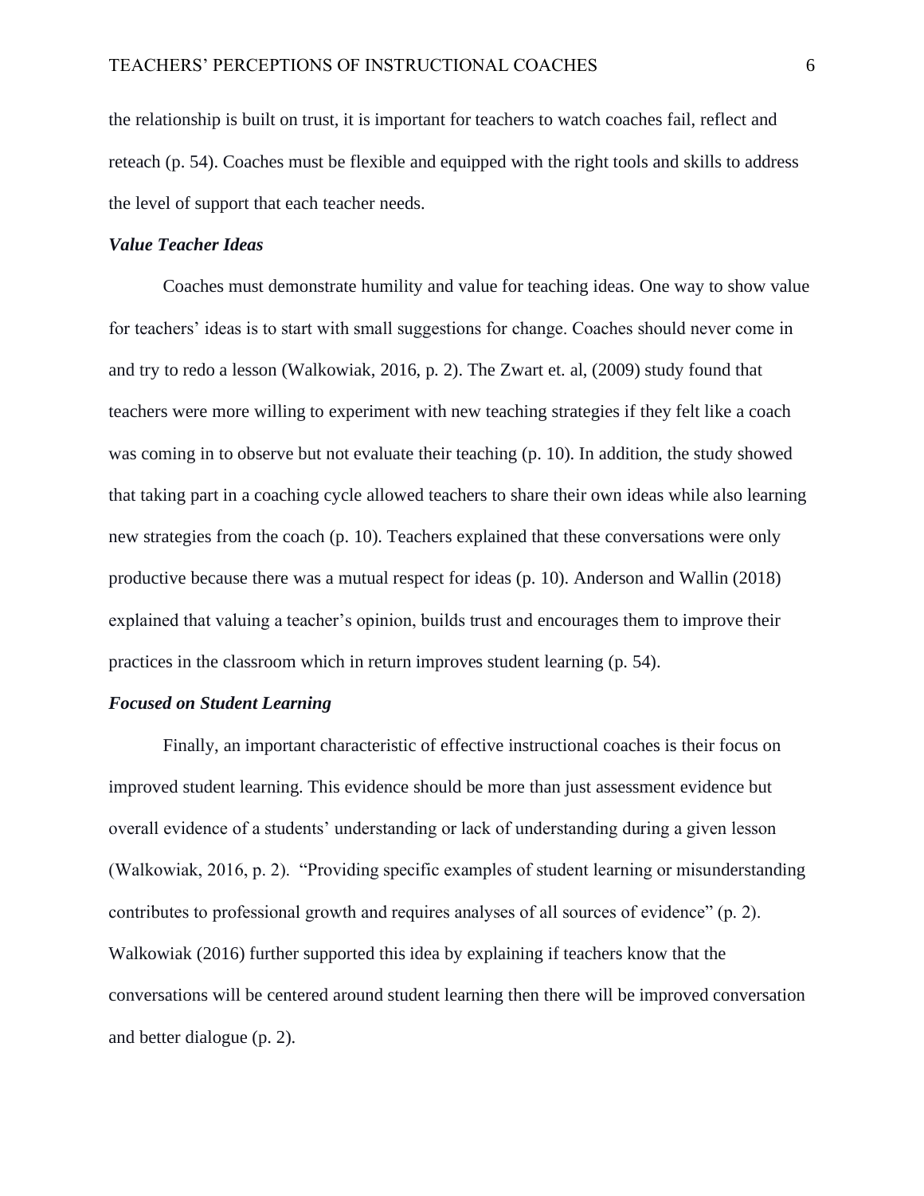the relationship is built on trust, it is important for teachers to watch coaches fail, reflect and reteach (p. 54). Coaches must be flexible and equipped with the right tools and skills to address the level of support that each teacher needs.

### *Value Teacher Ideas*

Coaches must demonstrate humility and value for teaching ideas. One way to show value for teachers' ideas is to start with small suggestions for change. Coaches should never come in and try to redo a lesson (Walkowiak, 2016, p. 2). The Zwart et. al, (2009) study found that teachers were more willing to experiment with new teaching strategies if they felt like a coach was coming in to observe but not evaluate their teaching (p. 10). In addition, the study showed that taking part in a coaching cycle allowed teachers to share their own ideas while also learning new strategies from the coach (p. 10). Teachers explained that these conversations were only productive because there was a mutual respect for ideas (p. 10). Anderson and Wallin (2018) explained that valuing a teacher's opinion, builds trust and encourages them to improve their practices in the classroom which in return improves student learning (p. 54).

### *Focused on Student Learning*

Finally, an important characteristic of effective instructional coaches is their focus on improved student learning. This evidence should be more than just assessment evidence but overall evidence of a students' understanding or lack of understanding during a given lesson (Walkowiak, 2016, p. 2). "Providing specific examples of student learning or misunderstanding contributes to professional growth and requires analyses of all sources of evidence" (p. 2). Walkowiak (2016) further supported this idea by explaining if teachers know that the conversations will be centered around student learning then there will be improved conversation and better dialogue (p. 2).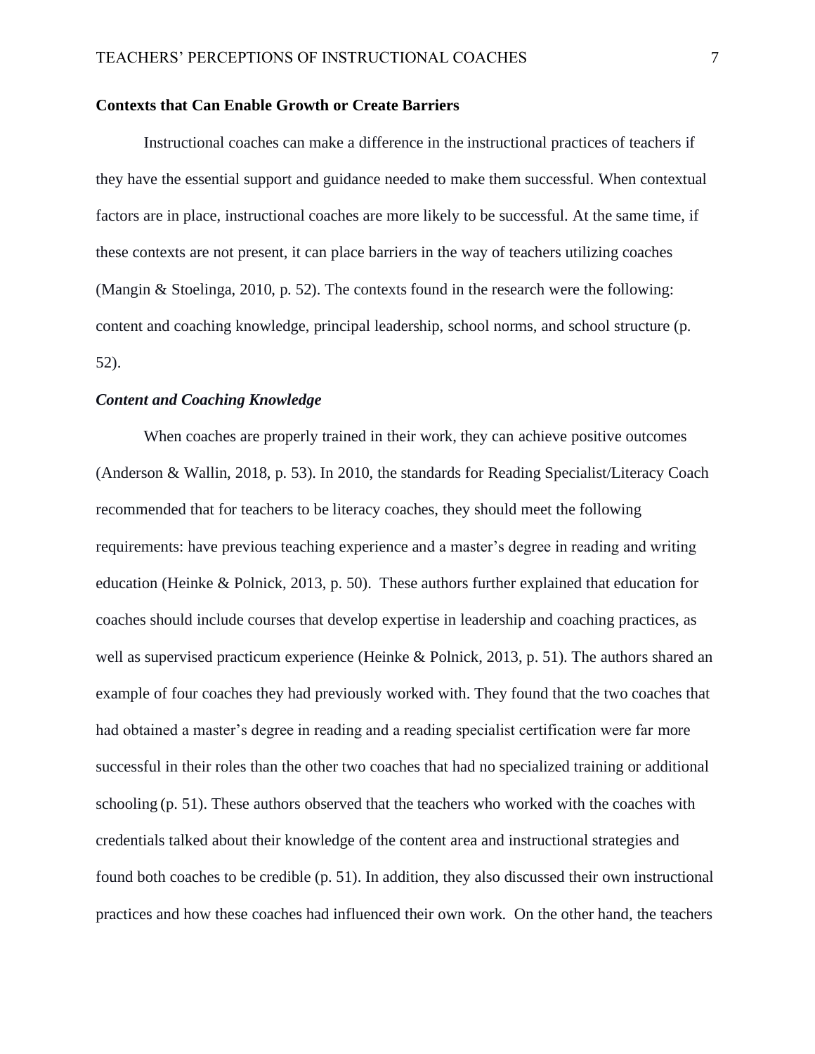## Contexts that Can Enable Growth or Create Barriers

Instructional coaches can make a difference in the instructional practices of teachers if they have the essential support and guidance needed to make them successful. When contextual factors are in place, instructional coaches are more likely to be successful. At the same time, if these contexts are not present, it can place barriers in the way of teachers utilizing coaches (Mangin & Stoelinga, 2010, p. 52). The contexts found in the research were the following: content and coaching knowledge, principal leadership, school norms, and school structure (p. 52).

### *Content and Coaching Knowledge*

When coaches are properly trained in their work, they can achieve positive outcomes (Anderson & Wallin, 2018, p. 53). In 2010, the standards for Reading Specialist/Literacy Coach recommended that for teachers to be literacy coaches, they should meet the following requirements: have previous teaching experience and a master's degree in reading and writing education (Heinke & Polnick, 2013, p. 50). These authors further explained that education for coaches should include courses that develop expertise in leadership and coaching practices, as well as supervised practicum experience (Heinke & Polnick, 2013, p. 51). The authors shared an example of four coaches they had previously worked with. They found that the two coaches that had obtained a master's degree in reading and a reading specialist certification were far more successful in their roles than the other two coaches that had no specialized training or additional schooling (p. 51). These authors observed that the teachers who worked with the coaches with credentials talked about their knowledge of the content area and instructional strategies and found both coaches to be credible (p. 51). In addition, they also discussed their own instructional practices and how these coaches had influenced their own work. On the other hand, the teachers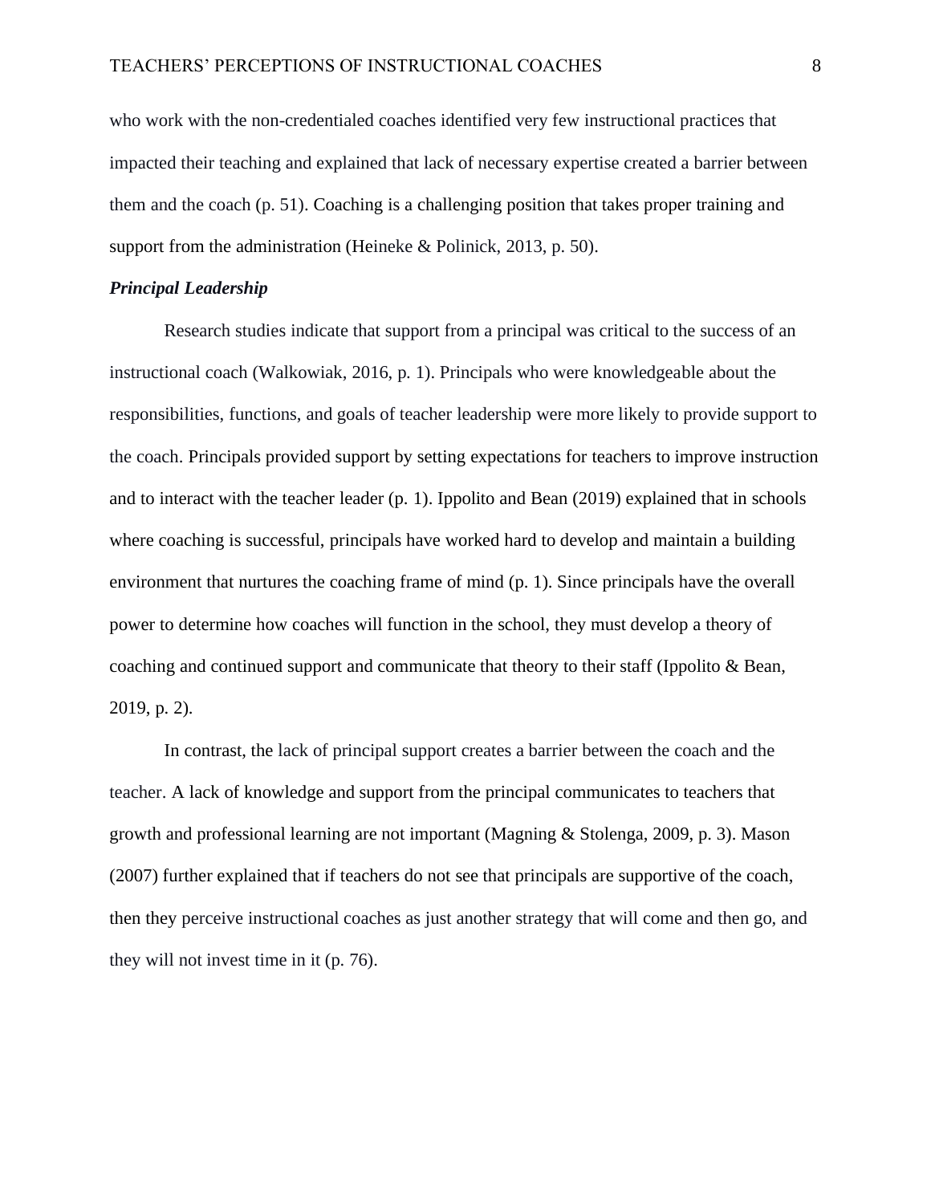who work with the non-credentialed coaches identified very few instructional practices that impacted their teaching and explained that lack of necessary expertise created a barrier between them and the coach (p. 51). Coaching is a challenging position that takes proper training and support from the administration (Heineke & Polinick, 2013, p. 50).

### *Principal Leadership*

Research studies indicate that support from a principal was critical to the success of an instructional coach (Walkowiak, 2016, p. 1). Principals who were knowledgeable about the responsibilities, functions, and goals of teacher leadership were more likely to provide support to the coach. Principals provided support by setting expectations for teachers to improve instruction and to interact with the teacher leader (p. 1). Ippolito and Bean (2019) explained that in schools where coaching is successful, principals have worked hard to develop and maintain a building environment that nurtures the coaching frame of mind (p. 1). Since principals have the overall power to determine how coaches will function in the school, they must develop a theory of coaching and continued support and communicate that theory to their staff (Ippolito & Bean, 2019, p. 2).

In contrast, the lack of principal support creates a barrier between the coach and the teacher. A lack of knowledge and support from the principal communicates to teachers that growth and professional learning are not important (Magning & Stolenga, 2009, p. 3). Mason (2007) further explained that if teachers do not see that principals are supportive of the coach, then they perceive instructional coaches as just another strategy that will come and then go, and they will not invest time in it (p. 76).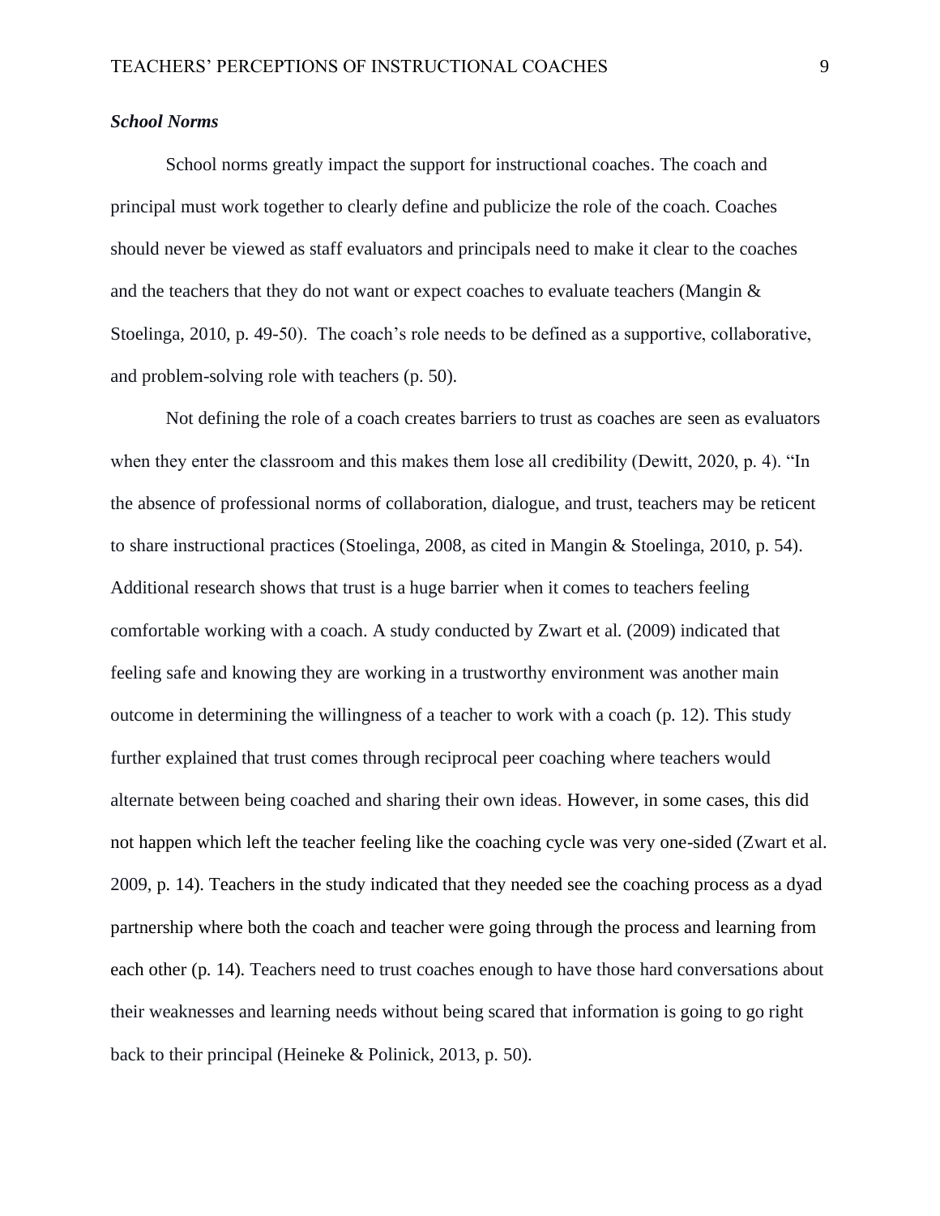***School Norms***

School norms greatly impact the support for instructional coaches. The coach and principal must work together to clearly define and publicize the role of the coach. Coaches should never be viewed as staff evaluators and principals need to make it clear to the coaches and the teachers that they do not want or expect coaches to evaluate teachers (Mangin & Stoelinga, 2010, p. 49-50). The coach's role needs to be defined as a supportive, collaborative, and problem-solving role with teachers (p. 50).

Not defining the role of a coach creates barriers to trust as coaches are seen as evaluators when they enter the classroom and this makes them lose all credibility (Dewitt, 2020, p. 4). "In the absence of professional norms of collaboration, dialogue, and trust, teachers may be reticent to share instructional practices (Stoelinga, 2008, as cited in Mangin & Stoelinga, 2010, p. 54). Additional research shows that trust is a huge barrier when it comes to teachers feeling comfortable working with a coach. A study conducted by Zwart et al. (2009) indicated that feeling safe and knowing they are working in a trustworthy environment was another main outcome in determining the willingness of a teacher to work with a coach (p. 12). This study further explained that trust comes through reciprocal peer coaching where teachers would alternate between being coached and sharing their own ideas. However, in some cases, this did not happen which left the teacher feeling like the coaching cycle was very one-sided (Zwart et al. 2009, p. 14). Teachers in the study indicated that they needed see the coaching process as a dyad partnership where both the coach and teacher were going through the process and learning from each other (p. 14). Teachers need to trust coaches enough to have those hard conversations about their weaknesses and learning needs without being scared that information is going to go right back to their principal (Heineke & Polinick, 2013, p. 50).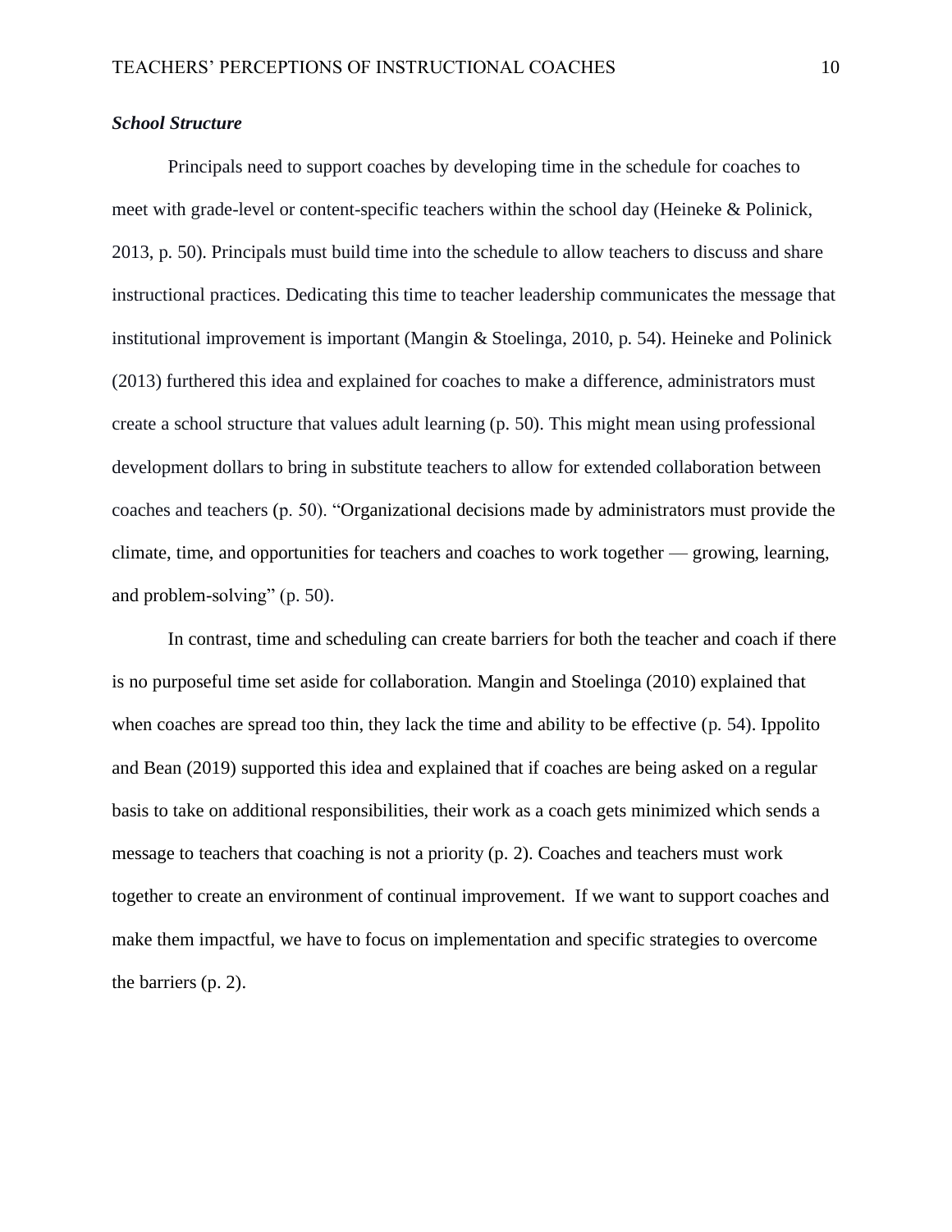***School Structure***

Principals need to support coaches by developing time in the schedule for coaches to meet with grade-level or content-specific teachers within the school day (Heineke & Polinick, 2013, p. 50). Principals must build time into the schedule to allow teachers to discuss and share instructional practices. Dedicating this time to teacher leadership communicates the message that institutional improvement is important (Mangin & Stoelinga, 2010, p. 54). Heineke and Polinick (2013) furthered this idea and explained for coaches to make a difference, administrators must create a school structure that values adult learning (p. 50). This might mean using professional development dollars to bring in substitute teachers to allow for extended collaboration between coaches and teachers (p. 50). "Organizational decisions made by administrators must provide the climate, time, and opportunities for teachers and coaches to work together — growing, learning, and problem-solving" (p. 50).

In contrast, time and scheduling can create barriers for both the teacher and coach if there is no purposeful time set aside for collaboration. Mangin and Stoelinga (2010) explained that when coaches are spread too thin, they lack the time and ability to be effective (p. 54). Ippolito and Bean (2019) supported this idea and explained that if coaches are being asked on a regular basis to take on additional responsibilities, their work as a coach gets minimized which sends a message to teachers that coaching is not a priority (p. 2). Coaches and teachers must work together to create an environment of continual improvement. If we want to support coaches and make them impactful, we have to focus on implementation and specific strategies to overcome the barriers (p. 2).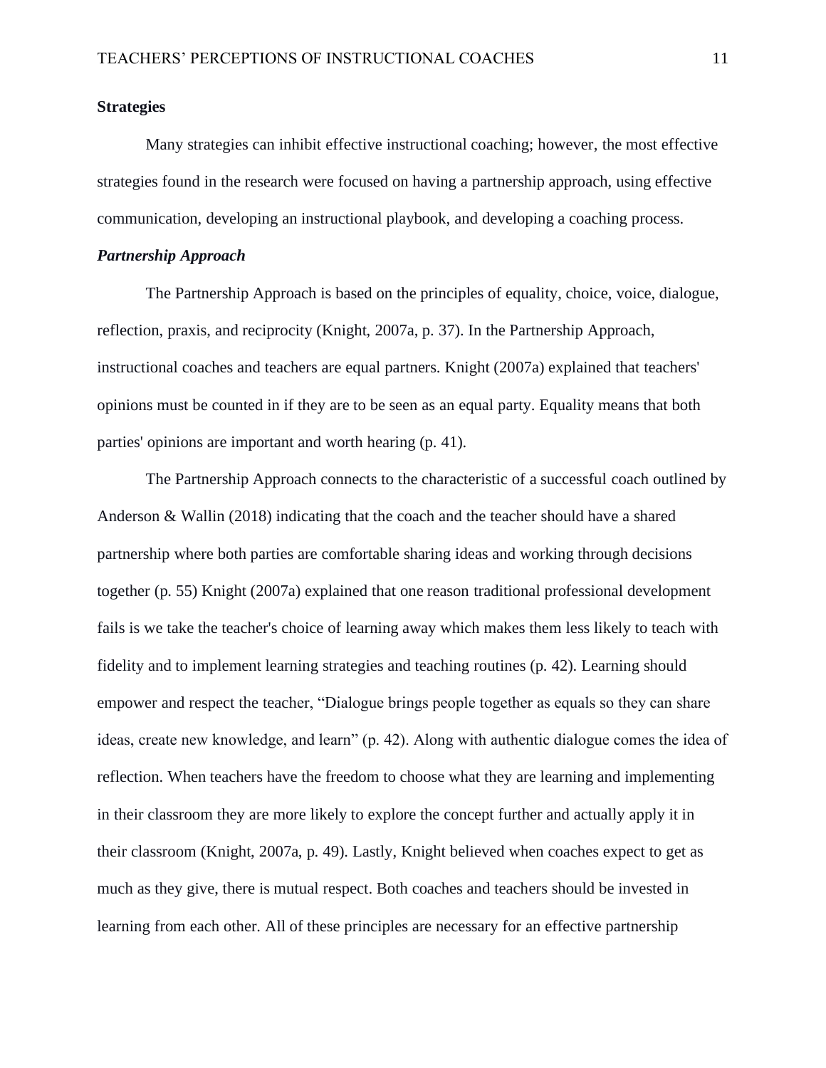## Strategies

Many strategies can inhibit effective instructional coaching; however, the most effective strategies found in the research were focused on having a partnership approach, using effective communication, developing an instructional playbook, and developing a coaching process.

### *Partnership Approach*

The Partnership Approach is based on the principles of equality, choice, voice, dialogue, reflection, praxis, and reciprocity (Knight, 2007a, p. 37). In the Partnership Approach, instructional coaches and teachers are equal partners. Knight (2007a) explained that teachers' opinions must be counted in if they are to be seen as an equal party. Equality means that both parties' opinions are important and worth hearing (p. 41).

The Partnership Approach connects to the characteristic of a successful coach outlined by Anderson & Wallin (2018) indicating that the coach and the teacher should have a shared partnership where both parties are comfortable sharing ideas and working through decisions together (p. 55) Knight (2007a) explained that one reason traditional professional development fails is we take the teacher's choice of learning away which makes them less likely to teach with fidelity and to implement learning strategies and teaching routines (p. 42). Learning should empower and respect the teacher, "Dialogue brings people together as equals so they can share ideas, create new knowledge, and learn" (p. 42). Along with authentic dialogue comes the idea of reflection. When teachers have the freedom to choose what they are learning and implementing in their classroom they are more likely to explore the concept further and actually apply it in their classroom (Knight, 2007a, p. 49). Lastly, Knight believed when coaches expect to get as much as they give, there is mutual respect. Both coaches and teachers should be invested in learning from each other. All of these principles are necessary for an effective partnership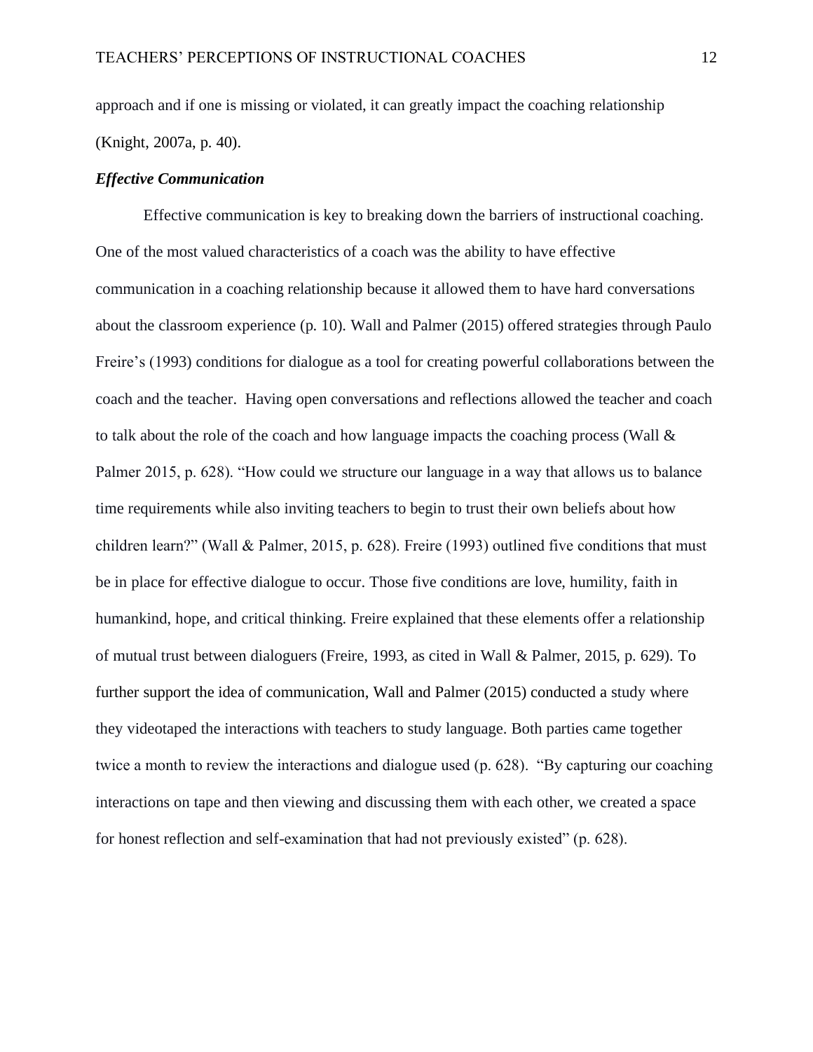approach and if one is missing or violated, it can greatly impact the coaching relationship (Knight, 2007a, p. 40).

### *Effective Communication*

Effective communication is key to breaking down the barriers of instructional coaching. One of the most valued characteristics of a coach was the ability to have effective communication in a coaching relationship because it allowed them to have hard conversations about the classroom experience (p. 10). Wall and Palmer (2015) offered strategies through Paulo Freire's (1993) conditions for dialogue as a tool for creating powerful collaborations between the coach and the teacher. Having open conversations and reflections allowed the teacher and coach to talk about the role of the coach and how language impacts the coaching process (Wall & Palmer 2015, p. 628). "How could we structure our language in a way that allows us to balance time requirements while also inviting teachers to begin to trust their own beliefs about how children learn?" (Wall & Palmer, 2015, p. 628). Freire (1993) outlined five conditions that must be in place for effective dialogue to occur. Those five conditions are love, humility, faith in humankind, hope, and critical thinking. Freire explained that these elements offer a relationship of mutual trust between dialoguers (Freire, 1993, as cited in Wall & Palmer, 2015, p. 629). To further support the idea of communication, Wall and Palmer (2015) conducted a study where they videotaped the interactions with teachers to study language. Both parties came together twice a month to review the interactions and dialogue used (p. 628). "By capturing our coaching interactions on tape and then viewing and discussing them with each other, we created a space for honest reflection and self-examination that had not previously existed" (p. 628).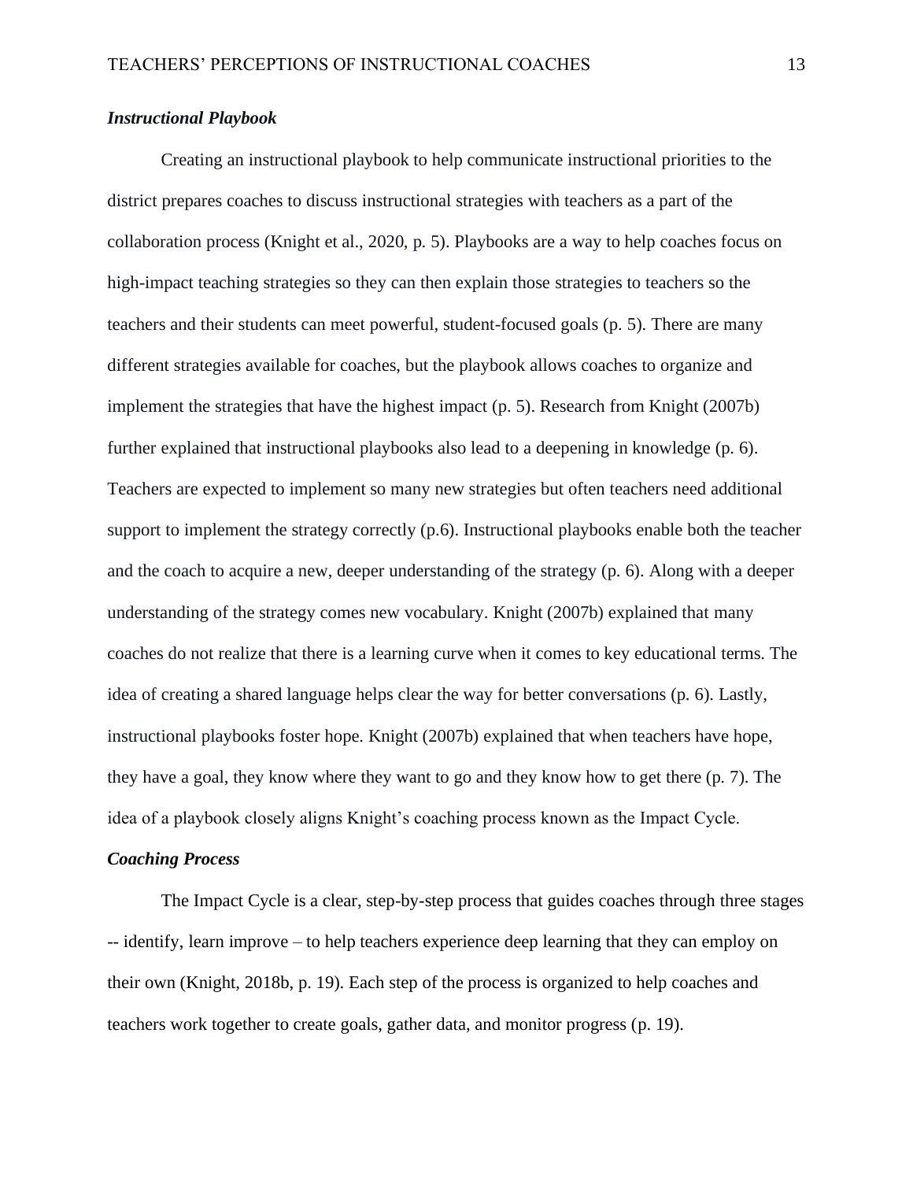### *Instructional Playbook*

Creating an instructional playbook to help communicate instructional priorities to the district prepares coaches to discuss instructional strategies with teachers as a part of the collaboration process (Knight et al., 2020, p. 5). Playbooks are a way to help coaches focus on high-impact teaching strategies so they can then explain those strategies to teachers so the teachers and their students can meet powerful, student-focused goals (p. 5). There are many different strategies available for coaches, but the playbook allows coaches to organize and implement the strategies that have the highest impact (p. 5). Research from Knight (2007b) further explained that instructional playbooks also lead to a deepening in knowledge (p. 6). Teachers are expected to implement so many new strategies but often teachers need additional support to implement the strategy correctly (p.6). Instructional playbooks enable both the teacher and the coach to acquire a new, deeper understanding of the strategy (p. 6). Along with a deeper understanding of the strategy comes new vocabulary. Knight (2007b) explained that many coaches do not realize that there is a learning curve when it comes to key educational terms. The idea of creating a shared language helps clear the way for better conversations (p. 6). Lastly, instructional playbooks foster hope. Knight (2007b) explained that when teachers have hope, they have a goal, they know where they want to go and they know how to get there (p. 7). The idea of a playbook closely aligns Knight's coaching process known as the Impact Cycle.

### *Coaching Process*

The Impact Cycle is a clear, step-by-step process that guides coaches through three stages -- identify, learn improve – to help teachers experience deep learning that they can employ on their own (Knight, 2018b, p. 19). Each step of the process is organized to help coaches and teachers work together to create goals, gather data, and monitor progress (p. 19).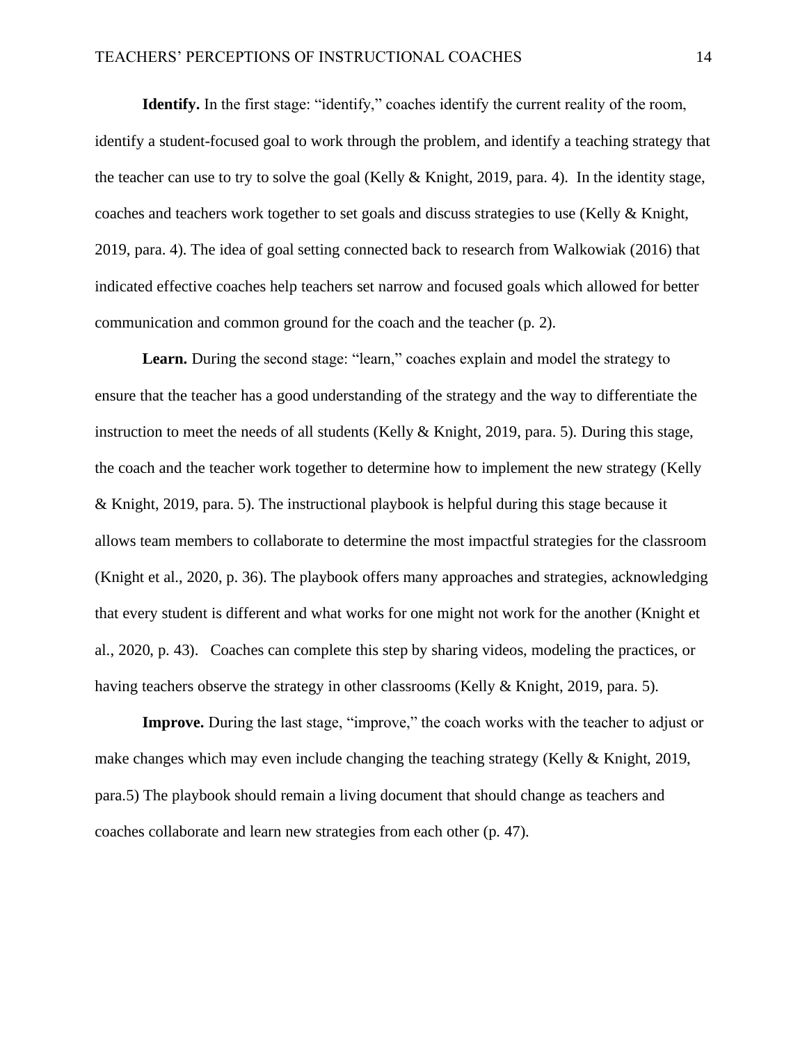**Identify.** In the first stage: "identify," coaches identify the current reality of the room, identify a student-focused goal to work through the problem, and identify a teaching strategy that the teacher can use to try to solve the goal (Kelly & Knight, 2019, para. 4). In the identity stage, coaches and teachers work together to set goals and discuss strategies to use (Kelly & Knight, 2019, para. 4). The idea of goal setting connected back to research from Walkowiak (2016) that indicated effective coaches help teachers set narrow and focused goals which allowed for better communication and common ground for the coach and the teacher (p. 2).

**Learn.** During the second stage: "learn," coaches explain and model the strategy to ensure that the teacher has a good understanding of the strategy and the way to differentiate the instruction to meet the needs of all students (Kelly & Knight, 2019, para. 5). During this stage, the coach and the teacher work together to determine how to implement the new strategy (Kelly & Knight, 2019, para. 5). The instructional playbook is helpful during this stage because it allows team members to collaborate to determine the most impactful strategies for the classroom (Knight et al., 2020, p. 36). The playbook offers many approaches and strategies, acknowledging that every student is different and what works for one might not work for the another (Knight et al., 2020, p. 43). Coaches can complete this step by sharing videos, modeling the practices, or having teachers observe the strategy in other classrooms (Kelly & Knight, 2019, para. 5).

**Improve.** During the last stage, "improve," the coach works with the teacher to adjust or make changes which may even include changing the teaching strategy (Kelly & Knight, 2019, para.5) The playbook should remain a living document that should change as teachers and coaches collaborate and learn new strategies from each other (p. 47).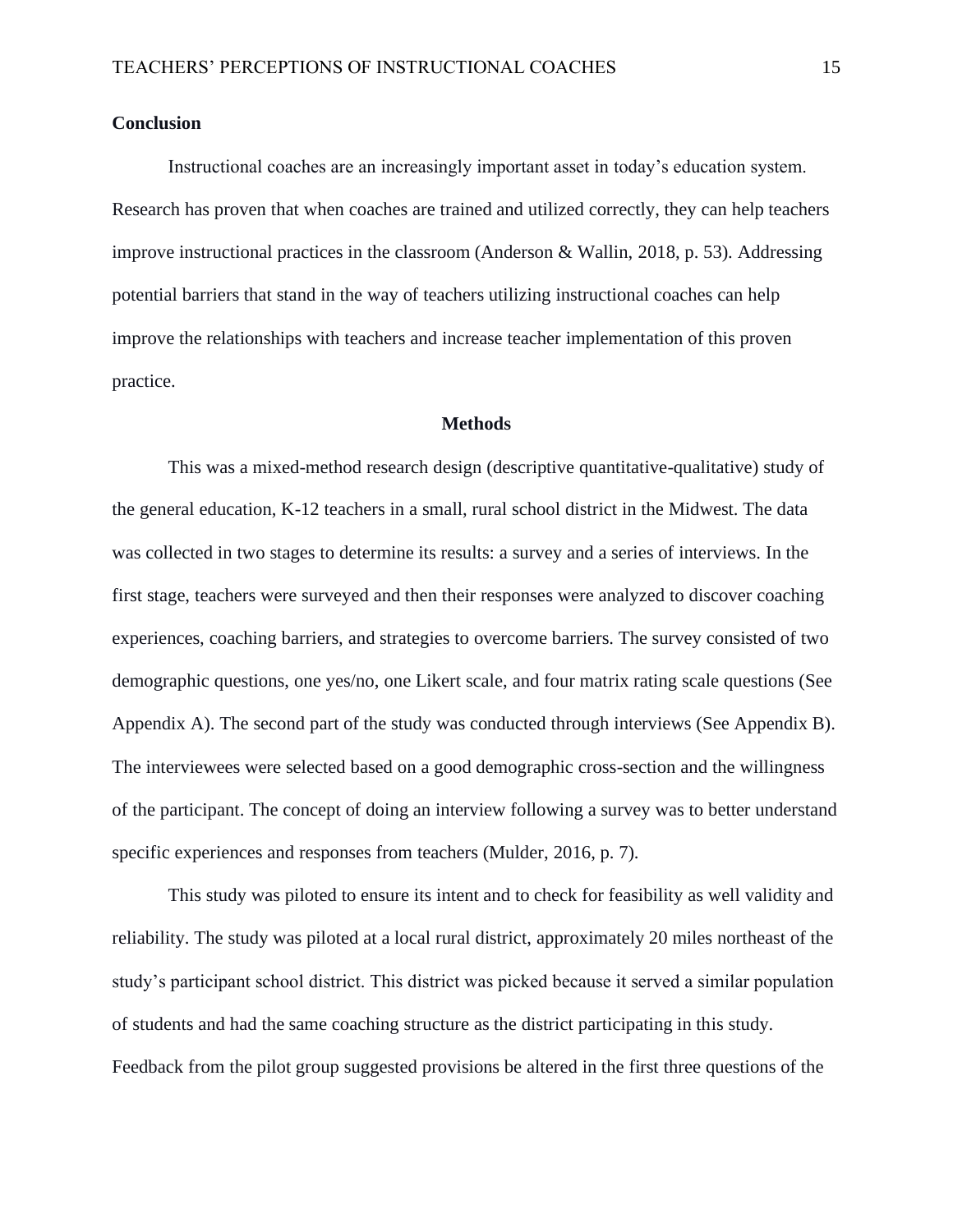### Conclusion

Instructional coaches are an increasingly important asset in today's education system. Research has proven that when coaches are trained and utilized correctly, they can help teachers improve instructional practices in the classroom (Anderson & Wallin, 2018, p. 53). Addressing potential barriers that stand in the way of teachers utilizing instructional coaches can help improve the relationships with teachers and increase teacher implementation of this proven practice.

## Methods

This was a mixed-method research design (descriptive quantitative-qualitative) study of the general education, K-12 teachers in a small, rural school district in the Midwest. The data was collected in two stages to determine its results: a survey and a series of interviews. In the first stage, teachers were surveyed and then their responses were analyzed to discover coaching experiences, coaching barriers, and strategies to overcome barriers. The survey consisted of two demographic questions, one yes/no, one Likert scale, and four matrix rating scale questions (See Appendix A). The second part of the study was conducted through interviews (See Appendix B). The interviewees were selected based on a good demographic cross-section and the willingness of the participant. The concept of doing an interview following a survey was to better understand specific experiences and responses from teachers (Mulder, 2016, p. 7).

This study was piloted to ensure its intent and to check for feasibility as well validity and reliability. The study was piloted at a local rural district, approximately 20 miles northeast of the study's participant school district. This district was picked because it served a similar population of students and had the same coaching structure as the district participating in this study. Feedback from the pilot group suggested provisions be altered in the first three questions of the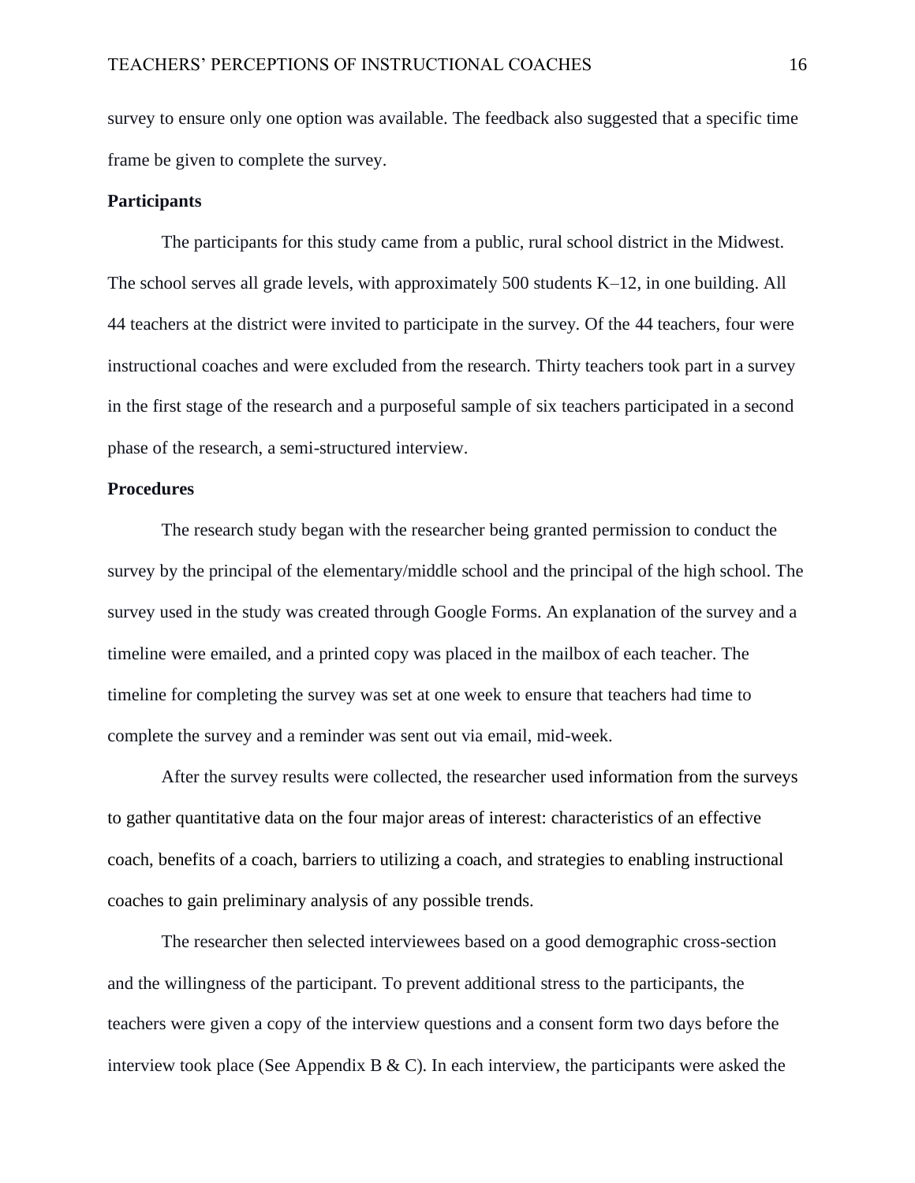survey to ensure only one option was available. The feedback also suggested that a specific time frame be given to complete the survey.

**Participants**

The participants for this study came from a public, rural school district in the Midwest. The school serves all grade levels, with approximately 500 students K–12, in one building. All 44 teachers at the district were invited to participate in the survey. Of the 44 teachers, four were instructional coaches and were excluded from the research. Thirty teachers took part in a survey in the first stage of the research and a purposeful sample of six teachers participated in a second phase of the research, a semi-structured interview.

**Procedures**

The research study began with the researcher being granted permission to conduct the survey by the principal of the elementary/middle school and the principal of the high school. The survey used in the study was created through Google Forms. An explanation of the survey and a timeline were emailed, and a printed copy was placed in the mailbox of each teacher. The timeline for completing the survey was set at one week to ensure that teachers had time to complete the survey and a reminder was sent out via email, mid-week.

After the survey results were collected, the researcher used information from the surveys to gather quantitative data on the four major areas of interest: characteristics of an effective coach, benefits of a coach, barriers to utilizing a coach, and strategies to enabling instructional coaches to gain preliminary analysis of any possible trends.

The researcher then selected interviewees based on a good demographic cross-section and the willingness of the participant. To prevent additional stress to the participants, the teachers were given a copy of the interview questions and a consent form two days before the interview took place (See Appendix B & C). In each interview, the participants were asked the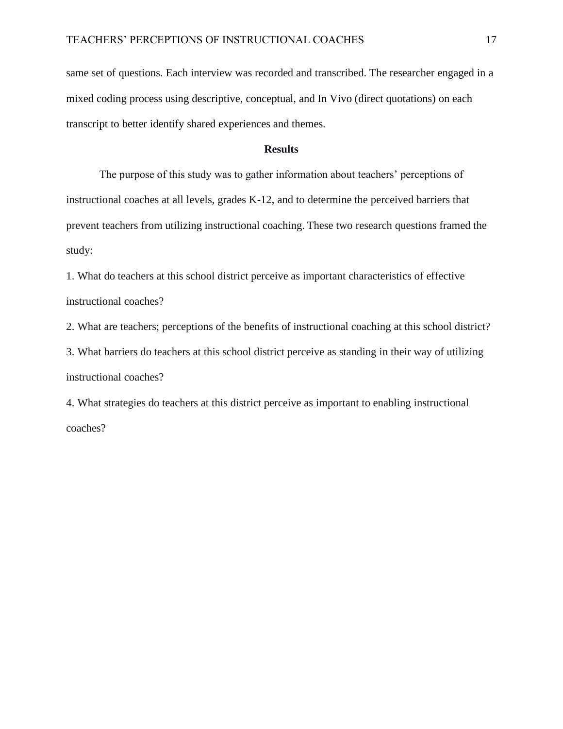same set of questions. Each interview was recorded and transcribed. The researcher engaged in a mixed coding process using descriptive, conceptual, and In Vivo (direct quotations) on each transcript to better identify shared experiences and themes.

## Results

The purpose of this study was to gather information about teachers' perceptions of instructional coaches at all levels, grades K-12, and to determine the perceived barriers that prevent teachers from utilizing instructional coaching. These two research questions framed the study:

1. What do teachers at this school district perceive as important characteristics of effective instructional coaches?

2. What are teachers; perceptions of the benefits of instructional coaching at this school district?

3. What barriers do teachers at this school district perceive as standing in their way of utilizing instructional coaches?

4. What strategies do teachers at this district perceive as important to enabling instructional coaches?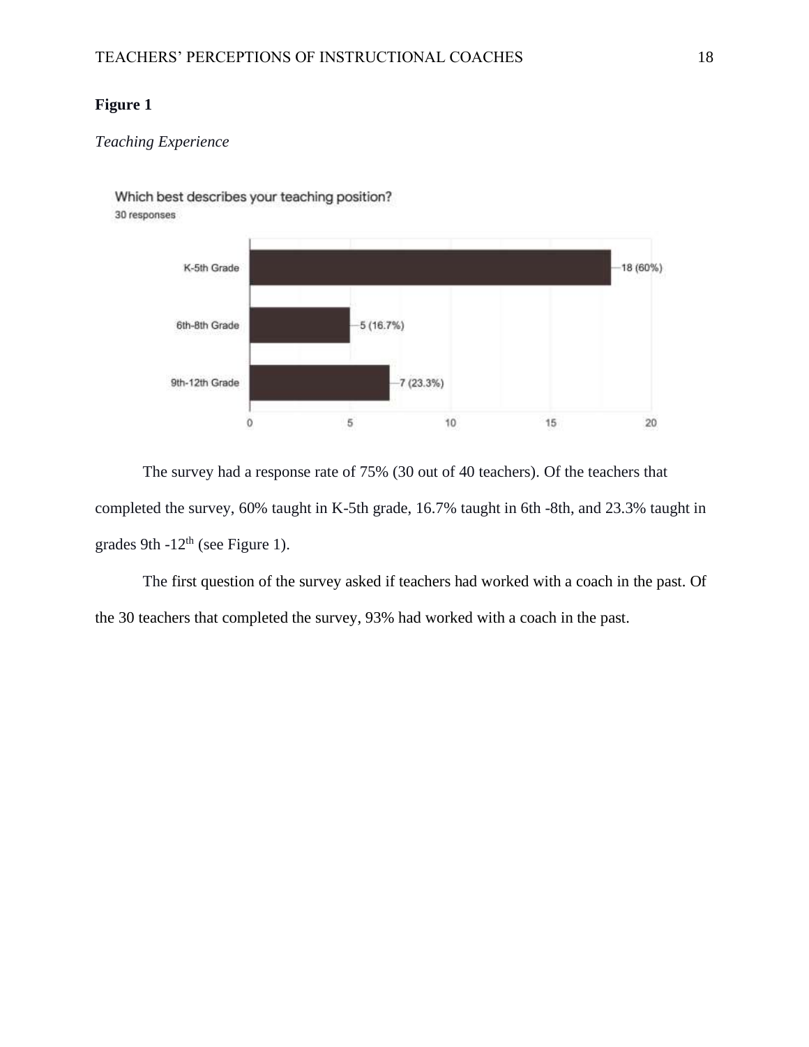**Figure 1**

*Teaching Experience*

Which best describes your teaching position?
30 responses

K-5th Grade
6th-8th Grade
9th-12th Grade

18 (60%)
5 (16.7%)
7 (23.3%)

0
5
10
15
20

The survey had a response rate of 75% (30 out of 40 teachers). Of the teachers that completed the survey, 60% taught in K-5th grade, 16.7% taught in 6th -8th, and 23.3% taught in grades 9th -12th (see Figure 1).

The first question of the survey asked if teachers had worked with a coach in the past. Of the 30 teachers that completed the survey, 93% had worked with a coach in the past.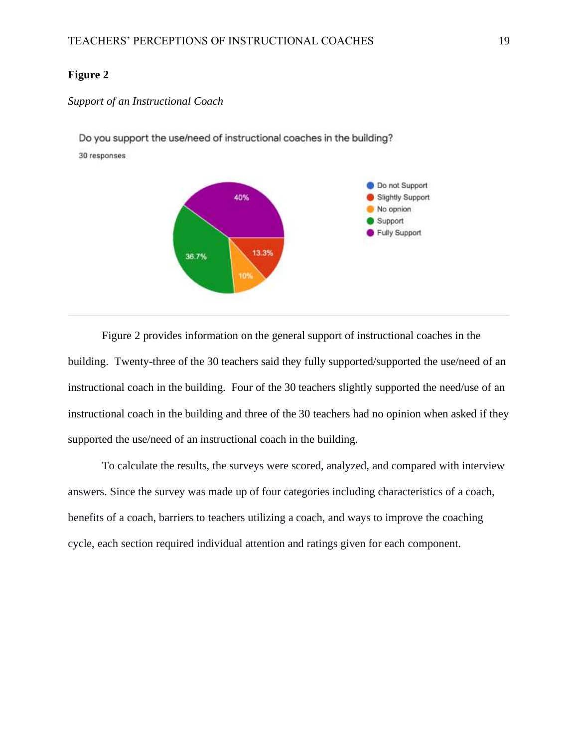**Figure 2**

*Support of an Instructional Coach*

Do you support the use/need of instructional coaches in the building?

30 responses

40%

36.7%

13.3%

10%

Do not Support

Slightly Support

No opnion

Support

Fully Support

Figure 2 provides information on the general support of instructional coaches in the building. Twenty-three of the 30 teachers said they fully supported/supported the use/need of an instructional coach in the building. Four of the 30 teachers slightly supported the need/use of an instructional coach in the building and three of the 30 teachers had no opinion when asked if they supported the use/need of an instructional coach in the building.

To calculate the results, the surveys were scored, analyzed, and compared with interview answers. Since the survey was made up of four categories including characteristics of a coach, benefits of a coach, barriers to teachers utilizing a coach, and ways to improve the coaching cycle, each section required individual attention and ratings given for each component.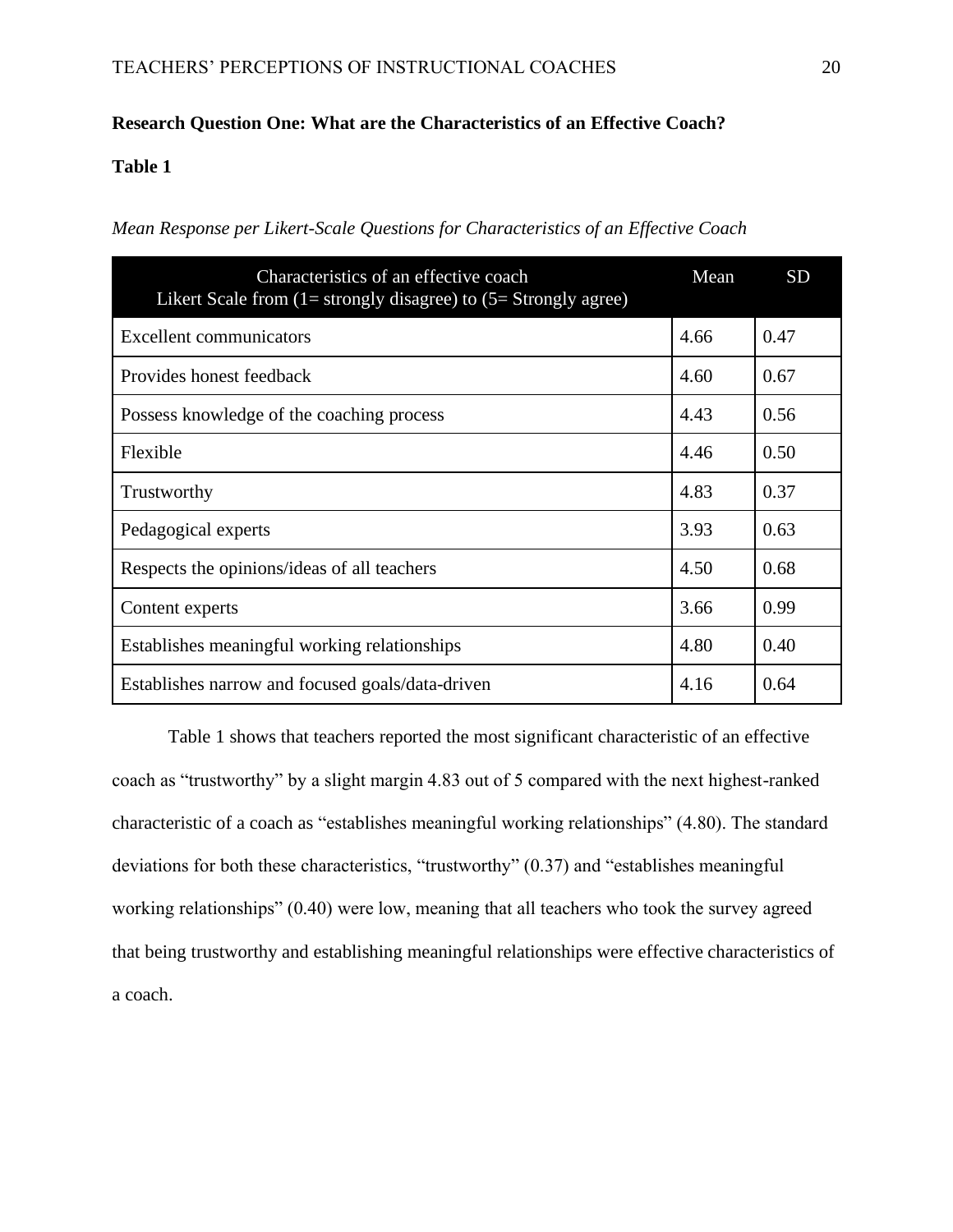**Research Question One: What are the Characteristics of an Effective Coach?**

**Table 1**

*Mean Response per Likert-Scale Questions for Characteristics of an Effective Coach*

| Characteristics of an effective coach<br>Likert Scale from (1= strongly disagree) to (5= Strongly agree) | Mean | SD |
|---|---|---|
| Excellent communicators | 4.66 | 0.47 |
| Provides honest feedback | 4.60 | 0.67 |
| Possess knowledge of the coaching process | 4.43 | 0.56 |
| Flexible | 4.46 | 0.50 |
| Trustworthy | 4.83 | 0.37 |
| Pedagogical experts | 3.93 | 0.63 |
| Respects the opinions/ideas of all teachers | 4.50 | 0.68 |
| Content experts | 3.66 | 0.99 |
| Establishes meaningful working relationships | 4.80 | 0.40 |
| Establishes narrow and focused goals/data-driven | 4.16 | 0.64 |

Table 1 shows that teachers reported the most significant characteristic of an effective coach as "trustworthy" by a slight margin 4.83 out of 5 compared with the next highest-ranked characteristic of a coach as "establishes meaningful working relationships" (4.80). The standard deviations for both these characteristics, "trustworthy" (0.37) and "establishes meaningful working relationships" (0.40) were low, meaning that all teachers who took the survey agreed that being trustworthy and establishing meaningful relationships were effective characteristics of a coach.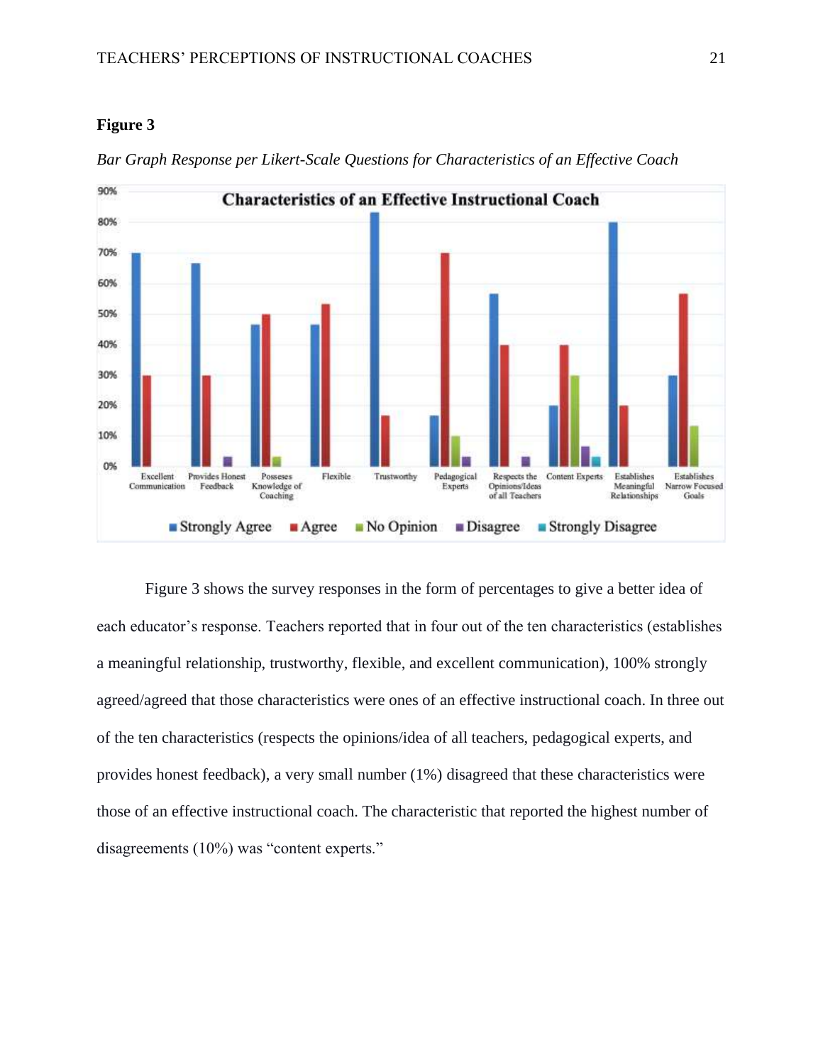**Figure 3**

*Bar Graph Response per Likert-Scale Questions for Characteristics of an Effective Coach*

Characteristics of an Effective Instructional Coach

90%
80%
70%
60%
50%
40%
30%
20%
10%
0%

Excellent Communication
Provides Honest Feedback
Posseses Knowledge of Coaching
Flexible
Trustworthy
Pedagogical Experts
Respects the Opinions/Ideas of all Teachers
Content Experts
Establishes Meaningful Relationships
Establishes Narrow Focused Goals

Strongly Agree
Agree
No Opinion
Disagree
Strongly Disagree

Figure 3 shows the survey responses in the form of percentages to give a better idea of each educator's response. Teachers reported that in four out of the ten characteristics (establishes a meaningful relationship, trustworthy, flexible, and excellent communication), 100% strongly agreed/agreed that those characteristics were ones of an effective instructional coach. In three out of the ten characteristics (respects the opinions/idea of all teachers, pedagogical experts, and provides honest feedback), a very small number (1%) disagreed that these characteristics were those of an effective instructional coach. The characteristic that reported the highest number of disagreements (10%) was "content experts."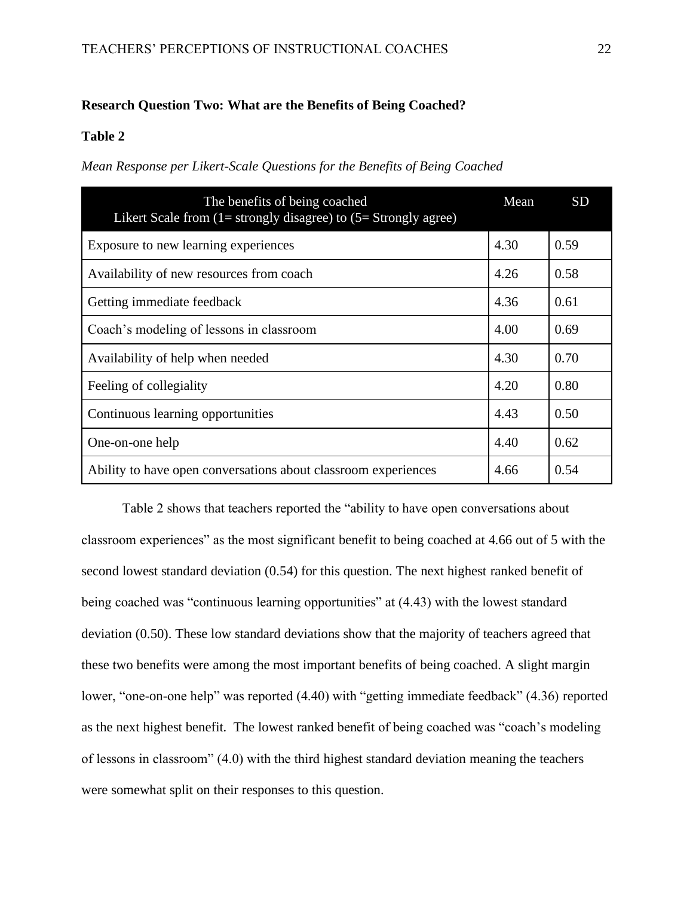**Research Question Two: What are the Benefits of Being Coached?**

**Table 2**

*Mean Response per Likert-Scale Questions for the Benefits of Being Coached*

| The benefits of being coached<br>Likert Scale from (1= strongly disagree) to (5= Strongly agree) | Mean | SD |
|---|---|---|
| Exposure to new learning experiences | 4.30 | 0.59 |
| Availability of new resources from coach | 4.26 | 0.58 |
| Getting immediate feedback | 4.36 | 0.61 |
| Coach's modeling of lessons in classroom | 4.00 | 0.69 |
| Availability of help when needed | 4.30 | 0.70 |
| Feeling of collegiality | 4.20 | 0.80 |
| Continuous learning opportunities | 4.43 | 0.50 |
| One-on-one help | 4.40 | 0.62 |
| Ability to have open conversations about classroom experiences | 4.66 | 0.54 |

Table 2 shows that teachers reported the "ability to have open conversations about classroom experiences" as the most significant benefit to being coached at 4.66 out of 5 with the second lowest standard deviation (0.54) for this question. The next highest ranked benefit of being coached was "continuous learning opportunities" at (4.43) with the lowest standard deviation (0.50). These low standard deviations show that the majority of teachers agreed that these two benefits were among the most important benefits of being coached. A slight margin lower, "one-on-one help" was reported (4.40) with "getting immediate feedback" (4.36) reported as the next highest benefit. The lowest ranked benefit of being coached was "coach's modeling of lessons in classroom" (4.0) with the third highest standard deviation meaning the teachers were somewhat split on their responses to this question.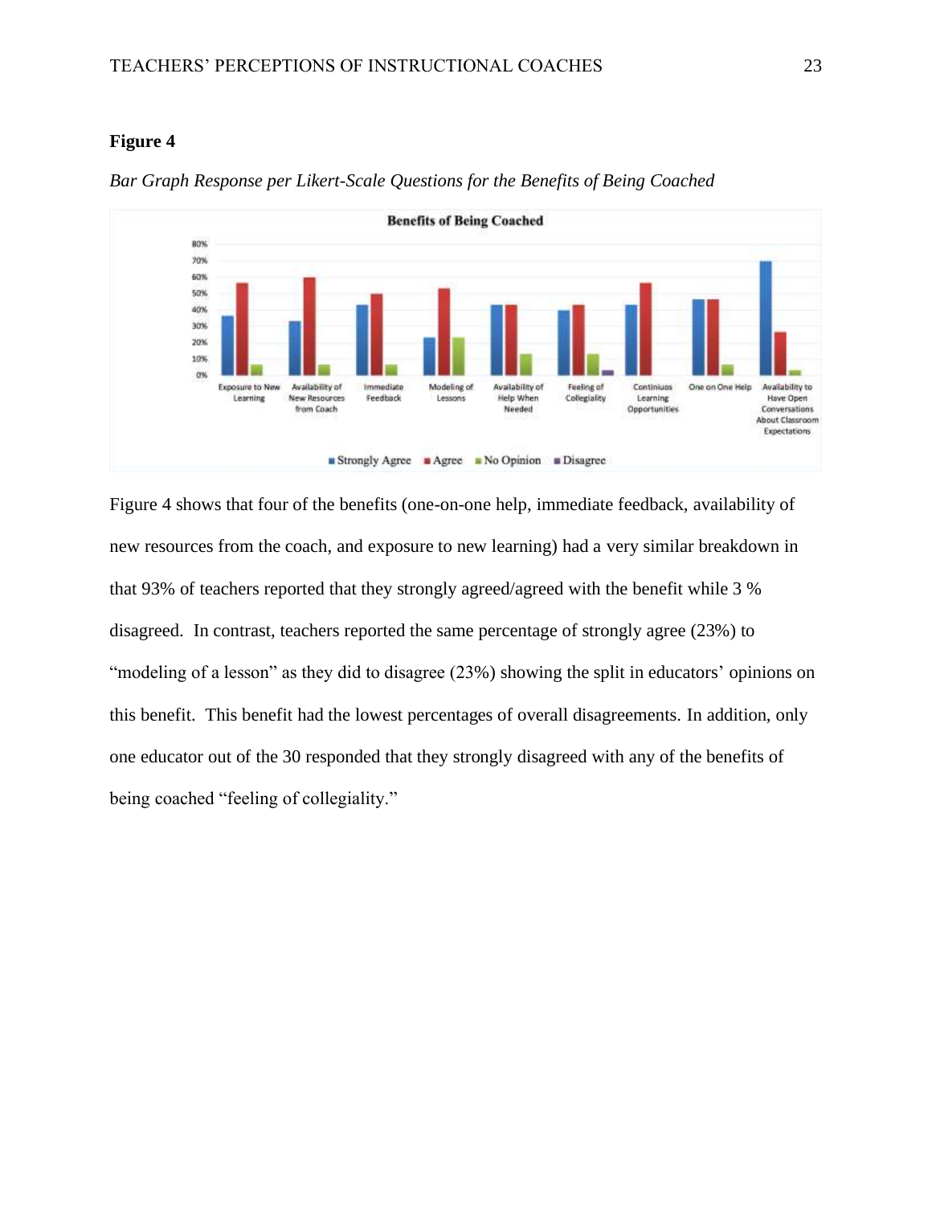**Figure 4**

*Bar Graph Response per Likert-Scale Questions for the Benefits of Being Coached*

Benefits of Being Coached

80%
70%
60%
50%
40%
30%
20%
10%
0%

Exposure to New Learning
Availability of New Resources from Coach
Immediate Feedback
Modeling of Lessons
Availability of Help When Needed
Feeling of Collegiality
Continiuos Learning Opportunities
One on One Help
Availability to Have Open Conversations About Classroom Expectations

Strongly Agree
Agree
No Opinion
Disagree

Figure 4 shows that four of the benefits (one-on-one help, immediate feedback, availability of new resources from the coach, and exposure to new learning) had a very similar breakdown in that 93% of teachers reported that they strongly agreed/agreed with the benefit while 3 % disagreed. In contrast, teachers reported the same percentage of strongly agree (23%) to "modeling of a lesson" as they did to disagree (23%) showing the split in educators' opinions on this benefit. This benefit had the lowest percentages of overall disagreements. In addition, only one educator out of the 30 responded that they strongly disagreed with any of the benefits of being coached "feeling of collegiality."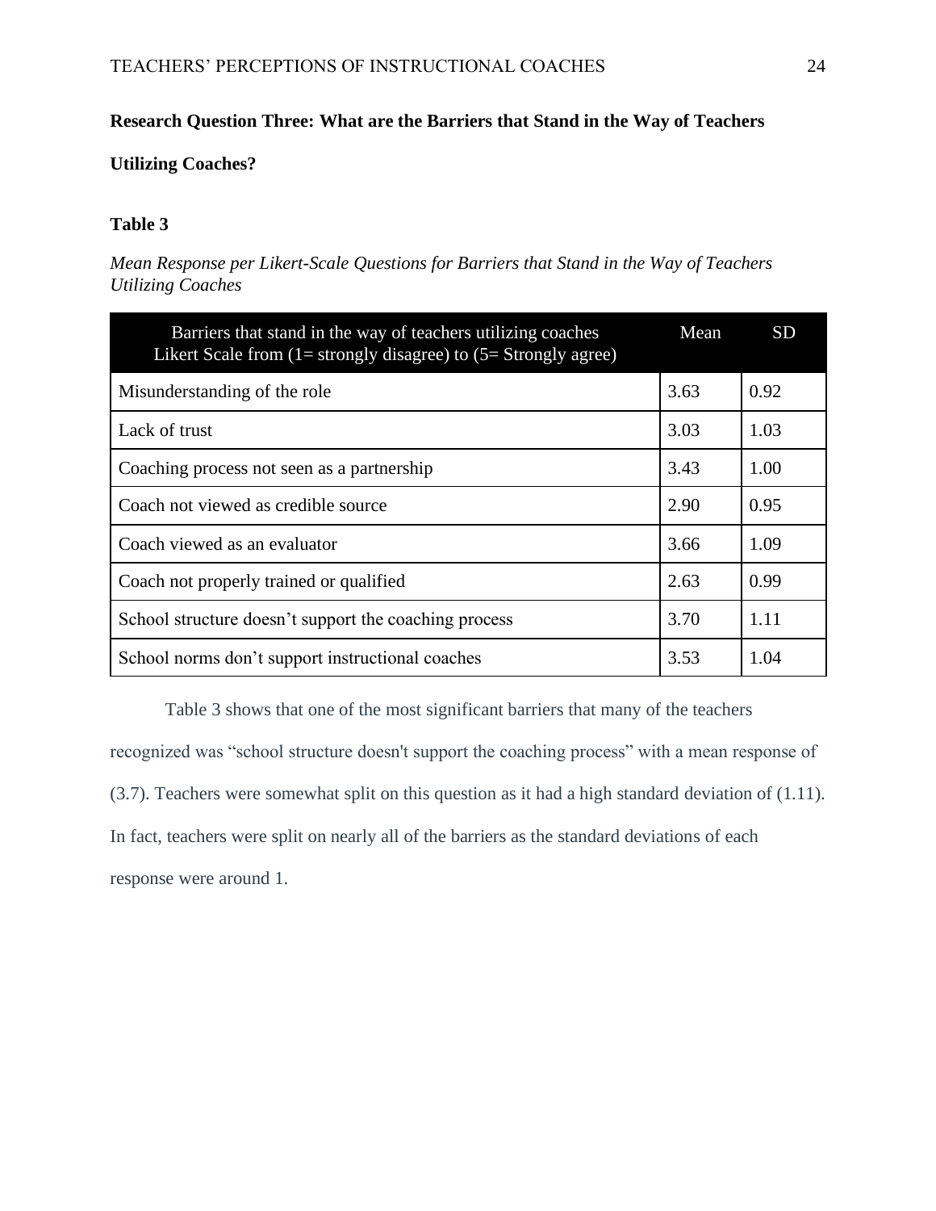**Research Question Three: What are the Barriers that Stand in the Way of Teachers Utilizing Coaches?**

**Table 3**

*Mean Response per Likert-Scale Questions for Barriers that Stand in the Way of Teachers Utilizing Coaches*

| Barriers that stand in the way of teachers utilizing coaches Likert Scale from (1= strongly disagree) to (5= Strongly agree) | Mean | SD |
|---|---|---|
| Misunderstanding of the role | 3.63 | 0.92 |
| Lack of trust | 3.03 | 1.03 |
| Coaching process not seen as a partnership | 3.43 | 1.00 |
| Coach not viewed as credible source | 2.90 | 0.95 |
| Coach viewed as an evaluator | 3.66 | 1.09 |
| Coach not properly trained or qualified | 2.63 | 0.99 |
| School structure doesn't support the coaching process | 3.70 | 1.11 |
| School norms don't support instructional coaches | 3.53 | 1.04 |

Table 3 shows that one of the most significant barriers that many of the teachers recognized was "school structure doesn't support the coaching process" with a mean response of (3.7). Teachers were somewhat split on this question as it had a high standard deviation of (1.11). In fact, teachers were split on nearly all of the barriers as the standard deviations of each response were around 1.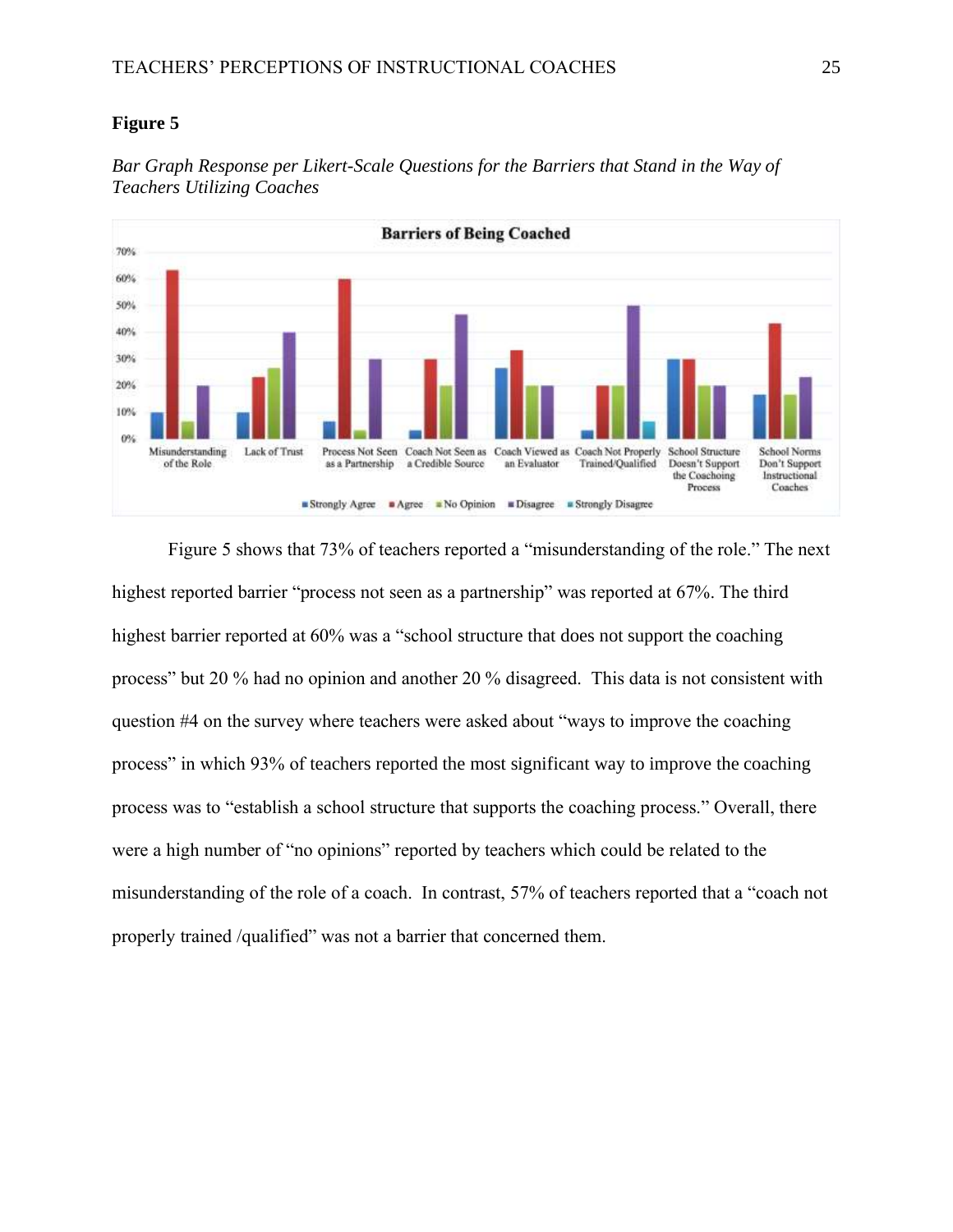**Figure 5**

*Bar Graph Response per Likert-Scale Questions for the Barriers that Stand in the Way of Teachers Utilizing Coaches*

Barriers of Being Coached

70%
60%
50%
40%
30%
20%
10%
0%

Misunderstanding of the Role
Lack of Trust
Process Not Seen as a Partnership
Coach Not Seen as a Credible Source
Coach Viewed as an Evaluator
Coach Not Properly Trained/Qualified
School Structure Doesn't Support the Coachoing Process
School Norms Don't Support Instructional Coaches

Strongly Agree
Agree
No Opinion
Disagree
Strongly Disagree

Figure 5 shows that 73% of teachers reported a "misunderstanding of the role." The next highest reported barrier "process not seen as a partnership" was reported at 67%. The third highest barrier reported at 60% was a "school structure that does not support the coaching process" but 20 % had no opinion and another 20 % disagreed. This data is not consistent with question #4 on the survey where teachers were asked about "ways to improve the coaching process" in which 93% of teachers reported the most significant way to improve the coaching process was to "establish a school structure that supports the coaching process." Overall, there were a high number of "no opinions" reported by teachers which could be related to the misunderstanding of the role of a coach. In contrast, 57% of teachers reported that a "coach not properly trained /qualified" was not a barrier that concerned them.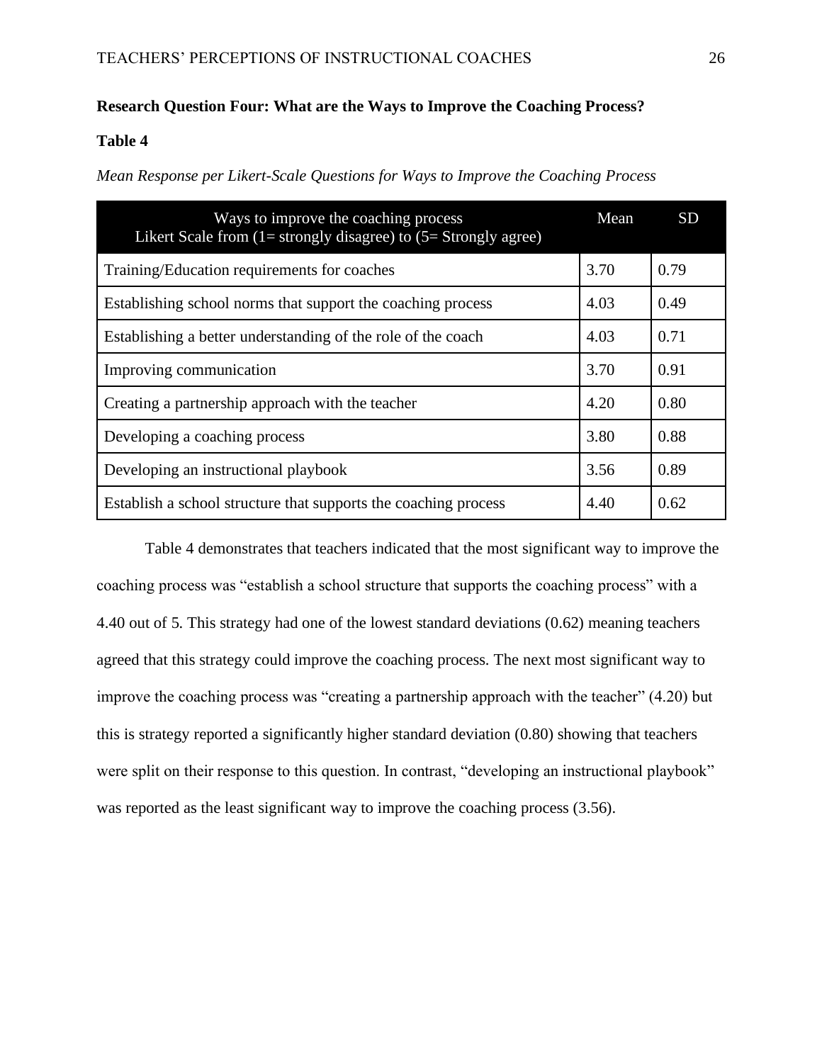**Research Question Four: What are the Ways to Improve the Coaching Process?**

**Table 4**

*Mean Response per Likert-Scale Questions for Ways to Improve the Coaching Process*

| Ways to improve the coaching process Likert Scale from (1= strongly disagree) to (5= Strongly agree) | Mean | SD |
|---|---|---|
| Training/Education requirements for coaches | 3.70 | 0.79 |
| Establishing school norms that support the coaching process | 4.03 | 0.49 |
| Establishing a better understanding of the role of the coach | 4.03 | 0.71 |
| Improving communication | 3.70 | 0.91 |
| Creating a partnership approach with the teacher | 4.20 | 0.80 |
| Developing a coaching process | 3.80 | 0.88 |
| Developing an instructional playbook | 3.56 | 0.89 |
| Establish a school structure that supports the coaching process | 4.40 | 0.62 |

Table 4 demonstrates that teachers indicated that the most significant way to improve the coaching process was "establish a school structure that supports the coaching process" with a 4.40 out of 5. This strategy had one of the lowest standard deviations (0.62) meaning teachers agreed that this strategy could improve the coaching process. The next most significant way to improve the coaching process was "creating a partnership approach with the teacher" (4.20) but this is strategy reported a significantly higher standard deviation (0.80) showing that teachers were split on their response to this question. In contrast, "developing an instructional playbook" was reported as the least significant way to improve the coaching process (3.56).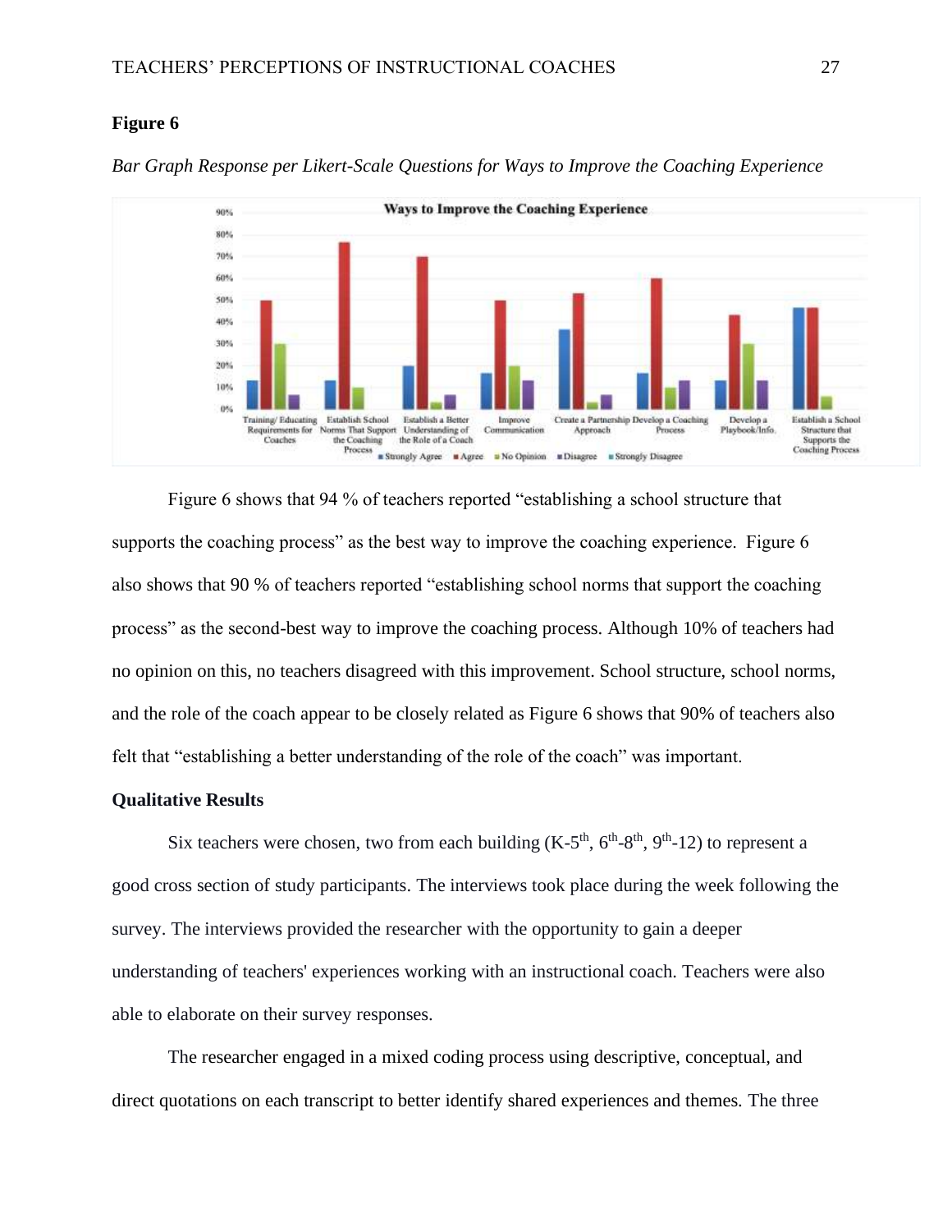**Figure 6**

*Bar Graph Response per Likert-Scale Questions for Ways to Improve the Coaching Experience*

Ways to Improve the Coaching Experience

90%
80%
70%
60%
50%
40%
30%
20%
10%
0%

Training/ Educating Requirements for Coaches
Establish School Norms That Support the Coaching Process
Establish a Better Understanding of the Role of a Coach
Improve Communication
Create a Partnership Approach
Develop a Coaching Process
Develop a Playbook/Info.
Establish a School Structure that Supports the Coaching Process

Strongly Agree · Agree · No Opinion · Disagree · Strongly Disagree

Figure 6 shows that 94 % of teachers reported "establishing a school structure that supports the coaching process" as the best way to improve the coaching experience. Figure 6 also shows that 90 % of teachers reported "establishing school norms that support the coaching process" as the second-best way to improve the coaching process. Although 10% of teachers had no opinion on this, no teachers disagreed with this improvement. School structure, school norms, and the role of the coach appear to be closely related as Figure 6 shows that 90% of teachers also felt that "establishing a better understanding of the role of the coach" was important.

**Qualitative Results**

Six teachers were chosen, two from each building (K-5th, 6th-8th, 9th-12) to represent a good cross section of study participants. The interviews took place during the week following the survey. The interviews provided the researcher with the opportunity to gain a deeper understanding of teachers' experiences working with an instructional coach. Teachers were also able to elaborate on their survey responses.

The researcher engaged in a mixed coding process using descriptive, conceptual, and direct quotations on each transcript to better identify shared experiences and themes. The three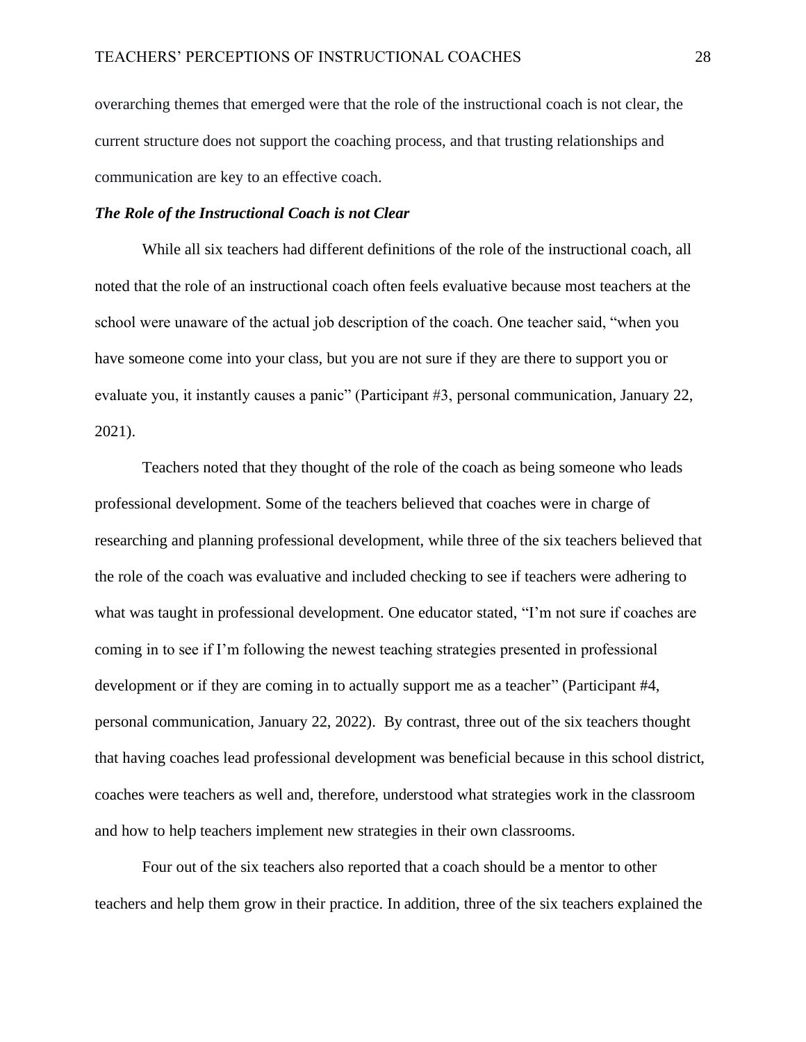overarching themes that emerged were that the role of the instructional coach is not clear, the current structure does not support the coaching process, and that trusting relationships and communication are key to an effective coach.

### *The Role of the Instructional Coach is not Clear*

While all six teachers had different definitions of the role of the instructional coach, all noted that the role of an instructional coach often feels evaluative because most teachers at the school were unaware of the actual job description of the coach. One teacher said, "when you have someone come into your class, but you are not sure if they are there to support you or evaluate you, it instantly causes a panic" (Participant #3, personal communication, January 22, 2021).

Teachers noted that they thought of the role of the coach as being someone who leads professional development. Some of the teachers believed that coaches were in charge of researching and planning professional development, while three of the six teachers believed that the role of the coach was evaluative and included checking to see if teachers were adhering to what was taught in professional development. One educator stated, "I'm not sure if coaches are coming in to see if I'm following the newest teaching strategies presented in professional development or if they are coming in to actually support me as a teacher" (Participant #4, personal communication, January 22, 2022). By contrast, three out of the six teachers thought that having coaches lead professional development was beneficial because in this school district, coaches were teachers as well and, therefore, understood what strategies work in the classroom and how to help teachers implement new strategies in their own classrooms.

Four out of the six teachers also reported that a coach should be a mentor to other teachers and help them grow in their practice. In addition, three of the six teachers explained the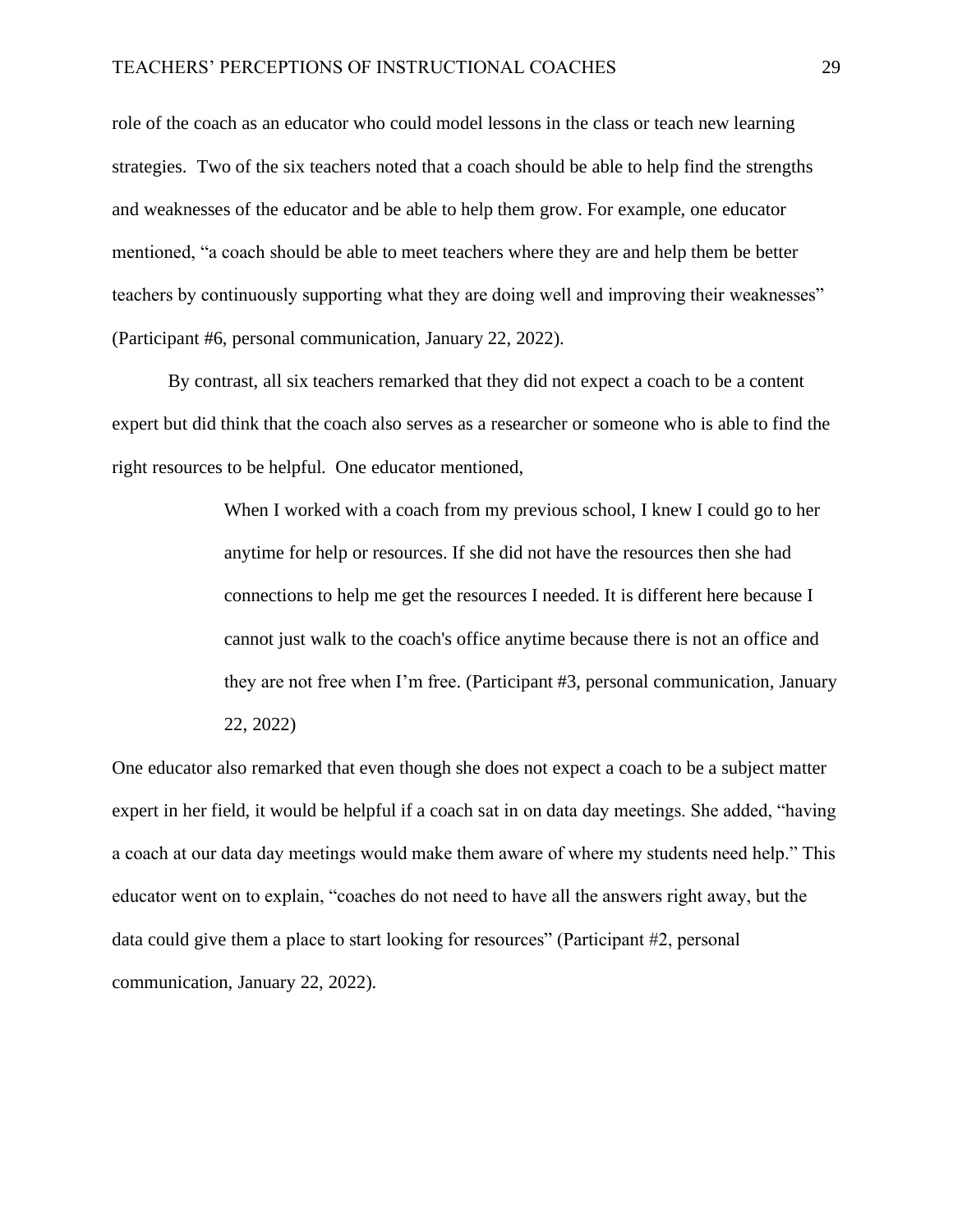role of the coach as an educator who could model lessons in the class or teach new learning strategies. Two of the six teachers noted that a coach should be able to help find the strengths and weaknesses of the educator and be able to help them grow. For example, one educator mentioned, "a coach should be able to meet teachers where they are and help them be better teachers by continuously supporting what they are doing well and improving their weaknesses" (Participant #6, personal communication, January 22, 2022).

By contrast, all six teachers remarked that they did not expect a coach to be a content expert but did think that the coach also serves as a researcher or someone who is able to find the right resources to be helpful. One educator mentioned,

> When I worked with a coach from my previous school, I knew I could go to her anytime for help or resources. If she did not have the resources then she had connections to help me get the resources I needed. It is different here because I cannot just walk to the coach's office anytime because there is not an office and they are not free when I'm free. (Participant #3, personal communication, January 22, 2022)

One educator also remarked that even though she does not expect a coach to be a subject matter expert in her field, it would be helpful if a coach sat in on data day meetings. She added, "having a coach at our data day meetings would make them aware of where my students need help." This educator went on to explain, "coaches do not need to have all the answers right away, but the data could give them a place to start looking for resources" (Participant #2, personal communication, January 22, 2022).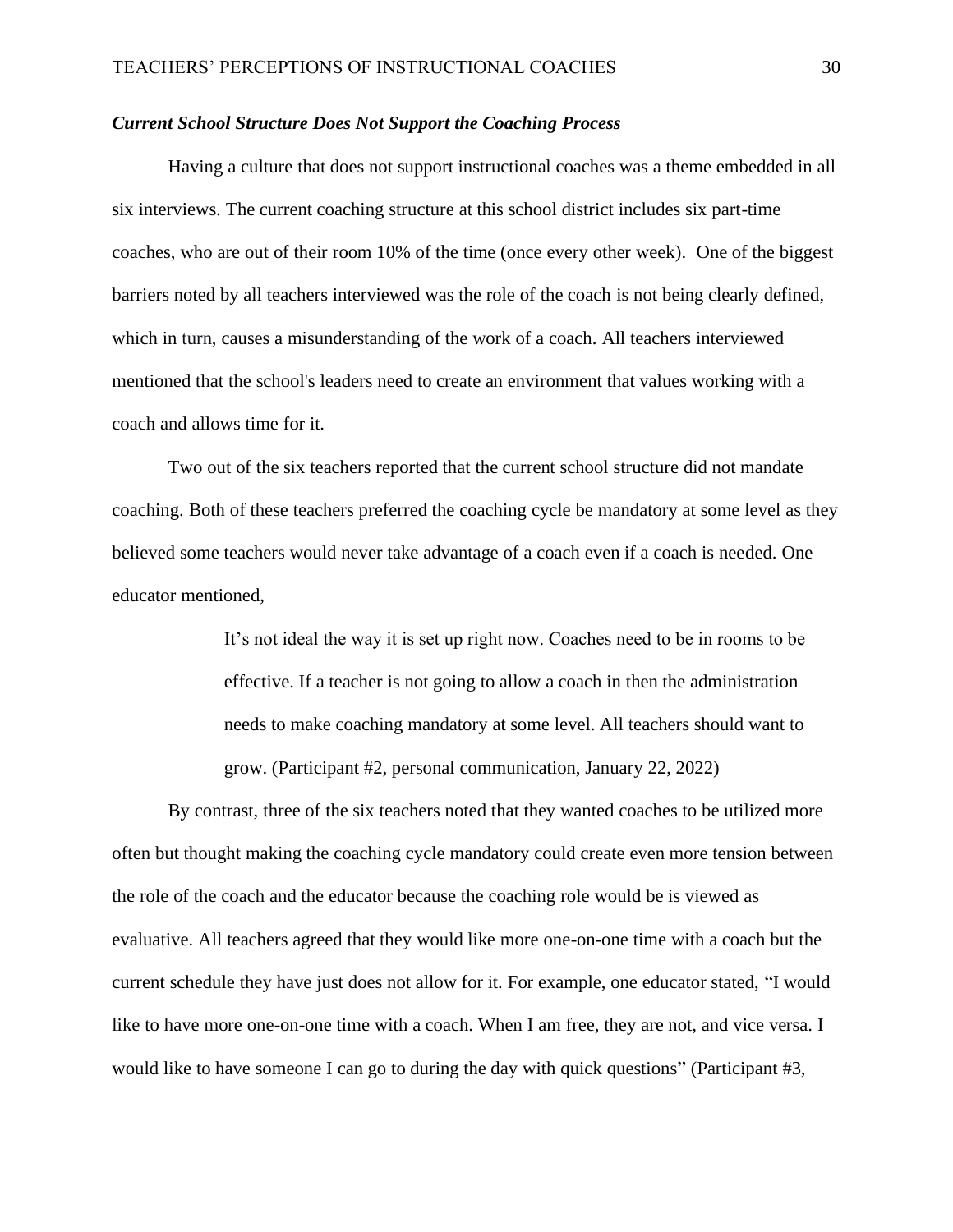### ***Current School Structure Does Not Support the Coaching Process***

Having a culture that does not support instructional coaches was a theme embedded in all six interviews. The current coaching structure at this school district includes six part-time coaches, who are out of their room 10% of the time (once every other week). One of the biggest barriers noted by all teachers interviewed was the role of the coach is not being clearly defined, which in turn, causes a misunderstanding of the work of a coach. All teachers interviewed mentioned that the school's leaders need to create an environment that values working with a coach and allows time for it.

Two out of the six teachers reported that the current school structure did not mandate coaching. Both of these teachers preferred the coaching cycle be mandatory at some level as they believed some teachers would never take advantage of a coach even if a coach is needed. One educator mentioned,

> It’s not ideal the way it is set up right now. Coaches need to be in rooms to be effective. If a teacher is not going to allow a coach in then the administration needs to make coaching mandatory at some level. All teachers should want to grow. (Participant #2, personal communication, January 22, 2022)

By contrast, three of the six teachers noted that they wanted coaches to be utilized more often but thought making the coaching cycle mandatory could create even more tension between the role of the coach and the educator because the coaching role would be is viewed as evaluative. All teachers agreed that they would like more one-on-one time with a coach but the current schedule they have just does not allow for it. For example, one educator stated, “I would like to have more one-on-one time with a coach. When I am free, they are not, and vice versa. I would like to have someone I can go to during the day with quick questions” (Participant #3,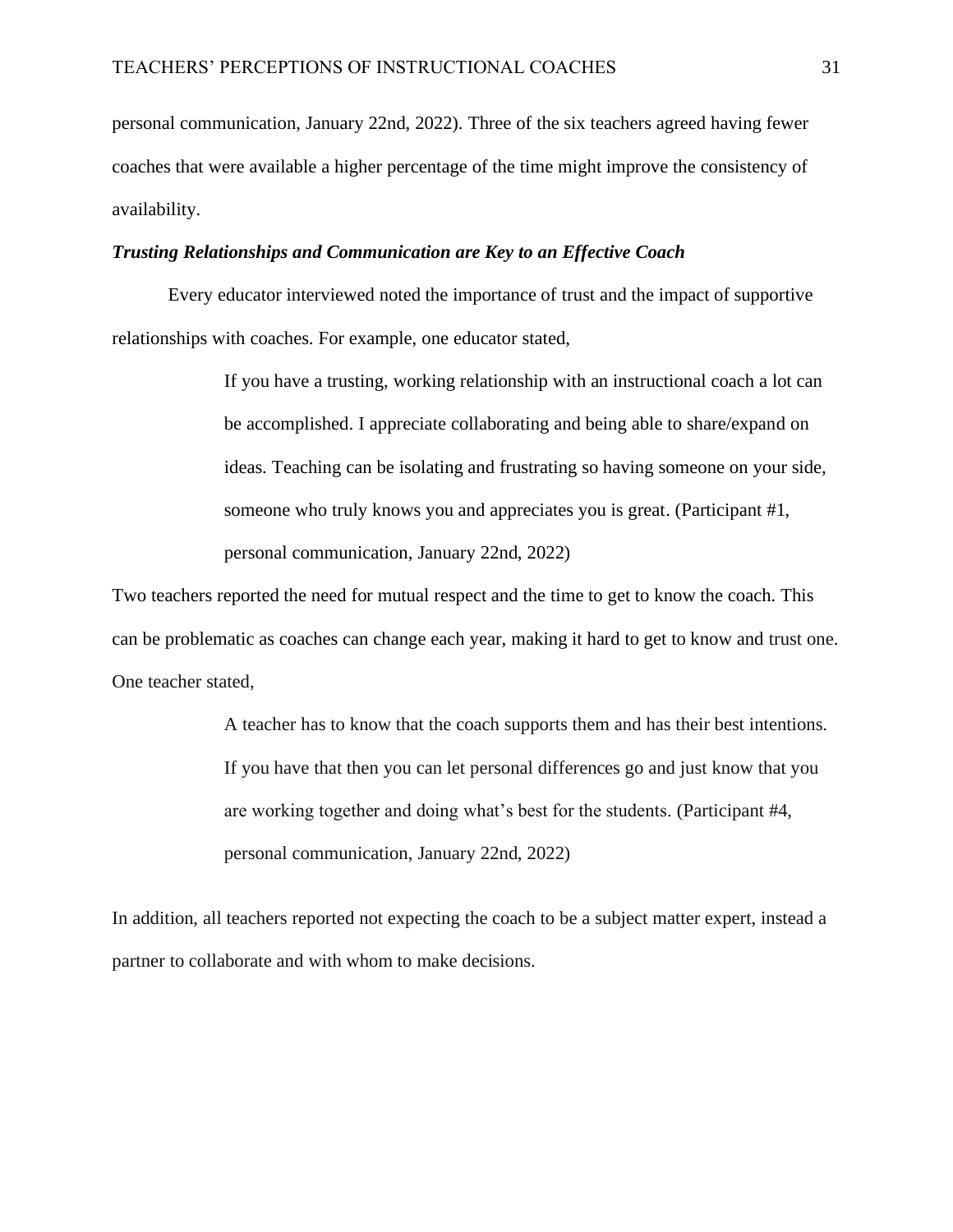personal communication, January 22nd, 2022). Three of the six teachers agreed having fewer coaches that were available a higher percentage of the time might improve the consistency of availability.

### ***Trusting Relationships and Communication are Key to an Effective Coach***

Every educator interviewed noted the importance of trust and the impact of supportive relationships with coaches. For example, one educator stated,

> If you have a trusting, working relationship with an instructional coach a lot can be accomplished. I appreciate collaborating and being able to share/expand on ideas. Teaching can be isolating and frustrating so having someone on your side, someone who truly knows you and appreciates you is great. (Participant #1, personal communication, January 22nd, 2022)

Two teachers reported the need for mutual respect and the time to get to know the coach. This can be problematic as coaches can change each year, making it hard to get to know and trust one. One teacher stated,

> A teacher has to know that the coach supports them and has their best intentions. If you have that then you can let personal differences go and just know that you are working together and doing what's best for the students. (Participant #4, personal communication, January 22nd, 2022)

In addition, all teachers reported not expecting the coach to be a subject matter expert, instead a partner to collaborate and with whom to make decisions.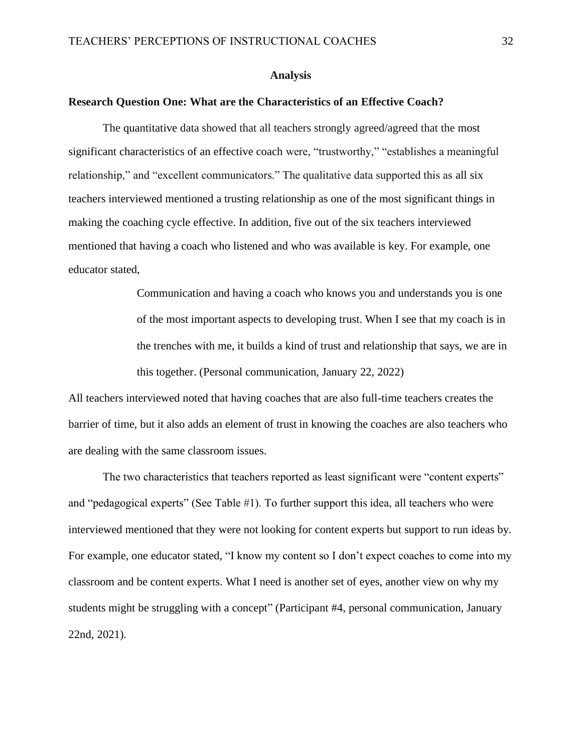## Analysis

### Research Question One: What are the Characteristics of an Effective Coach?

The quantitative data showed that all teachers strongly agreed/agreed that the most significant characteristics of an effective coach were, "trustworthy," "establishes a meaningful relationship," and "excellent communicators." The qualitative data supported this as all six teachers interviewed mentioned a trusting relationship as one of the most significant things in making the coaching cycle effective. In addition, five out of the six teachers interviewed mentioned that having a coach who listened and who was available is key. For example, one educator stated,

> Communication and having a coach who knows you and understands you is one of the most important aspects to developing trust. When I see that my coach is in the trenches with me, it builds a kind of trust and relationship that says, we are in this together. (Personal communication, January 22, 2022)

All teachers interviewed noted that having coaches that are also full-time teachers creates the barrier of time, but it also adds an element of trust in knowing the coaches are also teachers who are dealing with the same classroom issues.

The two characteristics that teachers reported as least significant were "content experts" and "pedagogical experts" (See Table #1). To further support this idea, all teachers who were interviewed mentioned that they were not looking for content experts but support to run ideas by. For example, one educator stated, "I know my content so I don't expect coaches to come into my classroom and be content experts. What I need is another set of eyes, another view on why my students might be struggling with a concept" (Participant #4, personal communication, January 22nd, 2021).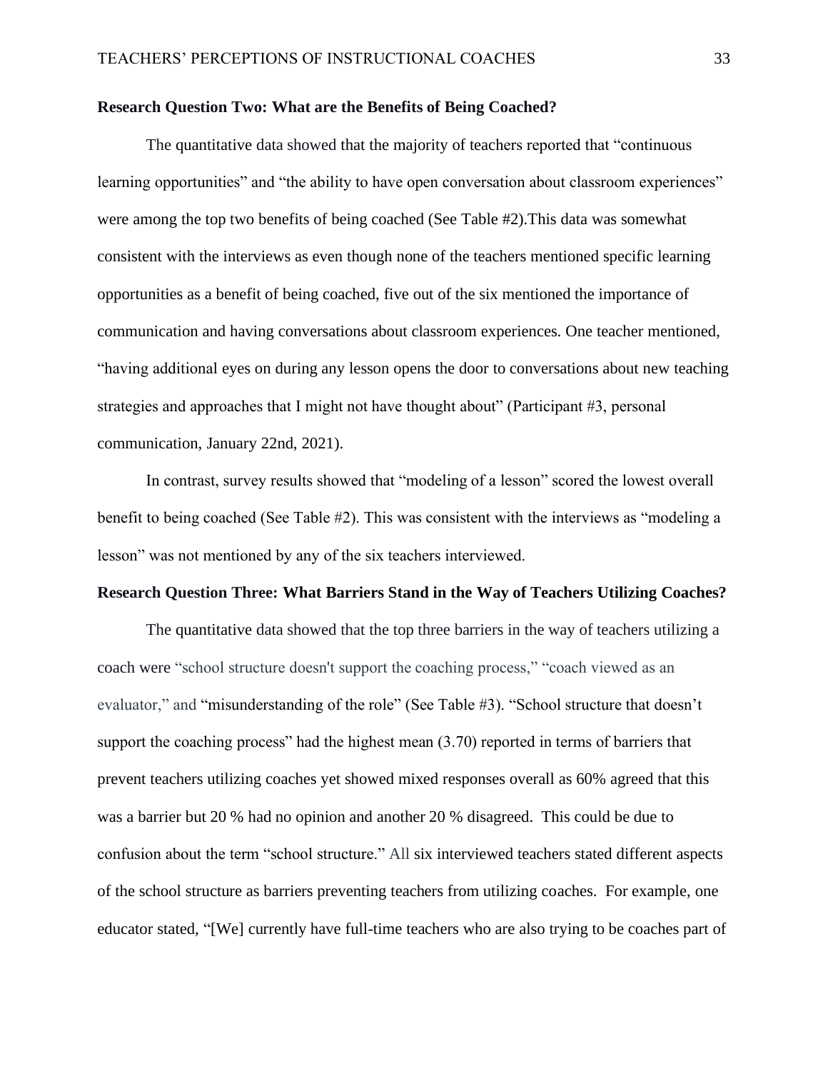### Research Question Two: What are the Benefits of Being Coached?

The quantitative data showed that the majority of teachers reported that "continuous learning opportunities" and "the ability to have open conversation about classroom experiences" were among the top two benefits of being coached (See Table #2).This data was somewhat consistent with the interviews as even though none of the teachers mentioned specific learning opportunities as a benefit of being coached, five out of the six mentioned the importance of communication and having conversations about classroom experiences. One teacher mentioned, "having additional eyes on during any lesson opens the door to conversations about new teaching strategies and approaches that I might not have thought about" (Participant #3, personal communication, January 22nd, 2021).

In contrast, survey results showed that "modeling of a lesson" scored the lowest overall benefit to being coached (See Table #2). This was consistent with the interviews as "modeling a lesson" was not mentioned by any of the six teachers interviewed.

### Research Question Three: What Barriers Stand in the Way of Teachers Utilizing Coaches?

The quantitative data showed that the top three barriers in the way of teachers utilizing a coach were "school structure doesn't support the coaching process," "coach viewed as an evaluator," and "misunderstanding of the role" (See Table #3). "School structure that doesn't support the coaching process" had the highest mean (3.70) reported in terms of barriers that prevent teachers utilizing coaches yet showed mixed responses overall as 60% agreed that this was a barrier but 20 % had no opinion and another 20 % disagreed. This could be due to confusion about the term "school structure." All six interviewed teachers stated different aspects of the school structure as barriers preventing teachers from utilizing coaches. For example, one educator stated, "[We] currently have full-time teachers who are also trying to be coaches part of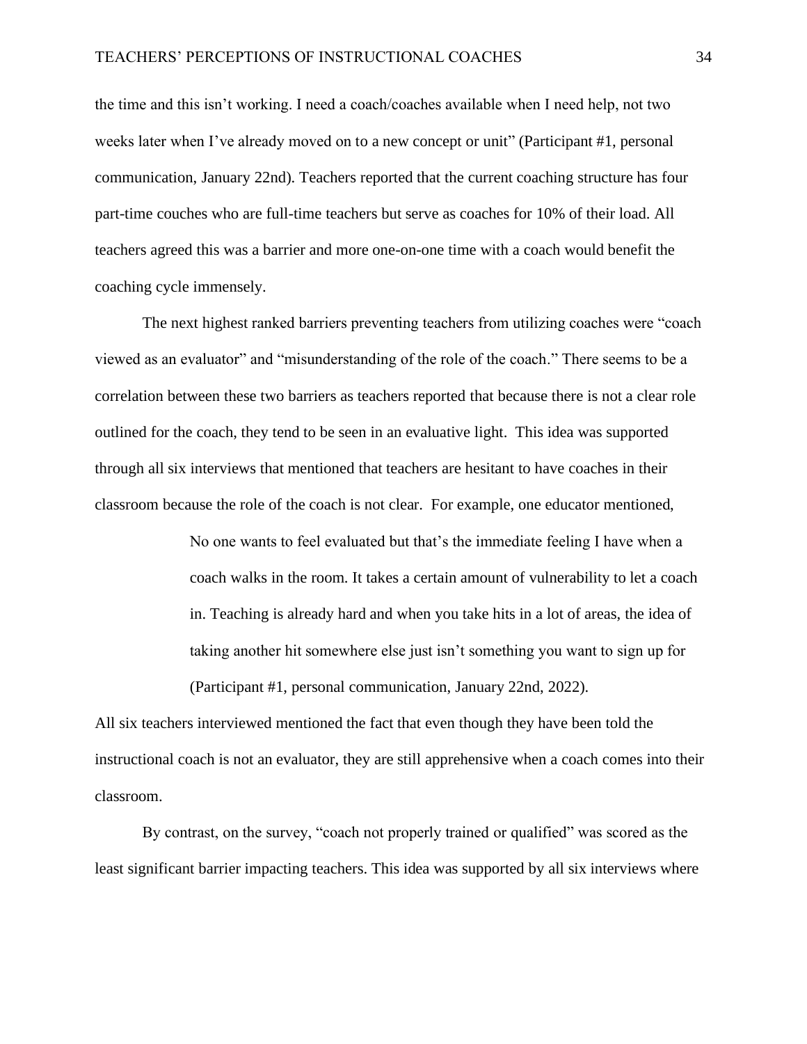the time and this isn't working. I need a coach/coaches available when I need help, not two weeks later when I've already moved on to a new concept or unit" (Participant #1, personal communication, January 22nd). Teachers reported that the current coaching structure has four part-time couches who are full-time teachers but serve as coaches for 10% of their load. All teachers agreed this was a barrier and more one-on-one time with a coach would benefit the coaching cycle immensely.

The next highest ranked barriers preventing teachers from utilizing coaches were "coach viewed as an evaluator" and "misunderstanding of the role of the coach." There seems to be a correlation between these two barriers as teachers reported that because there is not a clear role outlined for the coach, they tend to be seen in an evaluative light. This idea was supported through all six interviews that mentioned that teachers are hesitant to have coaches in their classroom because the role of the coach is not clear. For example, one educator mentioned,

> No one wants to feel evaluated but that's the immediate feeling I have when a coach walks in the room. It takes a certain amount of vulnerability to let a coach in. Teaching is already hard and when you take hits in a lot of areas, the idea of taking another hit somewhere else just isn't something you want to sign up for (Participant #1, personal communication, January 22nd, 2022).

All six teachers interviewed mentioned the fact that even though they have been told the instructional coach is not an evaluator, they are still apprehensive when a coach comes into their classroom.

By contrast, on the survey, "coach not properly trained or qualified" was scored as the least significant barrier impacting teachers. This idea was supported by all six interviews where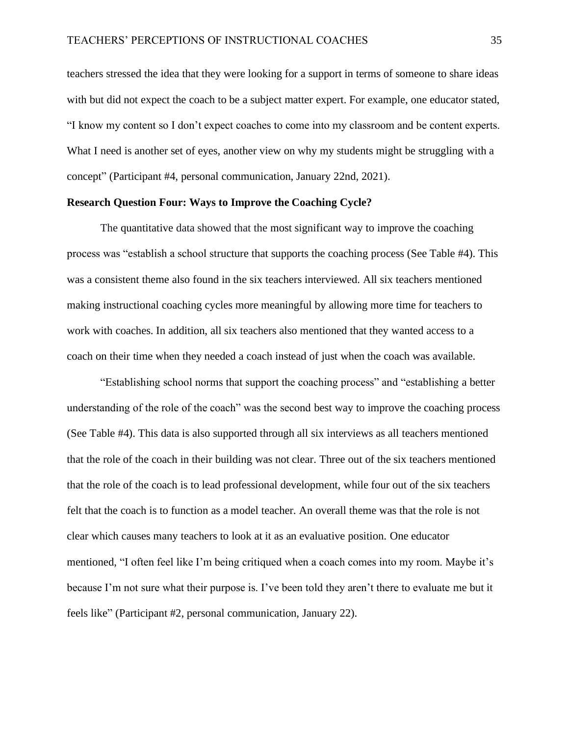teachers stressed the idea that they were looking for a support in terms of someone to share ideas with but did not expect the coach to be a subject matter expert. For example, one educator stated, "I know my content so I don't expect coaches to come into my classroom and be content experts. What I need is another set of eyes, another view on why my students might be struggling with a concept" (Participant #4, personal communication, January 22nd, 2021).

**Research Question Four: Ways to Improve the Coaching Cycle?**

The quantitative data showed that the most significant way to improve the coaching process was "establish a school structure that supports the coaching process (See Table #4). This was a consistent theme also found in the six teachers interviewed. All six teachers mentioned making instructional coaching cycles more meaningful by allowing more time for teachers to work with coaches. In addition, all six teachers also mentioned that they wanted access to a coach on their time when they needed a coach instead of just when the coach was available.

"Establishing school norms that support the coaching process" and "establishing a better understanding of the role of the coach" was the second best way to improve the coaching process (See Table #4). This data is also supported through all six interviews as all teachers mentioned that the role of the coach in their building was not clear. Three out of the six teachers mentioned that the role of the coach is to lead professional development, while four out of the six teachers felt that the coach is to function as a model teacher. An overall theme was that the role is not clear which causes many teachers to look at it as an evaluative position. One educator mentioned, "I often feel like I'm being critiqued when a coach comes into my room. Maybe it's because I'm not sure what their purpose is. I've been told they aren't there to evaluate me but it feels like" (Participant #2, personal communication, January 22).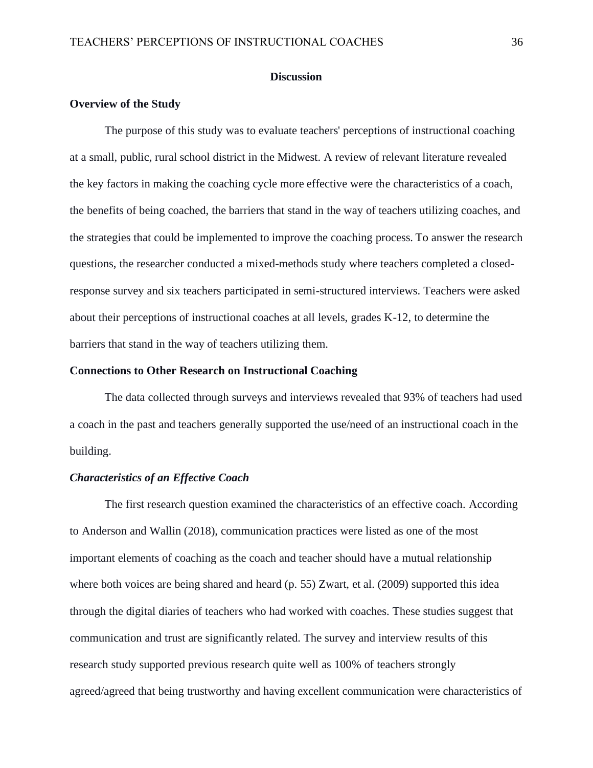# Discussion

## Overview of the Study

The purpose of this study was to evaluate teachers' perceptions of instructional coaching at a small, public, rural school district in the Midwest. A review of relevant literature revealed the key factors in making the coaching cycle more effective were the characteristics of a coach, the benefits of being coached, the barriers that stand in the way of teachers utilizing coaches, and the strategies that could be implemented to improve the coaching process. To answer the research questions, the researcher conducted a mixed-methods study where teachers completed a closed-response survey and six teachers participated in semi-structured interviews. Teachers were asked about their perceptions of instructional coaches at all levels, grades K-12, to determine the barriers that stand in the way of teachers utilizing them.

## Connections to Other Research on Instructional Coaching

The data collected through surveys and interviews revealed that 93% of teachers had used a coach in the past and teachers generally supported the use/need of an instructional coach in the building.

### *Characteristics of an Effective Coach*

The first research question examined the characteristics of an effective coach. According to Anderson and Wallin (2018), communication practices were listed as one of the most important elements of coaching as the coach and teacher should have a mutual relationship where both voices are being shared and heard (p. 55) Zwart, et al. (2009) supported this idea through the digital diaries of teachers who had worked with coaches. These studies suggest that communication and trust are significantly related. The survey and interview results of this research study supported previous research quite well as 100% of teachers strongly agreed/agreed that being trustworthy and having excellent communication were characteristics of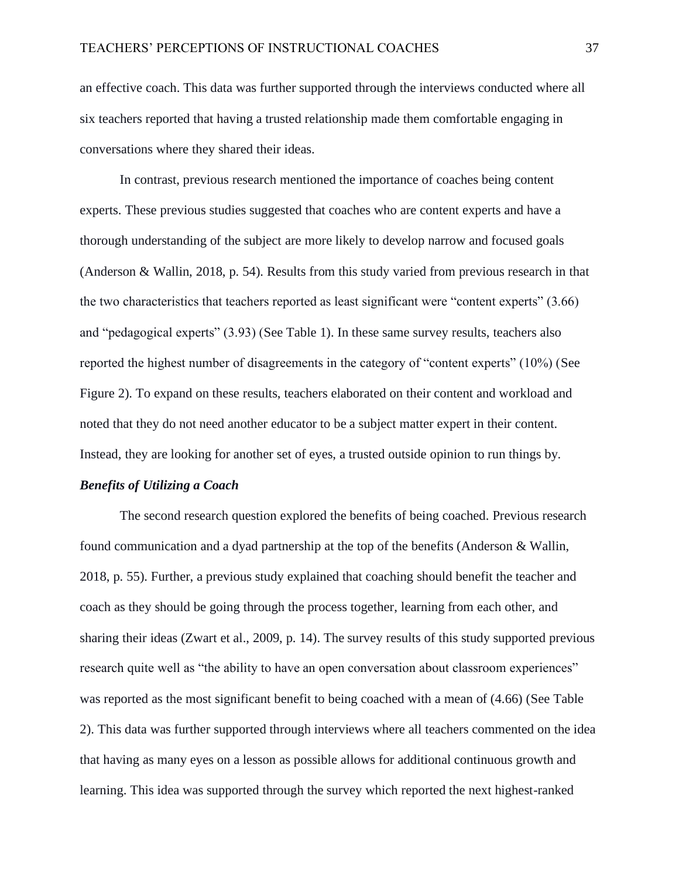an effective coach. This data was further supported through the interviews conducted where all six teachers reported that having a trusted relationship made them comfortable engaging in conversations where they shared their ideas.

In contrast, previous research mentioned the importance of coaches being content experts. These previous studies suggested that coaches who are content experts and have a thorough understanding of the subject are more likely to develop narrow and focused goals (Anderson & Wallin, 2018, p. 54). Results from this study varied from previous research in that the two characteristics that teachers reported as least significant were "content experts" (3.66) and "pedagogical experts" (3.93) (See Table 1). In these same survey results, teachers also reported the highest number of disagreements in the category of "content experts" (10%) (See Figure 2). To expand on these results, teachers elaborated on their content and workload and noted that they do not need another educator to be a subject matter expert in their content. Instead, they are looking for another set of eyes, a trusted outside opinion to run things by.

### *Benefits of Utilizing a Coach*

The second research question explored the benefits of being coached. Previous research found communication and a dyad partnership at the top of the benefits (Anderson & Wallin, 2018, p. 55). Further, a previous study explained that coaching should benefit the teacher and coach as they should be going through the process together, learning from each other, and sharing their ideas (Zwart et al., 2009, p. 14). The survey results of this study supported previous research quite well as "the ability to have an open conversation about classroom experiences" was reported as the most significant benefit to being coached with a mean of (4.66) (See Table 2). This data was further supported through interviews where all teachers commented on the idea that having as many eyes on a lesson as possible allows for additional continuous growth and learning. This idea was supported through the survey which reported the next highest-ranked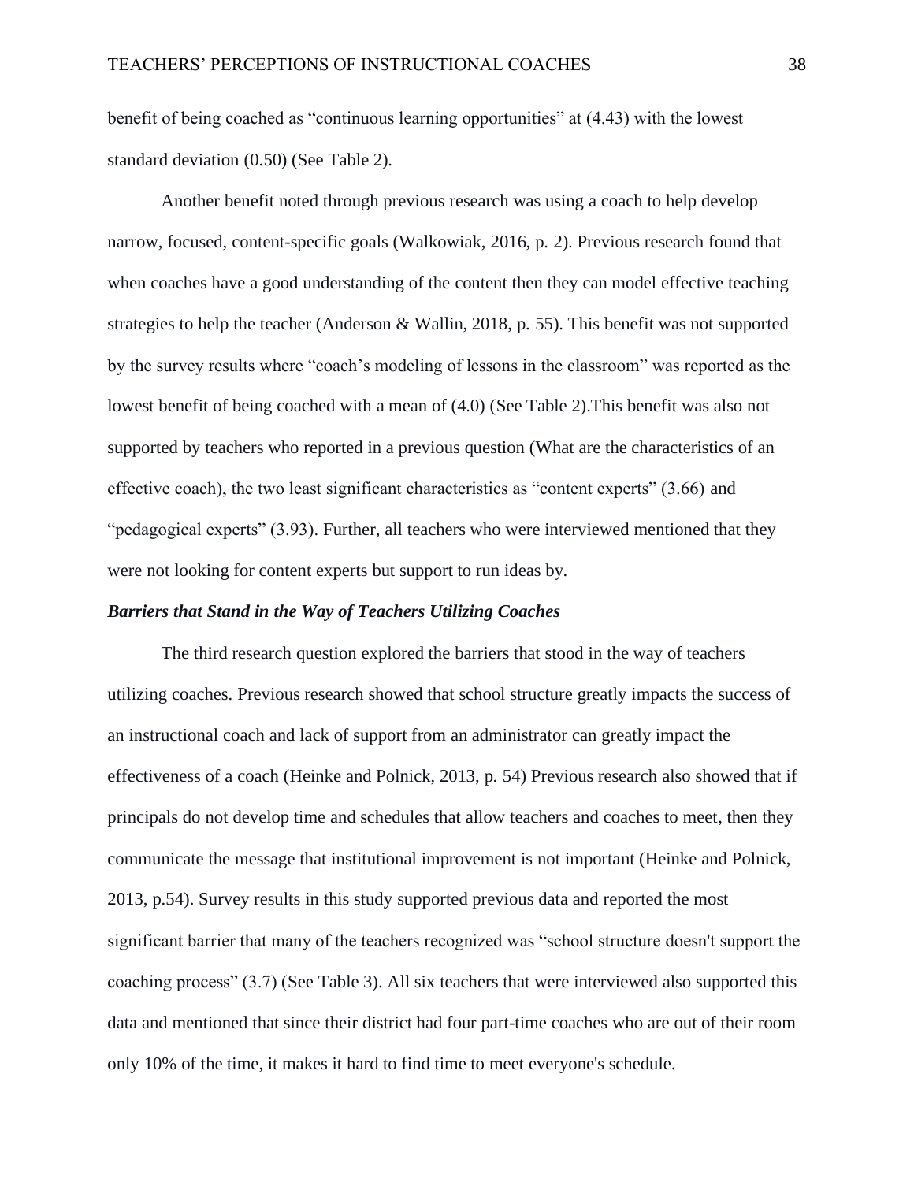benefit of being coached as "continuous learning opportunities" at (4.43) with the lowest standard deviation (0.50) (See Table 2).

Another benefit noted through previous research was using a coach to help develop narrow, focused, content-specific goals (Walkowiak, 2016, p. 2). Previous research found that when coaches have a good understanding of the content then they can model effective teaching strategies to help the teacher (Anderson & Wallin, 2018, p. 55). This benefit was not supported by the survey results where "coach's modeling of lessons in the classroom" was reported as the lowest benefit of being coached with a mean of (4.0) (See Table 2).This benefit was also not supported by teachers who reported in a previous question (What are the characteristics of an effective coach), the two least significant characteristics as "content experts" (3.66) and "pedagogical experts" (3.93). Further, all teachers who were interviewed mentioned that they were not looking for content experts but support to run ideas by.

***Barriers that Stand in the Way of Teachers Utilizing Coaches***

The third research question explored the barriers that stood in the way of teachers utilizing coaches. Previous research showed that school structure greatly impacts the success of an instructional coach and lack of support from an administrator can greatly impact the effectiveness of a coach (Heinke and Polnick, 2013, p. 54) Previous research also showed that if principals do not develop time and schedules that allow teachers and coaches to meet, then they communicate the message that institutional improvement is not important (Heinke and Polnick, 2013, p.54). Survey results in this study supported previous data and reported the most significant barrier that many of the teachers recognized was "school structure doesn't support the coaching process" (3.7) (See Table 3). All six teachers that were interviewed also supported this data and mentioned that since their district had four part-time coaches who are out of their room only 10% of the time, it makes it hard to find time to meet everyone's schedule.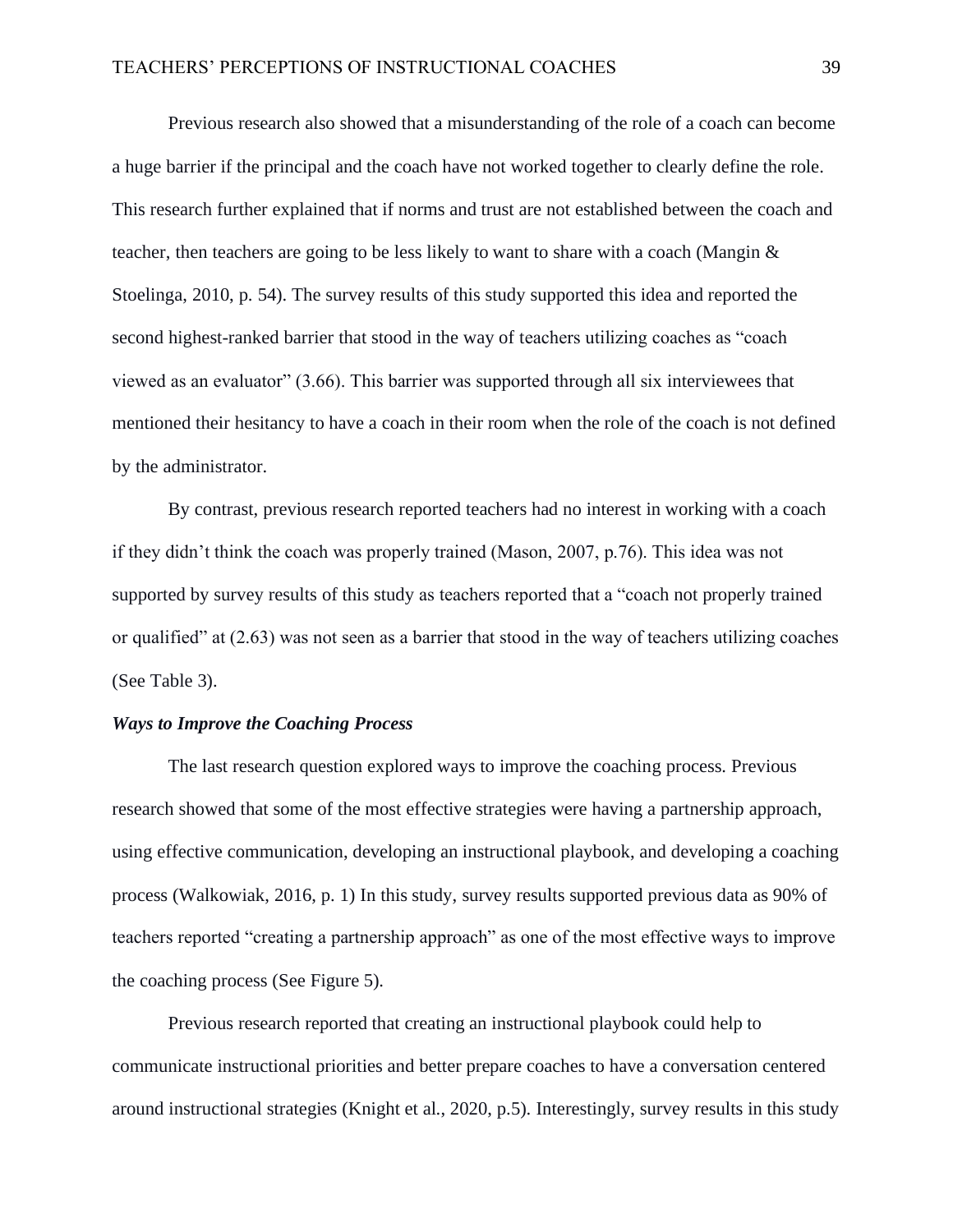Previous research also showed that a misunderstanding of the role of a coach can become a huge barrier if the principal and the coach have not worked together to clearly define the role. This research further explained that if norms and trust are not established between the coach and teacher, then teachers are going to be less likely to want to share with a coach (Mangin & Stoelinga, 2010, p. 54). The survey results of this study supported this idea and reported the second highest-ranked barrier that stood in the way of teachers utilizing coaches as "coach viewed as an evaluator" (3.66). This barrier was supported through all six interviewees that mentioned their hesitancy to have a coach in their room when the role of the coach is not defined by the administrator.

By contrast, previous research reported teachers had no interest in working with a coach if they didn't think the coach was properly trained (Mason, 2007, p.76). This idea was not supported by survey results of this study as teachers reported that a "coach not properly trained or qualified" at (2.63) was not seen as a barrier that stood in the way of teachers utilizing coaches (See Table 3).

### *Ways to Improve the Coaching Process*

The last research question explored ways to improve the coaching process. Previous research showed that some of the most effective strategies were having a partnership approach, using effective communication, developing an instructional playbook, and developing a coaching process (Walkowiak, 2016, p. 1) In this study, survey results supported previous data as 90% of teachers reported "creating a partnership approach" as one of the most effective ways to improve the coaching process (See Figure 5).

Previous research reported that creating an instructional playbook could help to communicate instructional priorities and better prepare coaches to have a conversation centered around instructional strategies (Knight et al., 2020, p.5). Interestingly, survey results in this study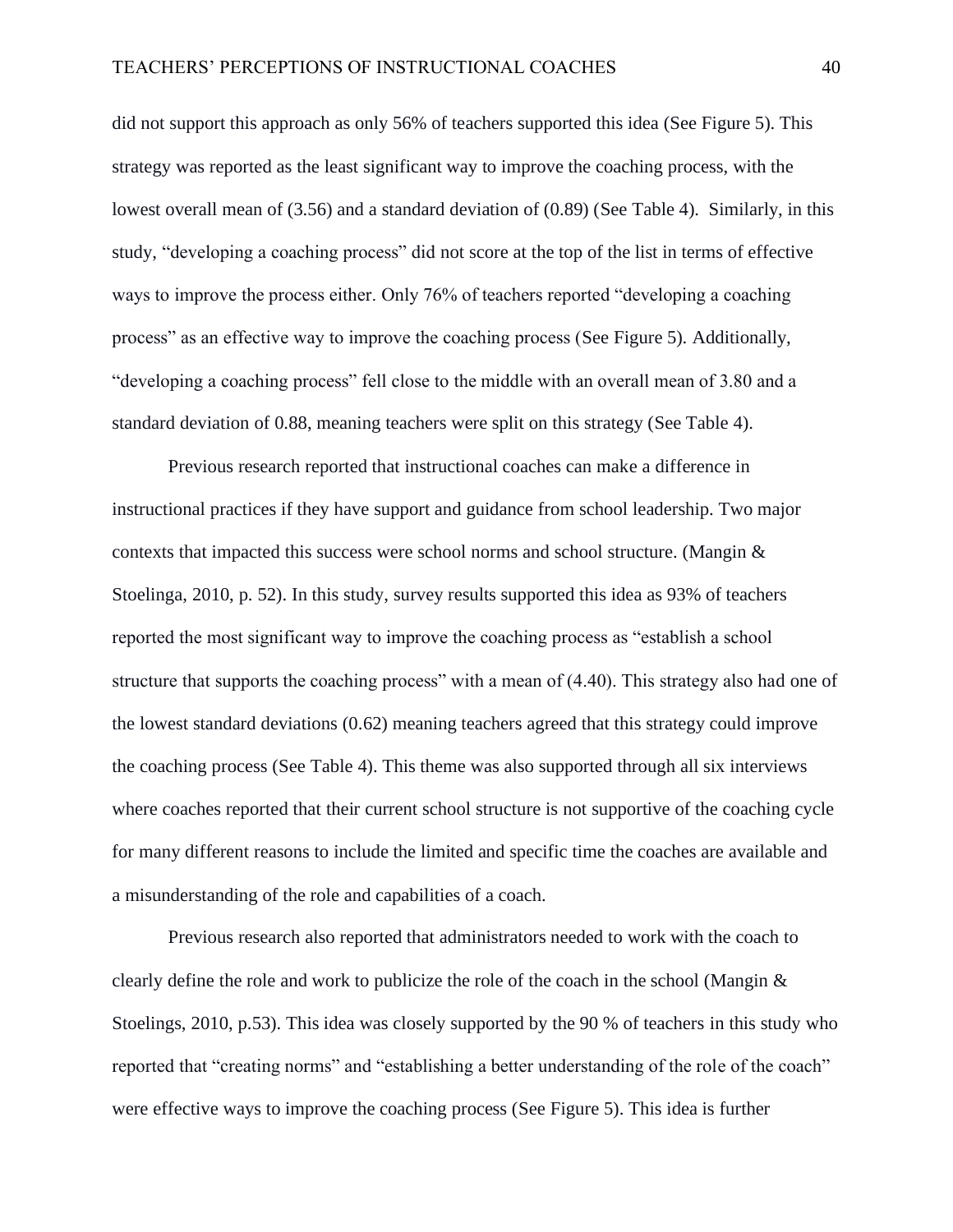did not support this approach as only 56% of teachers supported this idea (See Figure 5). This strategy was reported as the least significant way to improve the coaching process, with the lowest overall mean of (3.56) and a standard deviation of (0.89) (See Table 4). Similarly, in this study, "developing a coaching process" did not score at the top of the list in terms of effective ways to improve the process either. Only 76% of teachers reported "developing a coaching process" as an effective way to improve the coaching process (See Figure 5). Additionally, "developing a coaching process" fell close to the middle with an overall mean of 3.80 and a standard deviation of 0.88, meaning teachers were split on this strategy (See Table 4).

Previous research reported that instructional coaches can make a difference in instructional practices if they have support and guidance from school leadership. Two major contexts that impacted this success were school norms and school structure. (Mangin & Stoelinga, 2010, p. 52). In this study, survey results supported this idea as 93% of teachers reported the most significant way to improve the coaching process as "establish a school structure that supports the coaching process" with a mean of (4.40). This strategy also had one of the lowest standard deviations (0.62) meaning teachers agreed that this strategy could improve the coaching process (See Table 4). This theme was also supported through all six interviews where coaches reported that their current school structure is not supportive of the coaching cycle for many different reasons to include the limited and specific time the coaches are available and a misunderstanding of the role and capabilities of a coach.

Previous research also reported that administrators needed to work with the coach to clearly define the role and work to publicize the role of the coach in the school (Mangin & Stoelings, 2010, p.53). This idea was closely supported by the 90 % of teachers in this study who reported that "creating norms" and "establishing a better understanding of the role of the coach" were effective ways to improve the coaching process (See Figure 5). This idea is further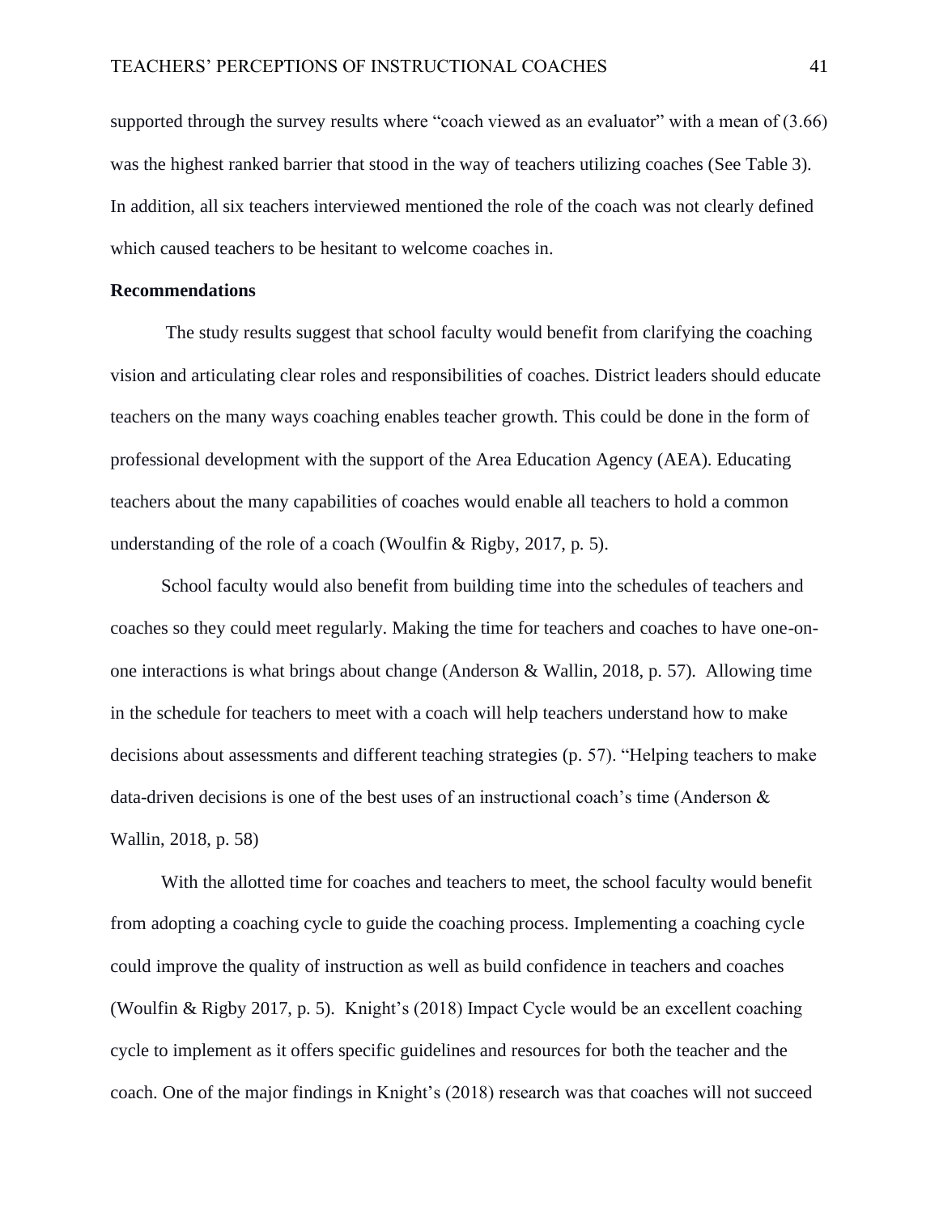supported through the survey results where "coach viewed as an evaluator" with a mean of (3.66) was the highest ranked barrier that stood in the way of teachers utilizing coaches (See Table 3). In addition, all six teachers interviewed mentioned the role of the coach was not clearly defined which caused teachers to be hesitant to welcome coaches in.

**Recommendations**

The study results suggest that school faculty would benefit from clarifying the coaching vision and articulating clear roles and responsibilities of coaches. District leaders should educate teachers on the many ways coaching enables teacher growth. This could be done in the form of professional development with the support of the Area Education Agency (AEA). Educating teachers about the many capabilities of coaches would enable all teachers to hold a common understanding of the role of a coach (Woulfin & Rigby, 2017, p. 5).

School faculty would also benefit from building time into the schedules of teachers and coaches so they could meet regularly. Making the time for teachers and coaches to have one-on-one interactions is what brings about change (Anderson & Wallin, 2018, p. 57). Allowing time in the schedule for teachers to meet with a coach will help teachers understand how to make decisions about assessments and different teaching strategies (p. 57). "Helping teachers to make data-driven decisions is one of the best uses of an instructional coach's time (Anderson & Wallin, 2018, p. 58)

With the allotted time for coaches and teachers to meet, the school faculty would benefit from adopting a coaching cycle to guide the coaching process. Implementing a coaching cycle could improve the quality of instruction as well as build confidence in teachers and coaches (Woulfin & Rigby 2017, p. 5). Knight's (2018) Impact Cycle would be an excellent coaching cycle to implement as it offers specific guidelines and resources for both the teacher and the coach. One of the major findings in Knight's (2018) research was that coaches will not succeed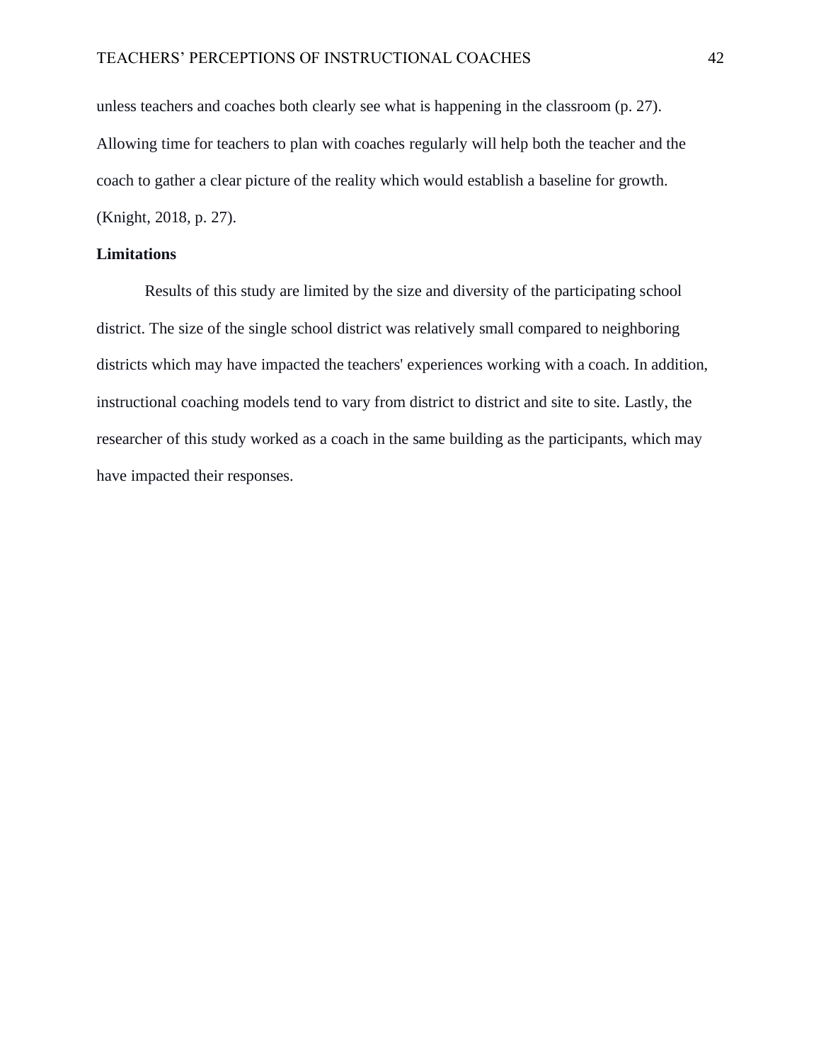unless teachers and coaches both clearly see what is happening in the classroom (p. 27). Allowing time for teachers to plan with coaches regularly will help both the teacher and the coach to gather a clear picture of the reality which would establish a baseline for growth. (Knight, 2018, p. 27).

## Limitations

Results of this study are limited by the size and diversity of the participating school district. The size of the single school district was relatively small compared to neighboring districts which may have impacted the teachers' experiences working with a coach. In addition, instructional coaching models tend to vary from district to district and site to site. Lastly, the researcher of this study worked as a coach in the same building as the participants, which may have impacted their responses.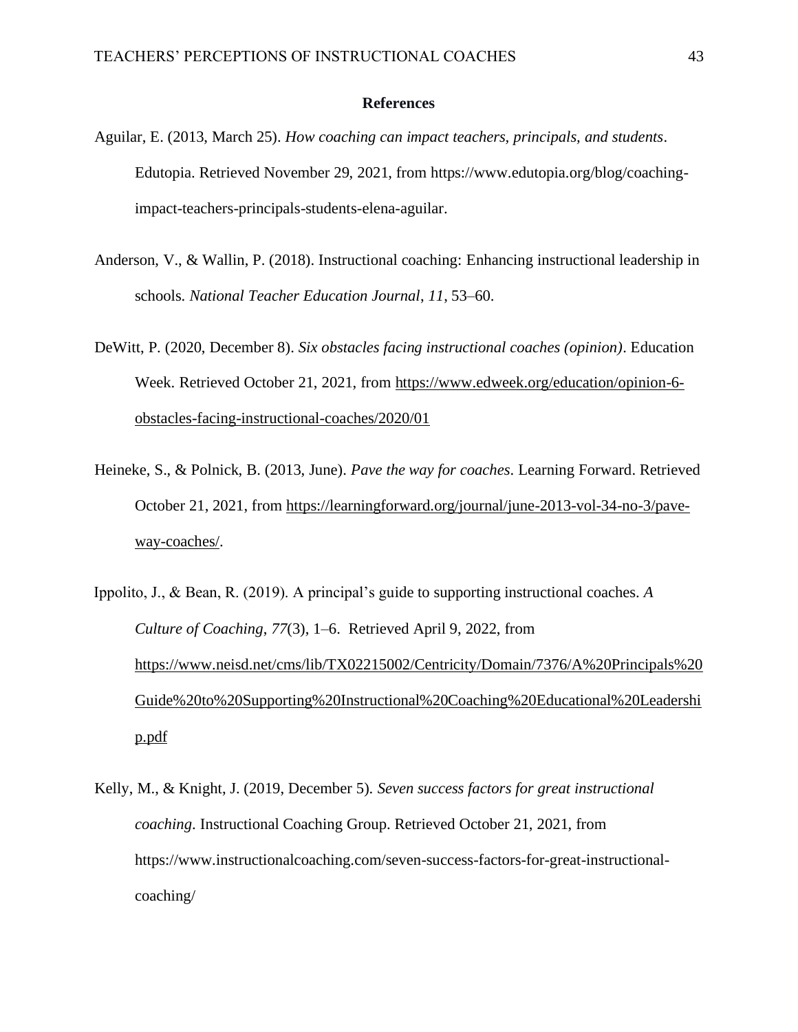**References**

Aguilar, E. (2013, March 25). *How coaching can impact teachers, principals, and students*. Edutopia. Retrieved November 29, 2021, from https://www.edutopia.org/blog/coaching-impact-teachers-principals-students-elena-aguilar.

Anderson, V., & Wallin, P. (2018). Instructional coaching: Enhancing instructional leadership in schools. *National Teacher Education Journal*, *11*, 53–60.

DeWitt, P. (2020, December 8). *Six obstacles facing instructional coaches (opinion)*. Education Week. Retrieved October 21, 2021, from https://www.edweek.org/education/opinion-6-obstacles-facing-instructional-coaches/2020/01

Heineke, S., & Polnick, B. (2013, June). *Pave the way for coaches*. Learning Forward. Retrieved October 21, 2021, from https://learningforward.org/journal/june-2013-vol-34-no-3/pave-way-coaches/.

Ippolito, J., & Bean, R. (2019). A principal's guide to supporting instructional coaches. *A Culture of Coaching*, *77*(3), 1–6. Retrieved April 9, 2022, from https://www.neisd.net/cms/lib/TX02215002/Centricity/Domain/7376/A%20Principals%20Guide%20to%20Supporting%20Instructional%20Coaching%20Educational%20Leadership.pdf

Kelly, M., & Knight, J. (2019, December 5). *Seven success factors for great instructional coaching*. Instructional Coaching Group. Retrieved October 21, 2021, from https://www.instructionalcoaching.com/seven-success-factors-for-great-instructional-coaching/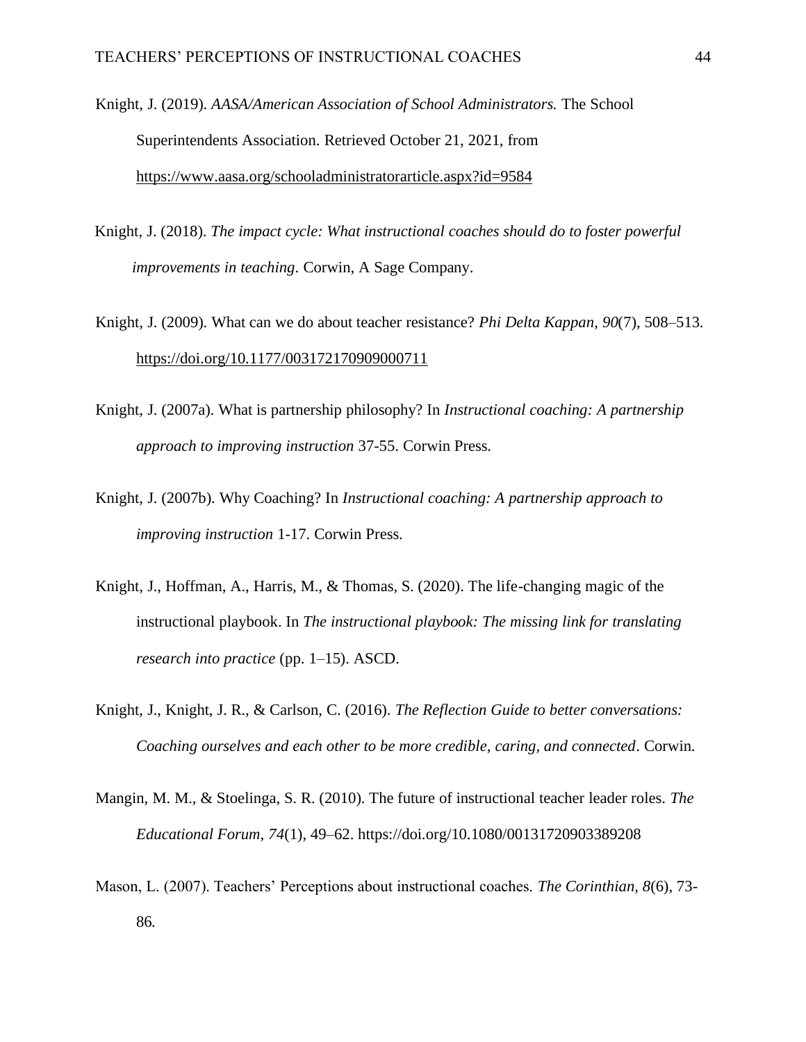Knight, J. (2019). *AASA/American Association of School Administrators.* The School Superintendents Association. Retrieved October 21, 2021, from https://www.aasa.org/schooladministratorarticle.aspx?id=9584

Knight, J. (2018). *The impact cycle: What instructional coaches should do to foster powerful improvements in teaching*. Corwin, A Sage Company.

Knight, J. (2009). What can we do about teacher resistance? *Phi Delta Kappan*, *90*(7), 508–513. https://doi.org/10.1177/003172170909000711

Knight, J. (2007a). What is partnership philosophy? In *Instructional coaching: A partnership approach to improving instruction* 37-55. Corwin Press.

Knight, J. (2007b). Why Coaching? In *Instructional coaching: A partnership approach to improving instruction* 1-17. Corwin Press.

Knight, J., Hoffman, A., Harris, M., & Thomas, S. (2020). The life-changing magic of the instructional playbook. In *The instructional playbook: The missing link for translating research into practice* (pp. 1–15). ASCD.

Knight, J., Knight, J. R., & Carlson, C. (2016). *The Reflection Guide to better conversations: Coaching ourselves and each other to be more credible, caring, and connected*. Corwin.

Mangin, M. M., & Stoelinga, S. R. (2010). The future of instructional teacher leader roles. *The Educational Forum*, *74*(1), 49–62. https://doi.org/10.1080/00131720903389208

Mason, L. (2007). Teachers' Perceptions about instructional coaches. *The Corinthian, 8*(6), 73-86.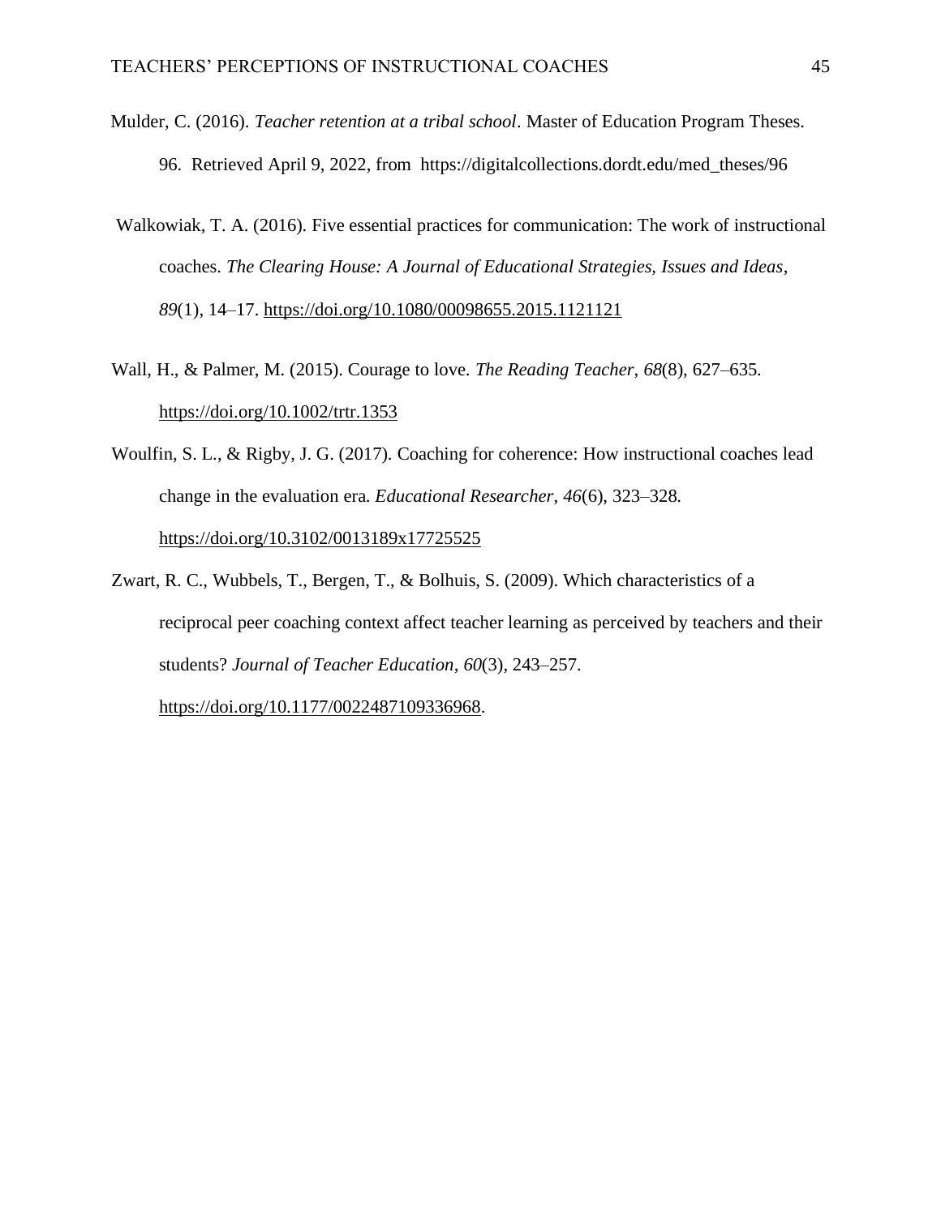Mulder, C. (2016). *Teacher retention at a tribal school*. Master of Education Program Theses. 96. Retrieved April 9, 2022, from https://digitalcollections.dordt.edu/med_theses/96

Walkowiak, T. A. (2016). Five essential practices for communication: The work of instructional coaches. *The Clearing House: A Journal of Educational Strategies, Issues and Ideas*, *89*(1), 14–17. https://doi.org/10.1080/00098655.2015.1121121

Wall, H., & Palmer, M. (2015). Courage to love. *The Reading Teacher*, *68*(8), 627–635. https://doi.org/10.1002/trtr.1353

Woulfin, S. L., & Rigby, J. G. (2017). Coaching for coherence: How instructional coaches lead change in the evaluation era. *Educational Researcher*, *46*(6), 323–328. https://doi.org/10.3102/0013189x17725525

Zwart, R. C., Wubbels, T., Bergen, T., & Bolhuis, S. (2009). Which characteristics of a reciprocal peer coaching context affect teacher learning as perceived by teachers and their students? *Journal of Teacher Education*, *60*(3), 243–257. https://doi.org/10.1177/0022487109336968.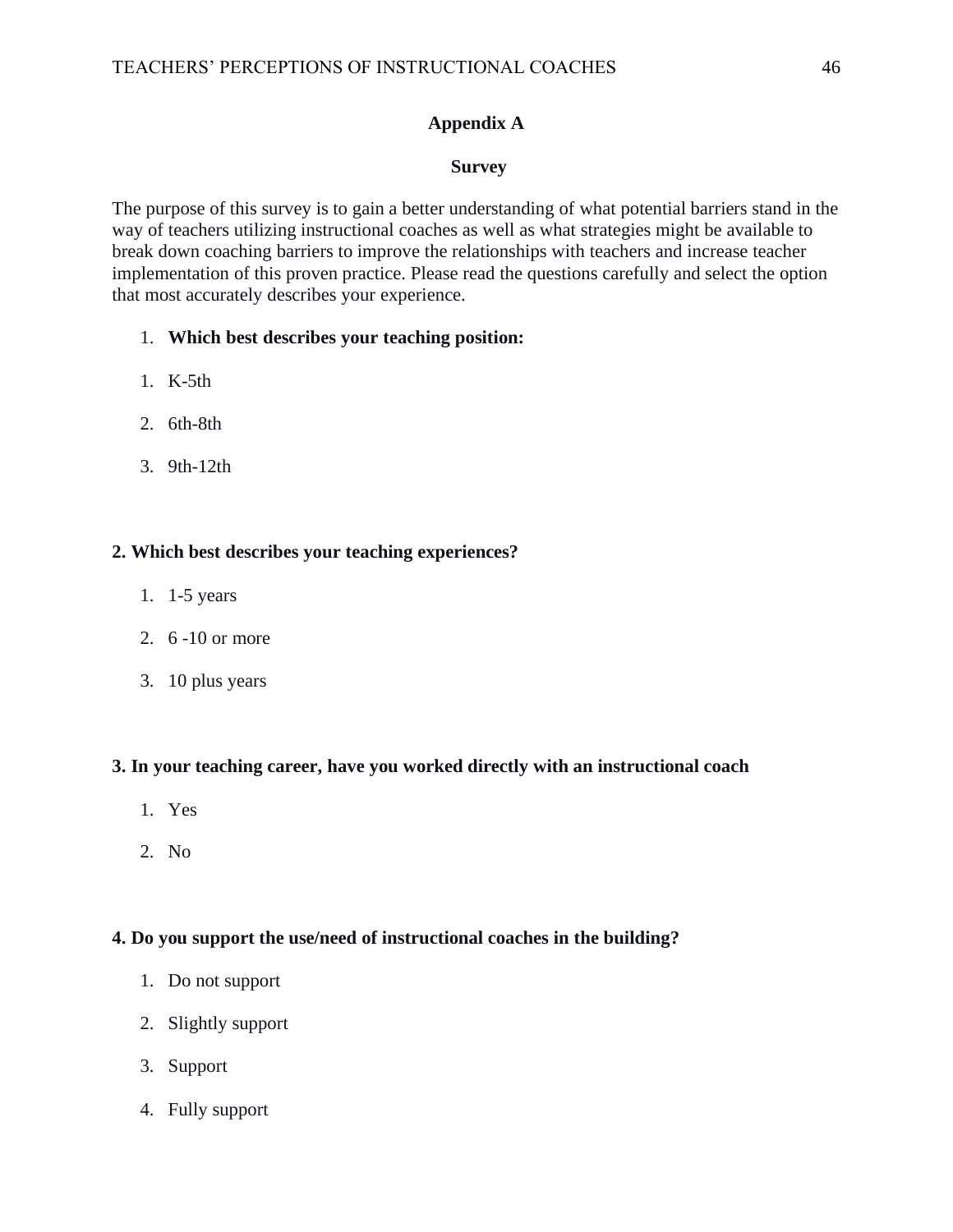## Appendix A

### Survey

The purpose of this survey is to gain a better understanding of what potential barriers stand in the way of teachers utilizing instructional coaches as well as what strategies might be available to break down coaching barriers to improve the relationships with teachers and increase teacher implementation of this proven practice. Please read the questions carefully and select the option that most accurately describes your experience.

1. **Which best describes your teaching position:**

   1. K-5th
   2. 6th-8th
   3. 9th-12th

**2. Which best describes your teaching experiences?**

1. 1-5 years
2. 6 -10 or more
3. 10 plus years

**3. In your teaching career, have you worked directly with an instructional coach**

1. Yes
2. No

**4. Do you support the use/need of instructional coaches in the building?**

1. Do not support
2. Slightly support
3. Support
4. Fully support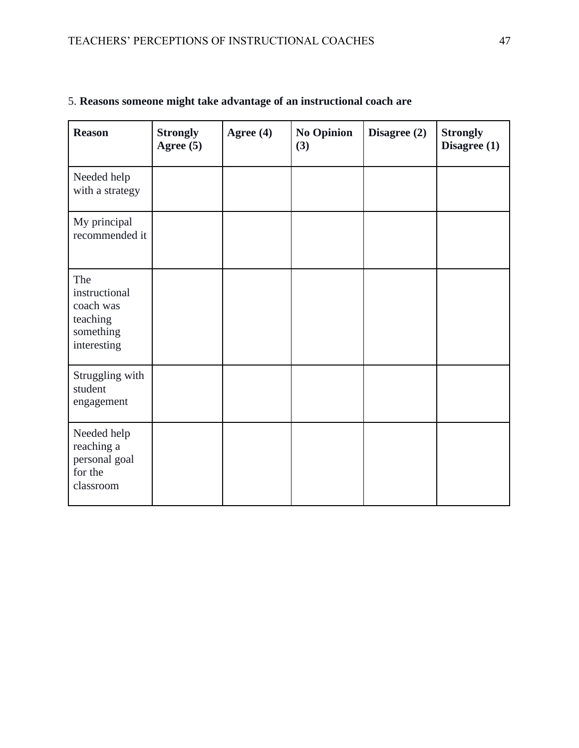5. **Reasons someone might take advantage of an instructional coach are**

| **Reason** | **Strongly Agree (5)** | **Agree (4)** | **No Opinion (3)** | **Disagree (2)** | **Strongly Disagree (1)** |
|---|---|---|---|---|---|
| Needed help with a strategy | | | | | |
| My principal recommended it | | | | | |
| The instructional coach was teaching something interesting | | | | | |
| Struggling with student engagement | | | | | |
| Needed help reaching a personal goal for the classroom | | | | | |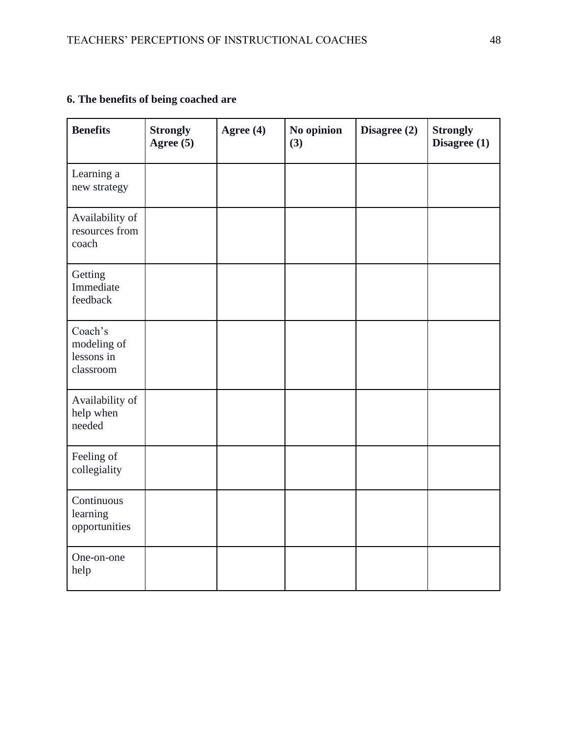**6. The benefits of being coached are**

| Benefits | Strongly Agree (5) | Agree (4) | No opinion (3) | Disagree (2) | Strongly Disagree (1) |
|---|---|---|---|---|---|
| Learning a new strategy | | | | | |
| Availability of resources from coach | | | | | |
| Getting Immediate feedback | | | | | |
| Coach's modeling of lessons in classroom | | | | | |
| Availability of help when needed | | | | | |
| Feeling of collegiality | | | | | |
| Continuous learning opportunities | | | | | |
| One-on-one help | | | | | |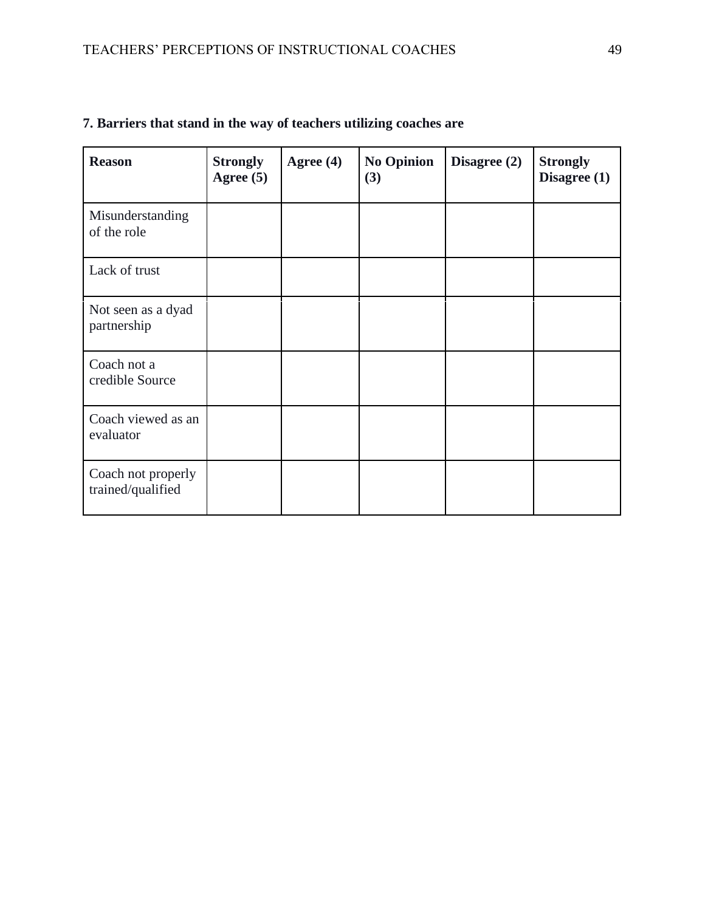**7. Barriers that stand in the way of teachers utilizing coaches are**

| Reason | Strongly Agree (5) | Agree (4) | No Opinion (3) | Disagree (2) | Strongly Disagree (1) |
|---|---|---|---|---|---|
| Misunderstanding of the role | | | | | |
| Lack of trust | | | | | |
| Not seen as a dyad partnership | | | | | |
| Coach not a credible Source | | | | | |
| Coach viewed as an evaluator | | | | | |
| Coach not properly trained/qualified | | | | | |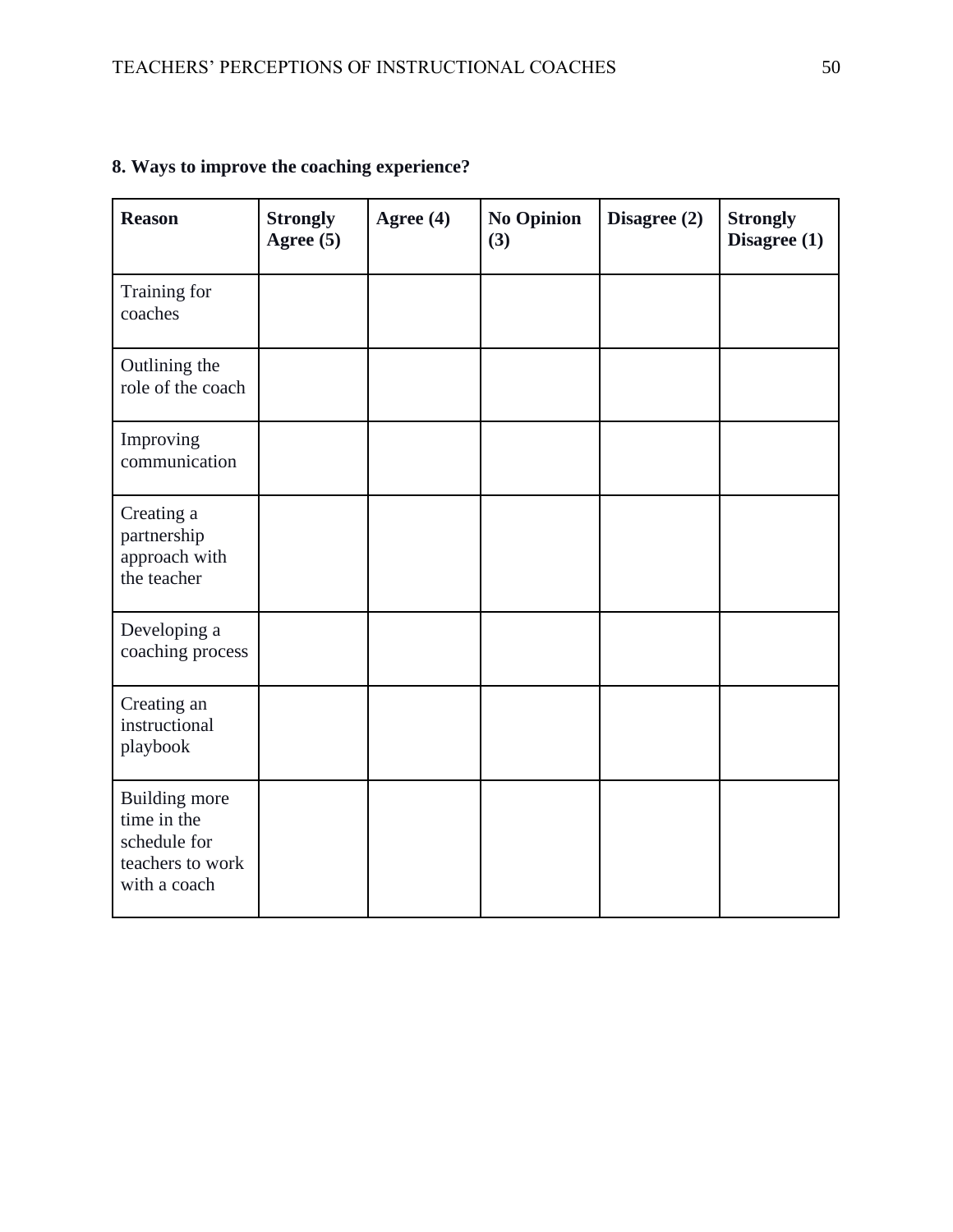**8. Ways to improve the coaching experience?**

| Reason | Strongly Agree (5) | Agree (4) | No Opinion (3) | Disagree (2) | Strongly Disagree (1) |
|---|---|---|---|---|---|
| Training for coaches | | | | | |
| Outlining the role of the coach | | | | | |
| Improving communication | | | | | |
| Creating a partnership approach with the teacher | | | | | |
| Developing a coaching process | | | | | |
| Creating an instructional playbook | | | | | |
| Building more time in the schedule for teachers to work with a coach | | | | | |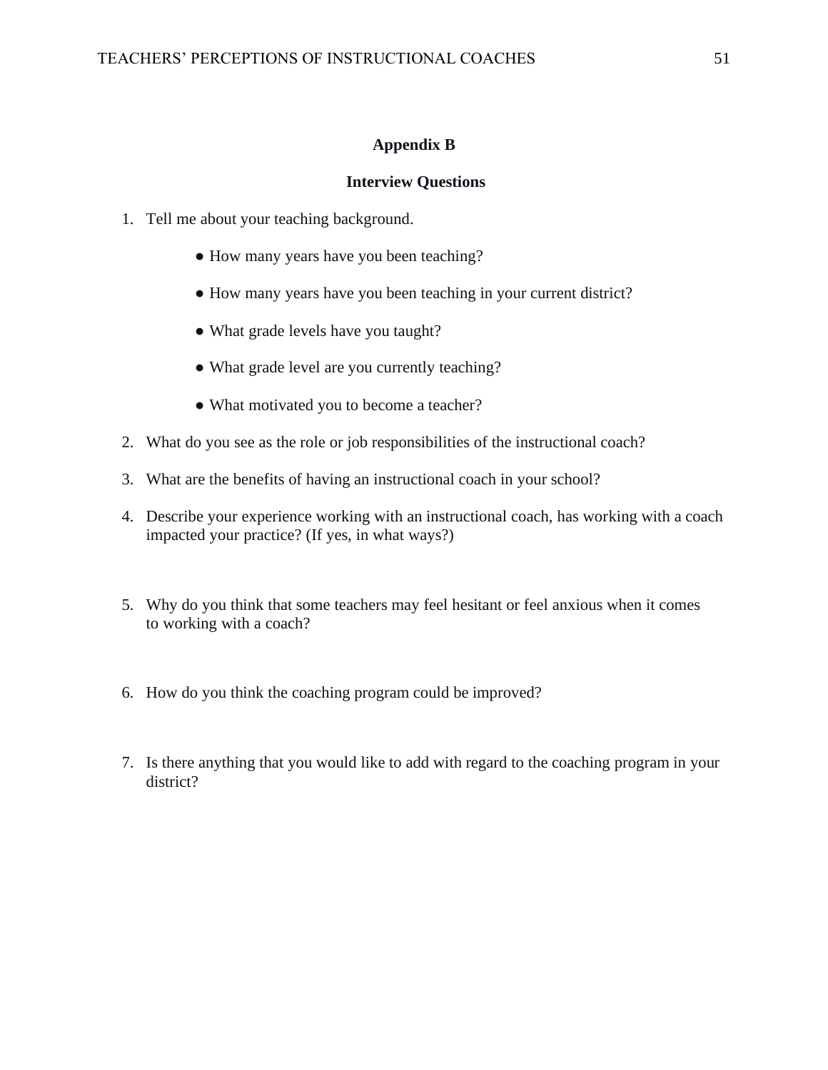# Appendix B

## Interview Questions

1. Tell me about your teaching background.
    - How many years have you been teaching?
    - How many years have you been teaching in your current district?
    - What grade levels have you taught?
    - What grade level are you currently teaching?
    - What motivated you to become a teacher?
2. What do you see as the role or job responsibilities of the instructional coach?
3. What are the benefits of having an instructional coach in your school?
4. Describe your experience working with an instructional coach, has working with a coach impacted your practice? (If yes, in what ways?)
5. Why do you think that some teachers may feel hesitant or feel anxious when it comes to working with a coach?
6. How do you think the coaching program could be improved?
7. Is there anything that you would like to add with regard to the coaching program in your district?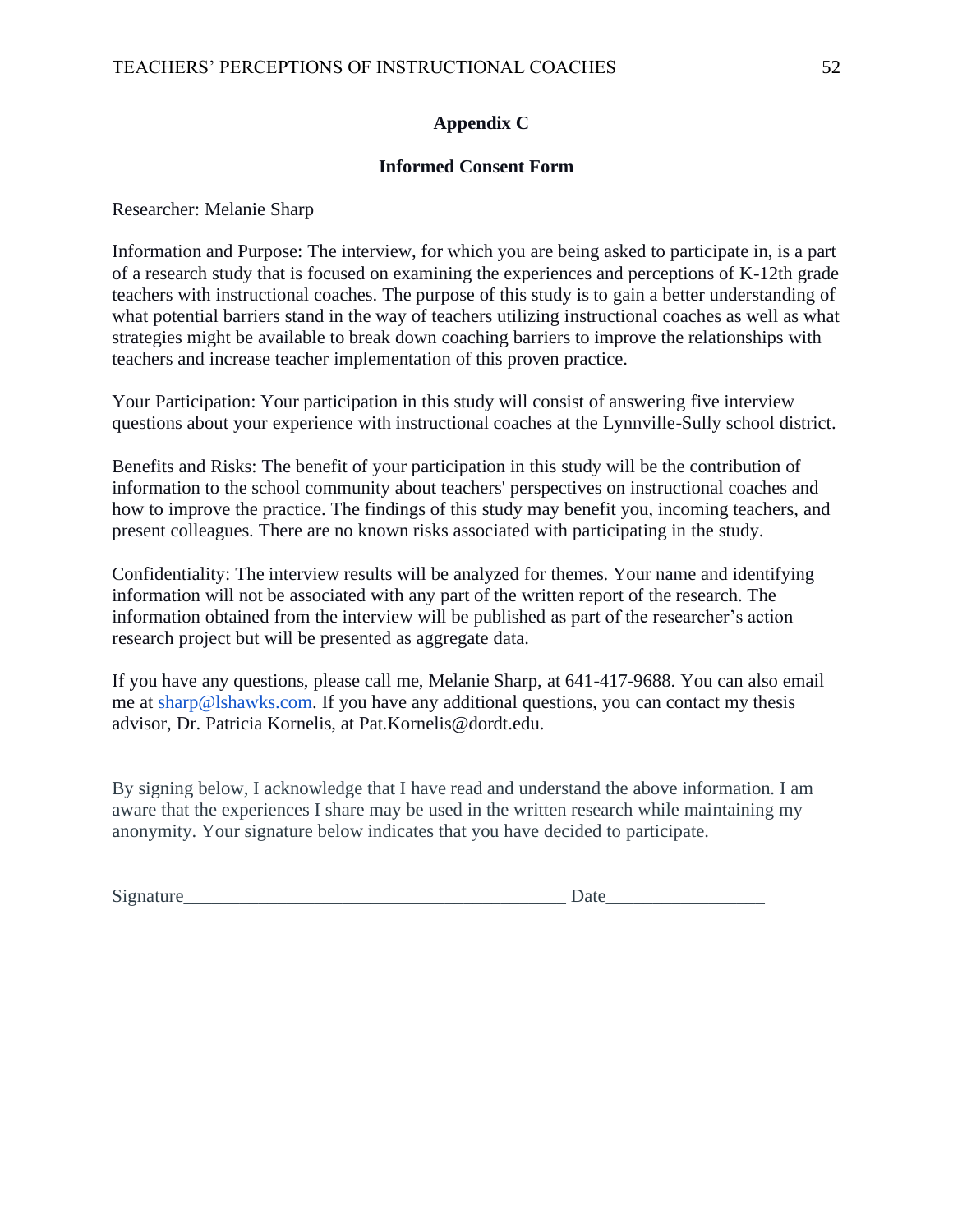## Appendix C

### Informed Consent Form

Researcher: Melanie Sharp

Information and Purpose: The interview, for which you are being asked to participate in, is a part of a research study that is focused on examining the experiences and perceptions of K-12th grade teachers with instructional coaches. The purpose of this study is to gain a better understanding of what potential barriers stand in the way of teachers utilizing instructional coaches as well as what strategies might be available to break down coaching barriers to improve the relationships with teachers and increase teacher implementation of this proven practice.

Your Participation: Your participation in this study will consist of answering five interview questions about your experience with instructional coaches at the Lynnville-Sully school district.

Benefits and Risks: The benefit of your participation in this study will be the contribution of information to the school community about teachers' perspectives on instructional coaches and how to improve the practice. The findings of this study may benefit you, incoming teachers, and present colleagues. There are no known risks associated with participating in the study.

Confidentiality: The interview results will be analyzed for themes. Your name and identifying information will not be associated with any part of the written report of the research. The information obtained from the interview will be published as part of the researcher's action research project but will be presented as aggregate data.

If you have any questions, please call me, Melanie Sharp, at 641-417-9688. You can also email me at sharp@lshawks.com. If you have any additional questions, you can contact my thesis advisor, Dr. Patricia Kornelis, at Pat.Kornelis@dordt.edu.

By signing below, I acknowledge that I have read and understand the above information. I am aware that the experiences I share may be used in the written research while maintaining my anonymity. Your signature below indicates that you have decided to participate.

Signature________________________________________ Date_________________